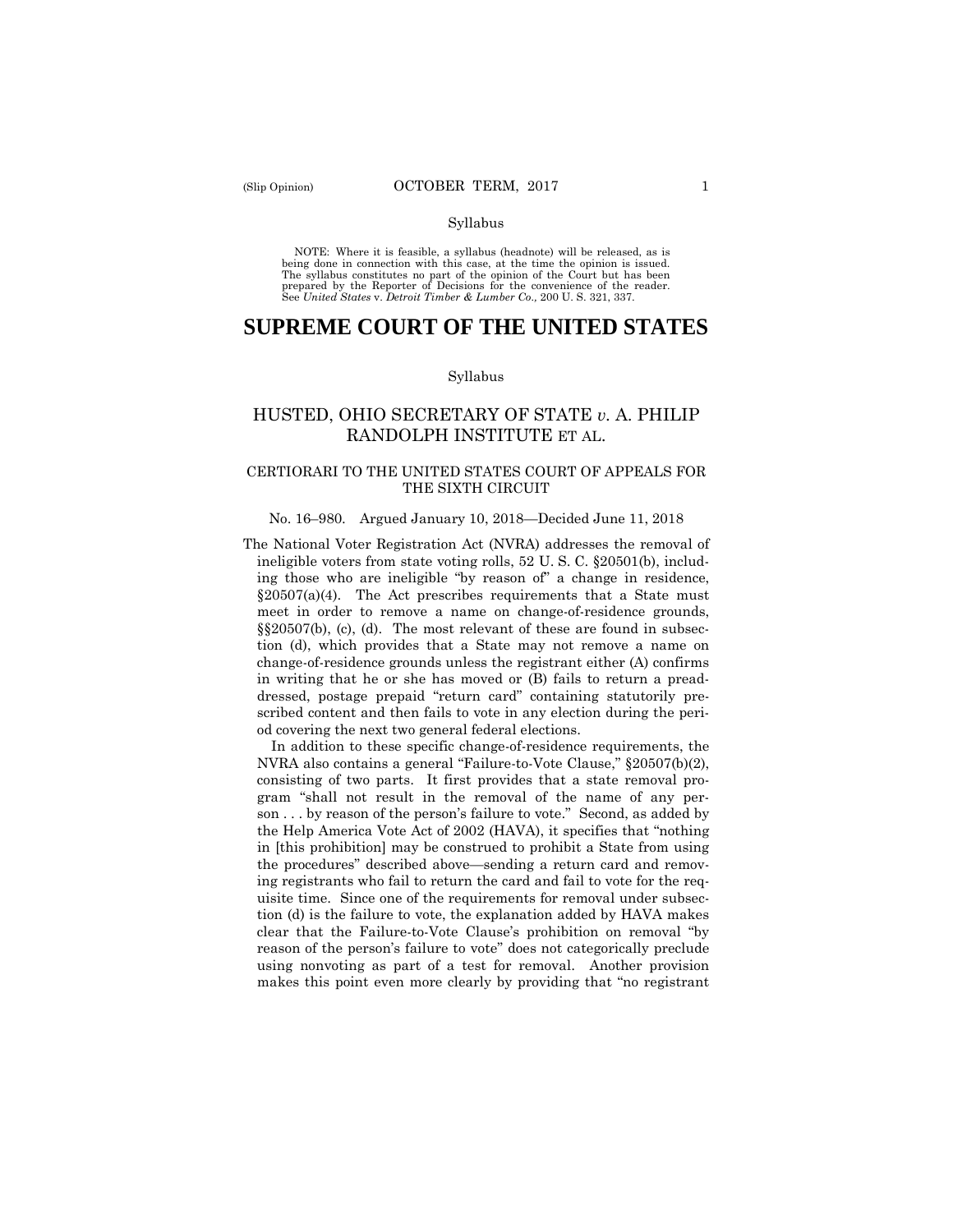Syllabus

NOTE: Where it is feasible, a syllabus (headnote) will be released, as is being done in connection with this case, at the time the opinion is issued. The syllabus constitutes no part of the opinion of the Court but has been prepared by the Reporter of Decisions for the convenience of the reader. See *United States* v. *Detroit Timber & Lumber Co.,* 200 U. S. 321, 337.

# SUPREME COURT OF THE UNITED STATES

Syllabus

## HUSTED, OHIO SECRETARY OF STATE *v.* A. PHILIP RANDOLPH INSTITUTE ET AL.

### CERTIORARI TO THE UNITED STATES COURT OF APPEALS FOR THE SIXTH CIRCUIT

No. 16–980. Argued January 10, 2018—Decided June 11, 2018

The National Voter Registration Act (NVRA) addresses the removal of ineligible voters from state voting rolls, 52 U. S. C. §20501(b), including those who are ineligible "by reason of" a change in residence, §20507(a)(4). The Act prescribes requirements that a State must meet in order to remove a name on change-of-residence grounds, §§20507(b), (c), (d). The most relevant of these are found in subsection (d), which provides that a State may not remove a name on change-of-residence grounds unless the registrant either (A) confirms in writing that he or she has moved or (B) fails to return a preaddressed, postage prepaid "return card" containing statutorily prescribed content and then fails to vote in any election during the period covering the next two general federal elections.

In addition to these specific change-of-residence requirements, the NVRA also contains a general "Failure-to-Vote Clause," §20507(b)(2), consisting of two parts. It first provides that a state removal program "shall not result in the removal of the name of any person . . . by reason of the person's failure to vote." Second, as added by the Help America Vote Act of 2002 (HAVA), it specifies that "nothing in [this prohibition] may be construed to prohibit a State from using the procedures" described above—sending a return card and removing registrants who fail to return the card and fail to vote for the requisite time. Since one of the requirements for removal under subsection (d) is the failure to vote, the explanation added by HAVA makes clear that the Failure-to-Vote Clause's prohibition on removal "by reason of the person's failure to vote" does not categorically preclude using nonvoting as part of a test for removal. Another provision makes this point even more clearly by providing that "no registrant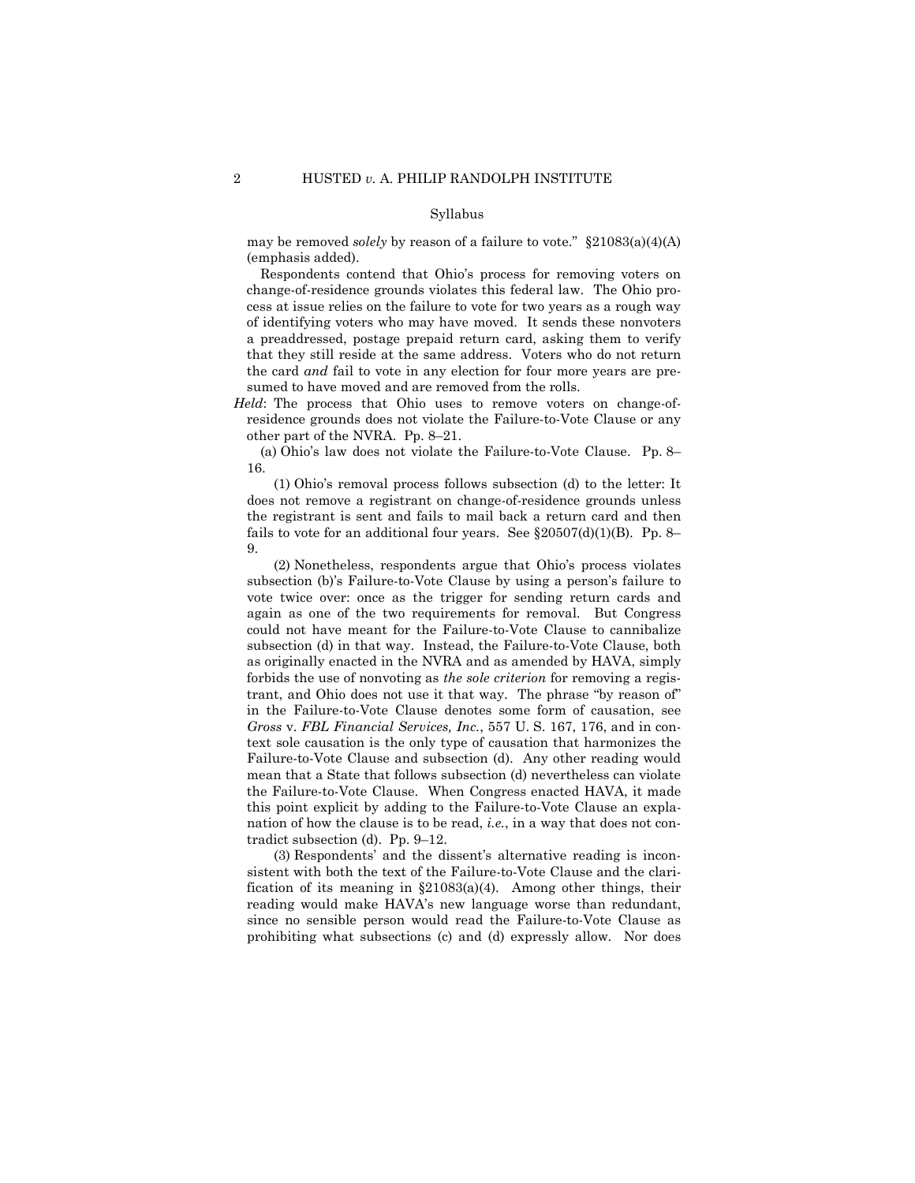Syllabus

may be removed *solely* by reason of a failure to vote." §21083(a)(4)(A) (emphasis added).

Respondents contend that Ohio's process for removing voters on change-of-residence grounds violates this federal law. The Ohio process at issue relies on the failure to vote for two years as a rough way of identifying voters who may have moved. It sends these nonvoters a preaddressed, postage prepaid return card, asking them to verify that they still reside at the same address. Voters who do not return the card *and* fail to vote in any election for four more years are presumed to have moved and are removed from the rolls.

*Held*: The process that Ohio uses to remove voters on change-of-residence grounds does not violate the Failure-to-Vote Clause or any other part of the NVRA. Pp. 8–21.

(a) Ohio's law does not violate the Failure-to-Vote Clause. Pp. 8–16.

(1) Ohio's removal process follows subsection (d) to the letter: It does not remove a registrant on change-of-residence grounds unless the registrant is sent and fails to mail back a return card and then fails to vote for an additional four years. See §20507(d)(1)(B). Pp. 8–9.

(2) Nonetheless, respondents argue that Ohio's process violates subsection (b)'s Failure-to-Vote Clause by using a person's failure to vote twice over: once as the trigger for sending return cards and again as one of the two requirements for removal. But Congress could not have meant for the Failure-to-Vote Clause to cannibalize subsection (d) in that way. Instead, the Failure-to-Vote Clause, both as originally enacted in the NVRA and as amended by HAVA, simply forbids the use of nonvoting as *the sole criterion* for removing a registrant, and Ohio does not use it that way. The phrase "by reason of" in the Failure-to-Vote Clause denotes some form of causation, see *Gross* v. *FBL Financial Services, Inc.*, 557 U. S. 167, 176, and in context sole causation is the only type of causation that harmonizes the Failure-to-Vote Clause and subsection (d). Any other reading would mean that a State that follows subsection (d) nevertheless can violate the Failure-to-Vote Clause. When Congress enacted HAVA, it made this point explicit by adding to the Failure-to-Vote Clause an explanation of how the clause is to be read, *i.e.*, in a way that does not contradict subsection (d). Pp. 9–12.

(3) Respondents' and the dissent's alternative reading is inconsistent with both the text of the Failure-to-Vote Clause and the clarification of its meaning in §21083(a)(4). Among other things, their reading would make HAVA's new language worse than redundant, since no sensible person would read the Failure-to-Vote Clause as prohibiting what subsections (c) and (d) expressly allow. Nor does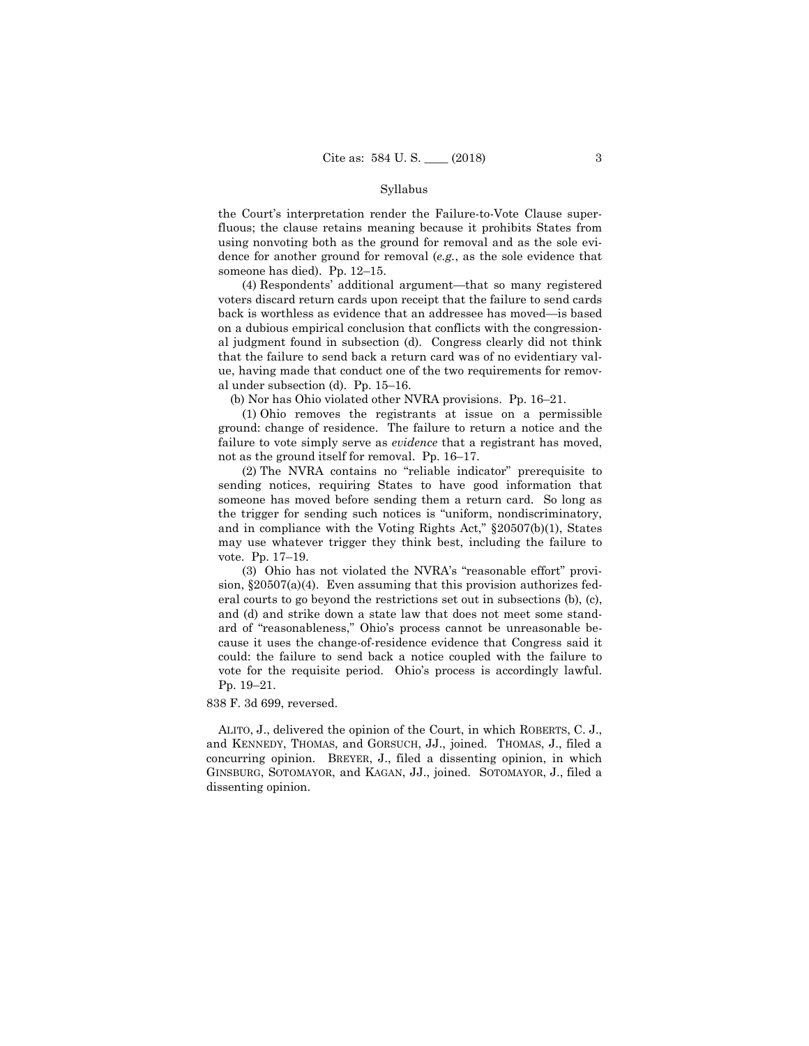Syllabus

the Court's interpretation render the Failure-to-Vote Clause superfluous; the clause retains meaning because it prohibits States from using nonvoting both as the ground for removal and as the sole evidence for another ground for removal (*e.g.*, as the sole evidence that someone has died). Pp. 12–15.

(4) Respondents' additional argument—that so many registered voters discard return cards upon receipt that the failure to send cards back is worthless as evidence that an addressee has moved—is based on a dubious empirical conclusion that conflicts with the congressional judgment found in subsection (d). Congress clearly did not think that the failure to send back a return card was of no evidentiary value, having made that conduct one of the two requirements for removal under subsection (d). Pp. 15–16.

(b) Nor has Ohio violated other NVRA provisions. Pp. 16–21.

(1) Ohio removes the registrants at issue on a permissible ground: change of residence. The failure to return a notice and the failure to vote simply serve as *evidence* that a registrant has moved, not as the ground itself for removal. Pp. 16–17.

(2) The NVRA contains no "reliable indicator" prerequisite to sending notices, requiring States to have good information that someone has moved before sending them a return card. So long as the trigger for sending such notices is "uniform, nondiscriminatory, and in compliance with the Voting Rights Act," §20507(b)(1), States may use whatever trigger they think best, including the failure to vote. Pp. 17–19.

(3) Ohio has not violated the NVRA's "reasonable effort" provision, §20507(a)(4). Even assuming that this provision authorizes federal courts to go beyond the restrictions set out in subsections (b), (c), and (d) and strike down a state law that does not meet some standard of "reasonableness," Ohio's process cannot be unreasonable because it uses the change-of-residence evidence that Congress said it could: the failure to send back a notice coupled with the failure to vote for the requisite period. Ohio's process is accordingly lawful. Pp. 19–21.

838 F. 3d 699, reversed.

ALITO, J., delivered the opinion of the Court, in which ROBERTS, C. J., and KENNEDY, THOMAS, and GORSUCH, JJ., joined. THOMAS, J., filed a concurring opinion. BREYER, J., filed a dissenting opinion, in which GINSBURG, SOTOMAYOR, and KAGAN, JJ., joined. SOTOMAYOR, J., filed a dissenting opinion.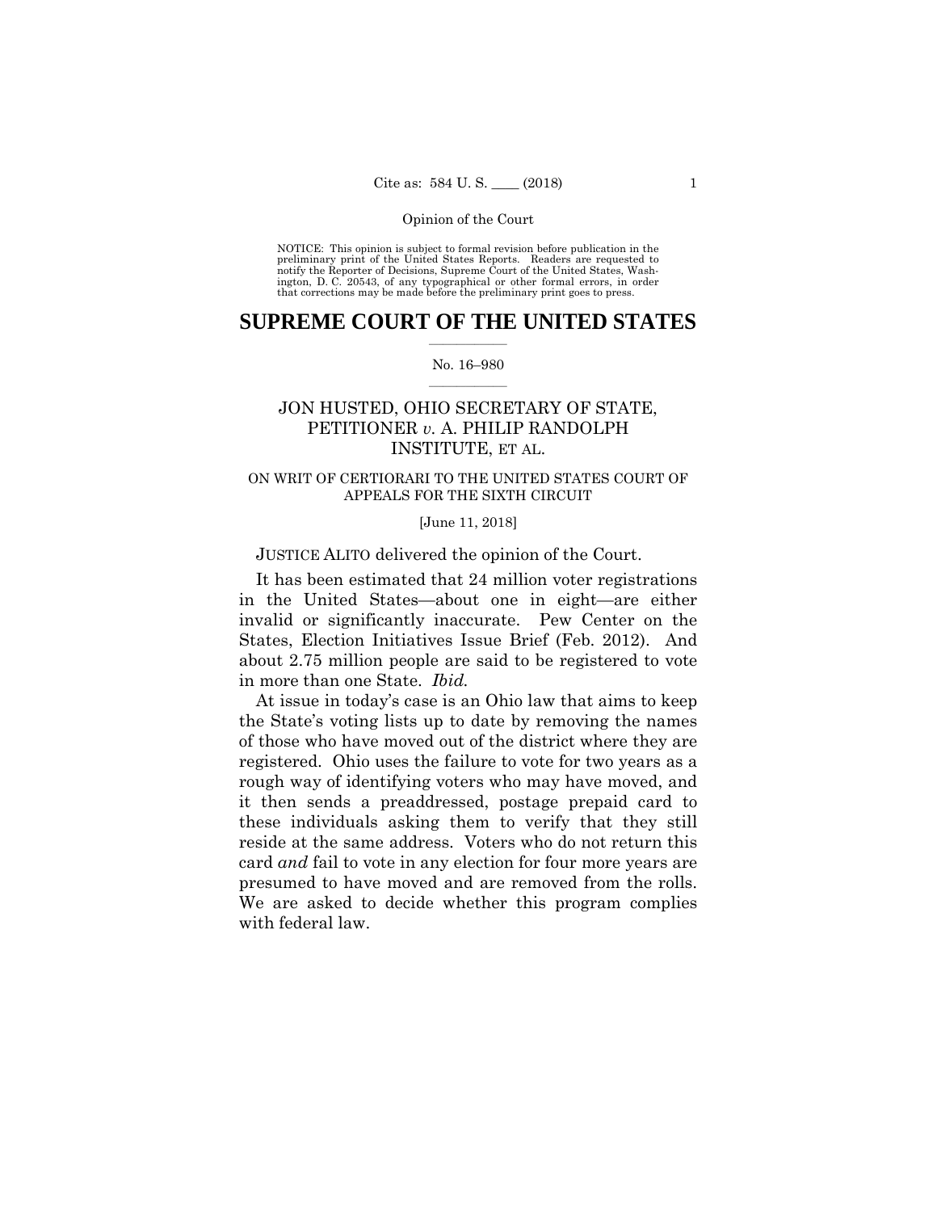NOTICE: This opinion is subject to formal revision before publication in the preliminary print of the United States Reports. Readers are requested to notify the Reporter of Decisions, Supreme Court of the United States, Washington, D. C. 20543, of any typographical or other formal errors, in order that corrections may be made before the preliminary print goes to press.

# SUPREME COURT OF THE UNITED STATES

No. 16–980

## JON HUSTED, OHIO SECRETARY OF STATE, PETITIONER *v.* A. PHILIP RANDOLPH INSTITUTE, ET AL.

ON WRIT OF CERTIORARI TO THE UNITED STATES COURT OF APPEALS FOR THE SIXTH CIRCUIT

[June 11, 2018]

JUSTICE ALITO delivered the opinion of the Court.

It has been estimated that 24 million voter registrations in the United States—about one in eight—are either invalid or significantly inaccurate. Pew Center on the States, Election Initiatives Issue Brief (Feb. 2012). And about 2.75 million people are said to be registered to vote in more than one State. *Ibid.*

At issue in today's case is an Ohio law that aims to keep the State's voting lists up to date by removing the names of those who have moved out of the district where they are registered. Ohio uses the failure to vote for two years as a rough way of identifying voters who may have moved, and it then sends a preaddressed, postage prepaid card to these individuals asking them to verify that they still reside at the same address. Voters who do not return this card *and* fail to vote in any election for four more years are presumed to have moved and are removed from the rolls. We are asked to decide whether this program complies with federal law.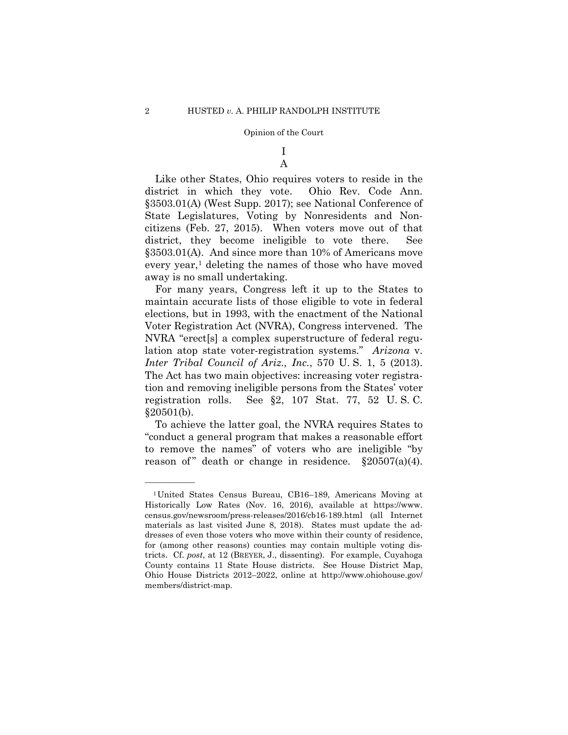# I

## A

Like other States, Ohio requires voters to reside in the district in which they vote. Ohio Rev. Code Ann. §3503.01(A) (West Supp. 2017); see National Conference of State Legislatures, Voting by Nonresidents and Noncitizens (Feb. 27, 2015). When voters move out of that district, they become ineligible to vote there. See §3503.01(A). And since more than 10% of Americans move every year,[1] deleting the names of those who have moved away is no small undertaking.

For many years, Congress left it up to the States to maintain accurate lists of those eligible to vote in federal elections, but in 1993, with the enactment of the National Voter Registration Act (NVRA), Congress intervened. The NVRA "erect[s] a complex superstructure of federal regulation atop state voter-registration systems." *Arizona* v. *Inter Tribal Council of Ariz., Inc.*, 570 U. S. 1, 5 (2013). The Act has two main objectives: increasing voter registration and removing ineligible persons from the States' voter registration rolls. See §2, 107 Stat. 77, 52 U. S. C. §20501(b).

To achieve the latter goal, the NVRA requires States to "conduct a general program that makes a reasonable effort to remove the names" of voters who are ineligible "by reason of" death or change in residence. §20507(a)(4).

---

[1] United States Census Bureau, CB16–189, Americans Moving at Historically Low Rates (Nov. 16, 2016), available at https://www.census.gov/newsroom/press-releases/2016/cb16-189.html (all Internet materials as last visited June 8, 2018). States must update the addresses of even those voters who move within their county of residence, for (among other reasons) counties may contain multiple voting districts. Cf. *post*, at 12 (BREYER, J., dissenting). For example, Cuyahoga County contains 11 State House districts. See House District Map, Ohio House Districts 2012–2022, online at http://www.ohiohouse.gov/members/district-map.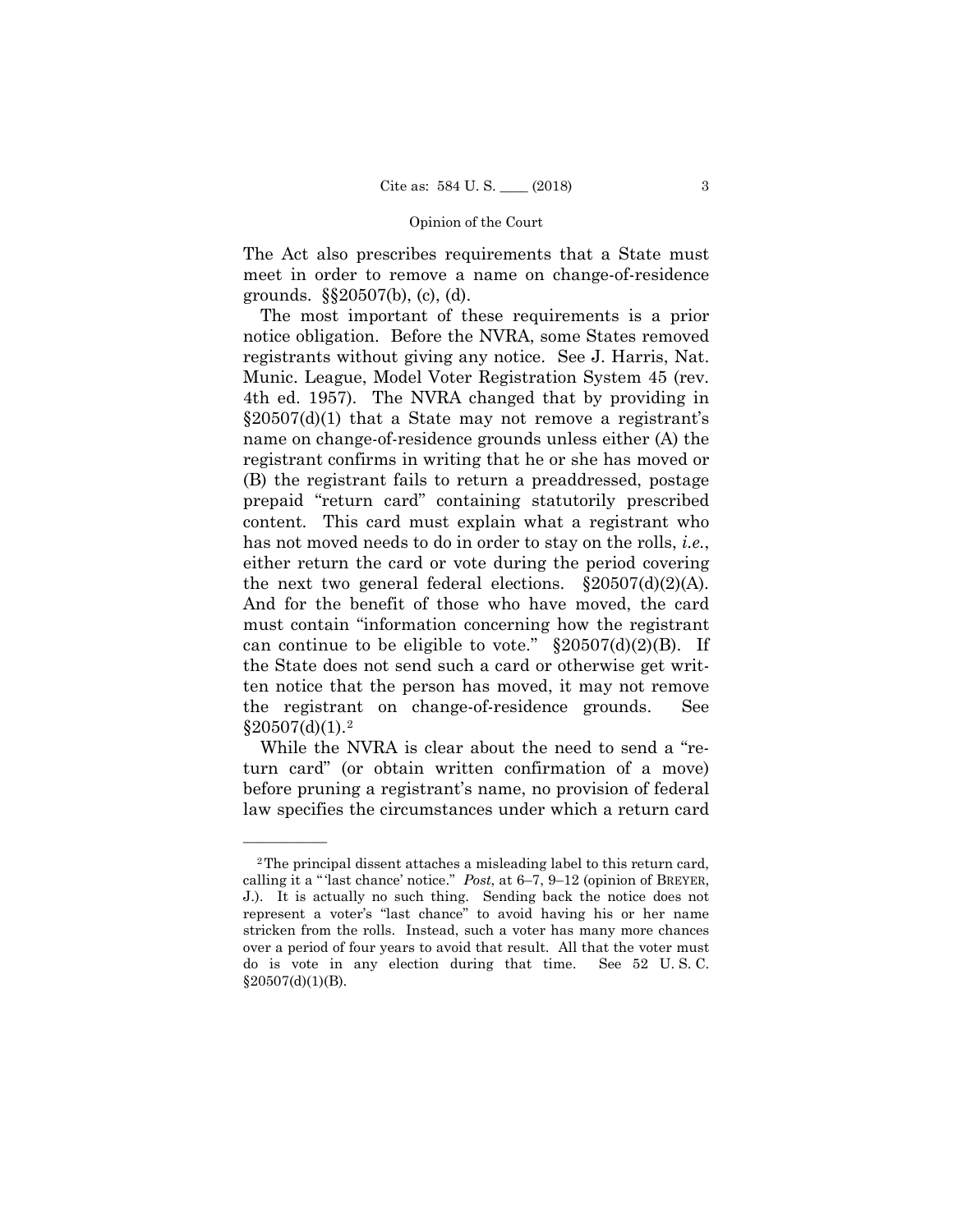The Act also prescribes requirements that a State must meet in order to remove a name on change-of-residence grounds. §§20507(b), (c), (d).

The most important of these requirements is a prior notice obligation. Before the NVRA, some States removed registrants without giving any notice. See J. Harris, Nat. Munic. League, Model Voter Registration System 45 (rev. 4th ed. 1957). The NVRA changed that by providing in §20507(d)(1) that a State may not remove a registrant's name on change-of-residence grounds unless either (A) the registrant confirms in writing that he or she has moved or (B) the registrant fails to return a preaddressed, postage prepaid "return card" containing statutorily prescribed content. This card must explain what a registrant who has not moved needs to do in order to stay on the rolls, *i.e.*, either return the card or vote during the period covering the next two general federal elections. §20507(d)(2)(A). And for the benefit of those who have moved, the card must contain "information concerning how the registrant can continue to be eligible to vote." §20507(d)(2)(B). If the State does not send such a card or otherwise get written notice that the person has moved, it may not remove the registrant on change-of-residence grounds. See §20507(d)(1).[2]

While the NVRA is clear about the need to send a "return card" (or obtain written confirmation of a move) before pruning a registrant's name, no provision of federal law specifies the circumstances under which a return card

---

[2] The principal dissent attaches a misleading label to this return card, calling it a "'last chance' notice." *Post*, at 6–7, 9–12 (opinion of BREYER, J.). It is actually no such thing. Sending back the notice does not represent a voter's "last chance" to avoid having his or her name stricken from the rolls. Instead, such a voter has many more chances over a period of four years to avoid that result. All that the voter must do is vote in any election during that time. See 52 U. S. C. §20507(d)(1)(B).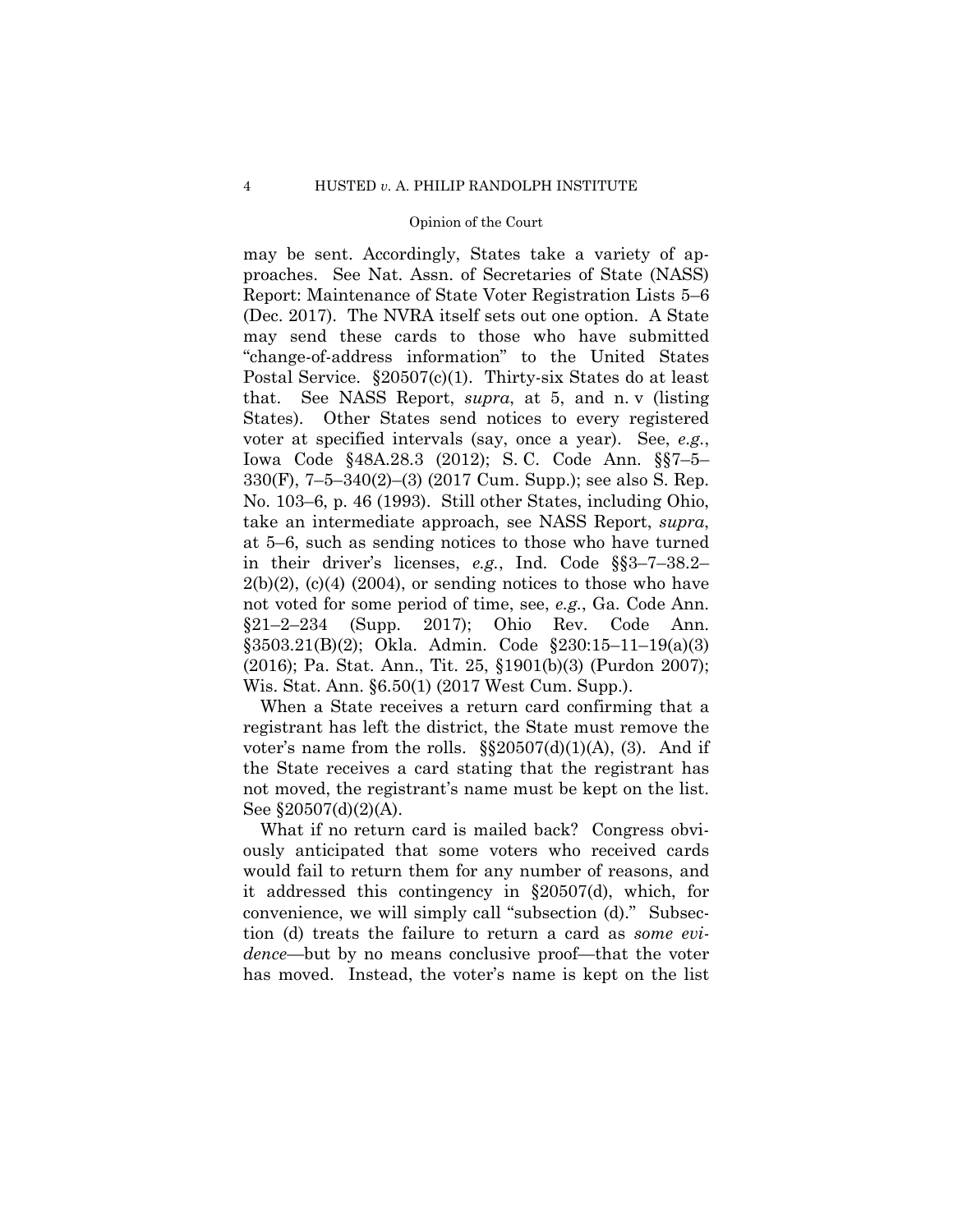may be sent. Accordingly, States take a variety of approaches. See Nat. Assn. of Secretaries of State (NASS) Report: Maintenance of State Voter Registration Lists 5–6 (Dec. 2017). The NVRA itself sets out one option. A State may send these cards to those who have submitted "change-of-address information" to the United States Postal Service. §20507(c)(1). Thirty-six States do at least that. See NASS Report, *supra*, at 5, and n. v (listing States). Other States send notices to every registered voter at specified intervals (say, once a year). See, *e.g.*, Iowa Code §48A.28.3 (2012); S. C. Code Ann. §§7–5–330(F), 7–5–340(2)–(3) (2017 Cum. Supp.); see also S. Rep. No. 103–6, p. 46 (1993). Still other States, including Ohio, take an intermediate approach, see NASS Report, *supra*, at 5–6, such as sending notices to those who have turned in their driver's licenses, *e.g.*, Ind. Code §§3–7–38.2–2(b)(2), (c)(4) (2004), or sending notices to those who have not voted for some period of time, see, *e.g.*, Ga. Code Ann. §21–2–234 (Supp. 2017); Ohio Rev. Code Ann. §3503.21(B)(2); Okla. Admin. Code §230:15–11–19(a)(3) (2016); Pa. Stat. Ann., Tit. 25, §1901(b)(3) (Purdon 2007); Wis. Stat. Ann. §6.50(1) (2017 West Cum. Supp.).

When a State receives a return card confirming that a registrant has left the district, the State must remove the voter's name from the rolls. §§20507(d)(1)(A), (3). And if the State receives a card stating that the registrant has not moved, the registrant's name must be kept on the list. See §20507(d)(2)(A).

What if no return card is mailed back? Congress obviously anticipated that some voters who received cards would fail to return them for any number of reasons, and it addressed this contingency in §20507(d), which, for convenience, we will simply call "subsection (d)." Subsection (d) treats the failure to return a card as *some evidence*—but by no means conclusive proof—that the voter has moved. Instead, the voter's name is kept on the list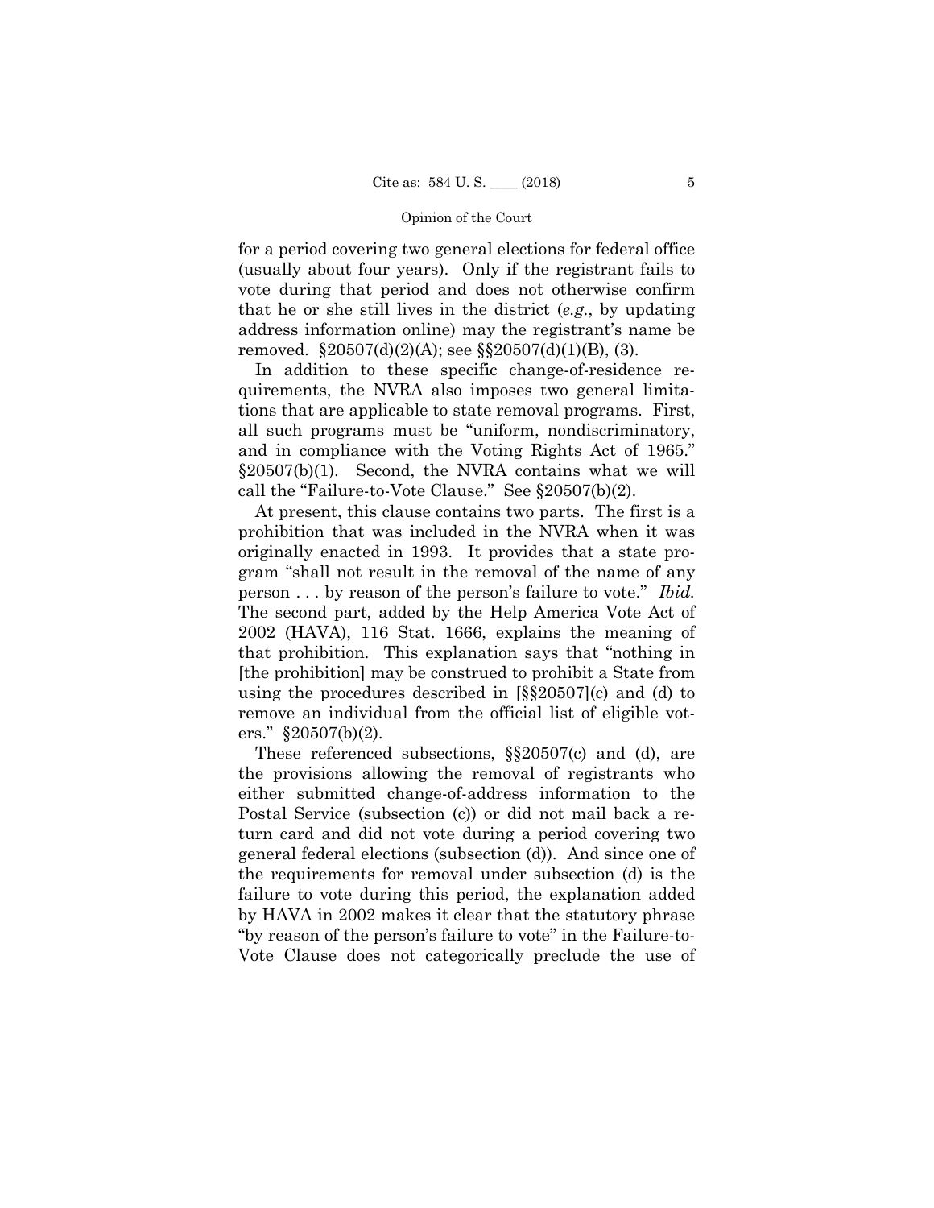for a period covering two general elections for federal office (usually about four years). Only if the registrant fails to vote during that period and does not otherwise confirm that he or she still lives in the district (*e.g.*, by updating address information online) may the registrant's name be removed. §20507(d)(2)(A); see §§20507(d)(1)(B), (3).

In addition to these specific change-of-residence requirements, the NVRA also imposes two general limitations that are applicable to state removal programs. First, all such programs must be "uniform, nondiscriminatory, and in compliance with the Voting Rights Act of 1965." §20507(b)(1). Second, the NVRA contains what we will call the "Failure-to-Vote Clause." See §20507(b)(2).

At present, this clause contains two parts. The first is a prohibition that was included in the NVRA when it was originally enacted in 1993. It provides that a state program "shall not result in the removal of the name of any person . . . by reason of the person's failure to vote." *Ibid.* The second part, added by the Help America Vote Act of 2002 (HAVA), 116 Stat. 1666, explains the meaning of that prohibition. This explanation says that "nothing in [the prohibition] may be construed to prohibit a State from using the procedures described in [§§20507](c) and (d) to remove an individual from the official list of eligible voters." §20507(b)(2).

These referenced subsections, §§20507(c) and (d), are the provisions allowing the removal of registrants who either submitted change-of-address information to the Postal Service (subsection (c)) or did not mail back a return card and did not vote during a period covering two general federal elections (subsection (d)). And since one of the requirements for removal under subsection (d) is the failure to vote during this period, the explanation added by HAVA in 2002 makes it clear that the statutory phrase "by reason of the person's failure to vote" in the Failure-to-Vote Clause does not categorically preclude the use of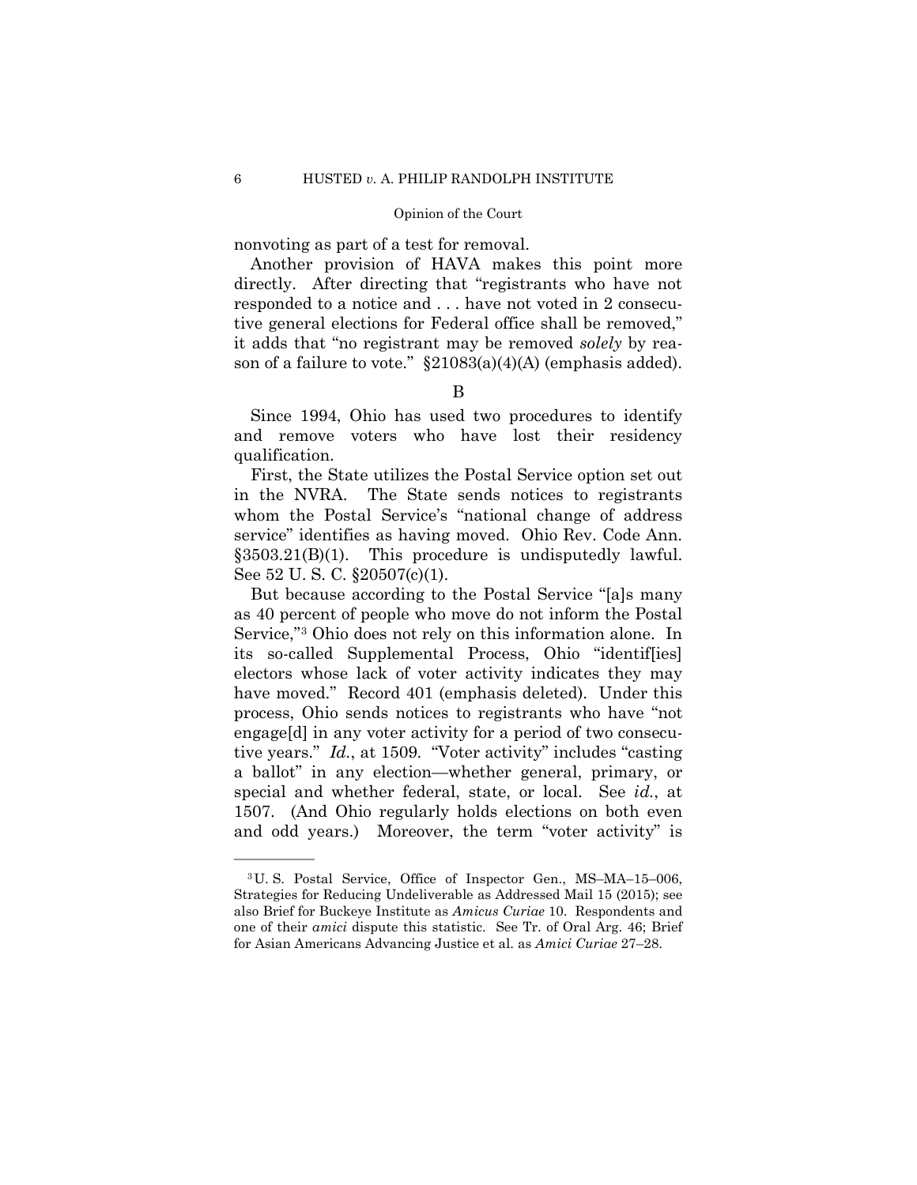nonvoting as part of a test for removal.

Another provision of HAVA makes this point more directly. After directing that "registrants who have not responded to a notice and . . . have not voted in 2 consecutive general elections for Federal office shall be removed," it adds that "no registrant may be removed *solely* by reason of a failure to vote." §21083(a)(4)(A) (emphasis added).

## B

Since 1994, Ohio has used two procedures to identify and remove voters who have lost their residency qualification.

First, the State utilizes the Postal Service option set out in the NVRA. The State sends notices to registrants whom the Postal Service's "national change of address service" identifies as having moved. Ohio Rev. Code Ann. §3503.21(B)(1). This procedure is undisputedly lawful. See 52 U. S. C. §20507(c)(1).

But because according to the Postal Service "[a]s many as 40 percent of people who move do not inform the Postal Service,"[3] Ohio does not rely on this information alone. In its so-called Supplemental Process, Ohio "identif[ies] electors whose lack of voter activity indicates they may have moved." Record 401 (emphasis deleted). Under this process, Ohio sends notices to registrants who have "not engage[d] in any voter activity for a period of two consecutive years." *Id.*, at 1509. "Voter activity" includes "casting a ballot" in any election—whether general, primary, or special and whether federal, state, or local. See *id.*, at 1507. (And Ohio regularly holds elections on both even and odd years.) Moreover, the term "voter activity" is

---

[3] U. S. Postal Service, Office of Inspector Gen., MS–MA–15–006, Strategies for Reducing Undeliverable as Addressed Mail 15 (2015); see also Brief for Buckeye Institute as *Amicus Curiae* 10. Respondents and one of their *amici* dispute this statistic. See Tr. of Oral Arg. 46; Brief for Asian Americans Advancing Justice et al. as *Amici Curiae* 27–28.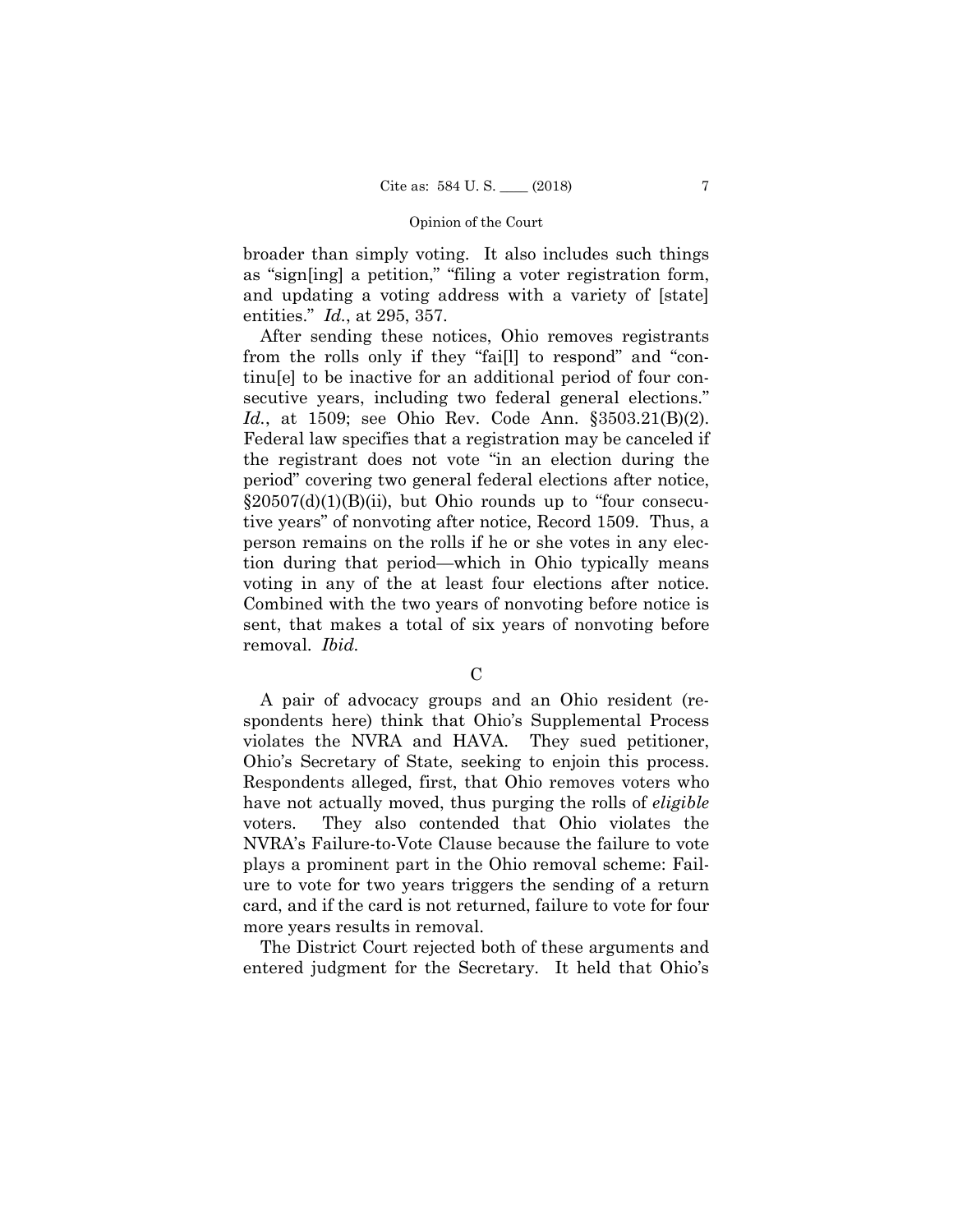broader than simply voting. It also includes such things as "sign[ing] a petition," "filing a voter registration form, and updating a voting address with a variety of [state] entities." *Id.*, at 295, 357.

After sending these notices, Ohio removes registrants from the rolls only if they "fai[l] to respond" and "continu[e] to be inactive for an additional period of four consecutive years, including two federal general elections." *Id.*, at 1509; see Ohio Rev. Code Ann. §3503.21(B)(2). Federal law specifies that a registration may be canceled if the registrant does not vote "in an election during the period" covering two general federal elections after notice, §20507(d)(1)(B)(ii), but Ohio rounds up to "four consecutive years" of nonvoting after notice, Record 1509. Thus, a person remains on the rolls if he or she votes in any election during that period—which in Ohio typically means voting in any of the at least four elections after notice. Combined with the two years of nonvoting before notice is sent, that makes a total of six years of nonvoting before removal. *Ibid.*

C

A pair of advocacy groups and an Ohio resident (respondents here) think that Ohio's Supplemental Process violates the NVRA and HAVA. They sued petitioner, Ohio's Secretary of State, seeking to enjoin this process. Respondents alleged, first, that Ohio removes voters who have not actually moved, thus purging the rolls of *eligible* voters. They also contended that Ohio violates the NVRA's Failure-to-Vote Clause because the failure to vote plays a prominent part in the Ohio removal scheme: Failure to vote for two years triggers the sending of a return card, and if the card is not returned, failure to vote for four more years results in removal.

The District Court rejected both of these arguments and entered judgment for the Secretary. It held that Ohio's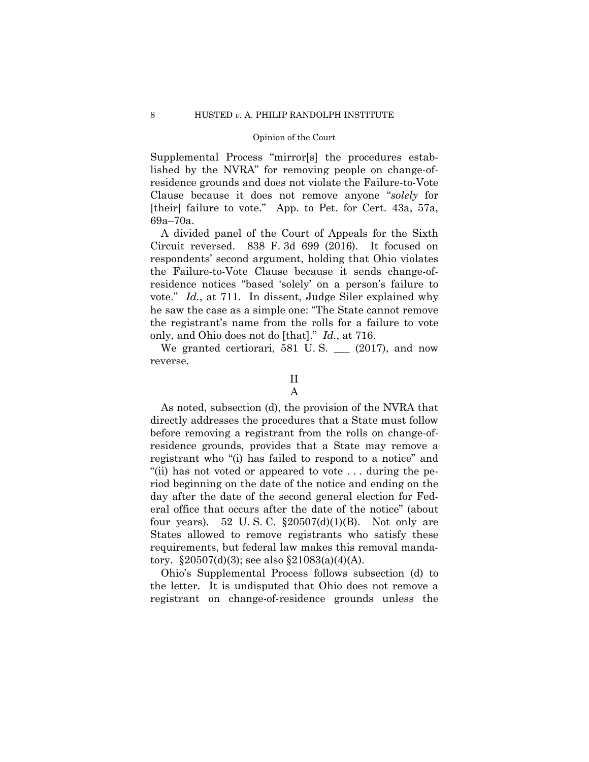Supplemental Process "mirror[s] the procedures established by the NVRA" for removing people on change-of-residence grounds and does not violate the Failure-to-Vote Clause because it does not remove anyone "*solely* for [their] failure to vote." App. to Pet. for Cert. 43a, 57a, 69a–70a.

A divided panel of the Court of Appeals for the Sixth Circuit reversed. 838 F. 3d 699 (2016). It focused on respondents' second argument, holding that Ohio violates the Failure-to-Vote Clause because it sends change-of-residence notices "based 'solely' on a person's failure to vote." *Id.*, at 711. In dissent, Judge Siler explained why he saw the case as a simple one: "The State cannot remove the registrant's name from the rolls for a failure to vote only, and Ohio does not do [that]." *Id.*, at 716.

We granted certiorari, 581 U. S. ___ (2017), and now reverse.

## II

### A

As noted, subsection (d), the provision of the NVRA that directly addresses the procedures that a State must follow before removing a registrant from the rolls on change-of-residence grounds, provides that a State may remove a registrant who "(i) has failed to respond to a notice" and "(ii) has not voted or appeared to vote . . . during the period beginning on the date of the notice and ending on the day after the date of the second general election for Federal office that occurs after the date of the notice" (about four years). 52 U. S. C. §20507(d)(1)(B). Not only are States allowed to remove registrants who satisfy these requirements, but federal law makes this removal mandatory. §20507(d)(3); see also §21083(a)(4)(A).

Ohio's Supplemental Process follows subsection (d) to the letter. It is undisputed that Ohio does not remove a registrant on change-of-residence grounds unless the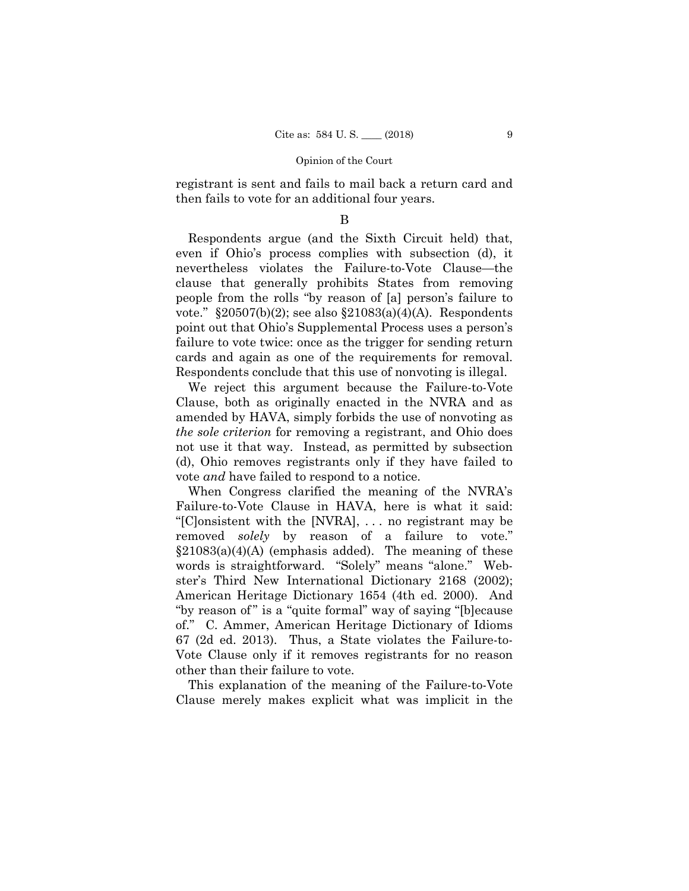registrant is sent and fails to mail back a return card and then fails to vote for an additional four years.

B

Respondents argue (and the Sixth Circuit held) that, even if Ohio's process complies with subsection (d), it nevertheless violates the Failure-to-Vote Clause—the clause that generally prohibits States from removing people from the rolls "by reason of [a] person's failure to vote." §20507(b)(2); see also §21083(a)(4)(A). Respondents point out that Ohio's Supplemental Process uses a person's failure to vote twice: once as the trigger for sending return cards and again as one of the requirements for removal. Respondents conclude that this use of nonvoting is illegal.

We reject this argument because the Failure-to-Vote Clause, both as originally enacted in the NVRA and as amended by HAVA, simply forbids the use of nonvoting as *the sole criterion* for removing a registrant, and Ohio does not use it that way. Instead, as permitted by subsection (d), Ohio removes registrants only if they have failed to vote *and* have failed to respond to a notice.

When Congress clarified the meaning of the NVRA's Failure-to-Vote Clause in HAVA, here is what it said: "[C]onsistent with the [NVRA], . . . no registrant may be removed *solely* by reason of a failure to vote." §21083(a)(4)(A) (emphasis added). The meaning of these words is straightforward. "Solely" means "alone." Webster's Third New International Dictionary 2168 (2002); American Heritage Dictionary 1654 (4th ed. 2000). And "by reason of" is a "quite formal" way of saying "[b]ecause of." C. Ammer, American Heritage Dictionary of Idioms 67 (2d ed. 2013). Thus, a State violates the Failure-to-Vote Clause only if it removes registrants for no reason other than their failure to vote.

This explanation of the meaning of the Failure-to-Vote Clause merely makes explicit what was implicit in the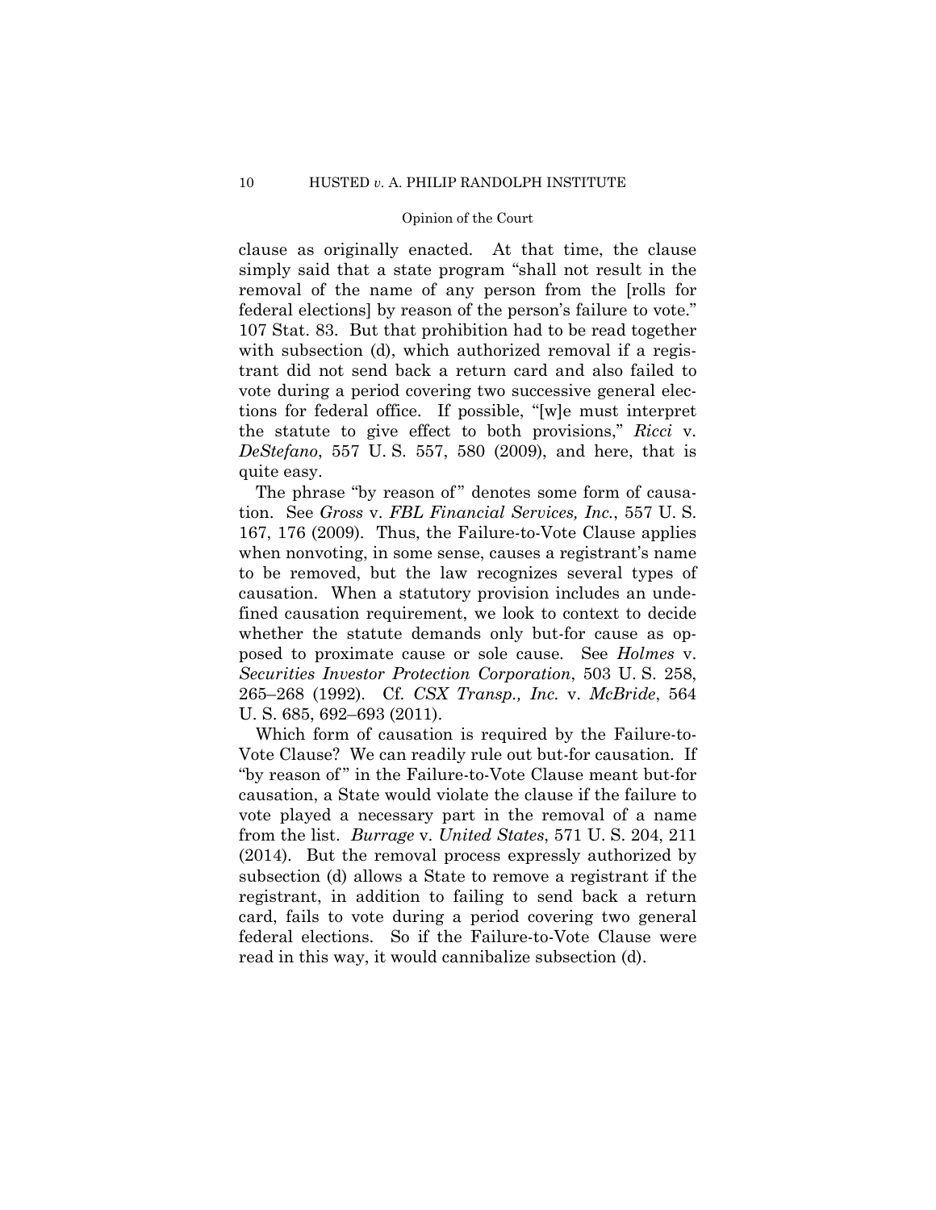clause as originally enacted. At that time, the clause simply said that a state program "shall not result in the removal of the name of any person from the [rolls for federal elections] by reason of the person's failure to vote." 107 Stat. 83. But that prohibition had to be read together with subsection (d), which authorized removal if a registrant did not send back a return card and also failed to vote during a period covering two successive general elections for federal office. If possible, "[w]e must interpret the statute to give effect to both provisions," *Ricci* v. *DeStefano*, 557 U. S. 557, 580 (2009), and here, that is quite easy.

The phrase "by reason of" denotes some form of causation. See *Gross* v. *FBL Financial Services, Inc.*, 557 U. S. 167, 176 (2009). Thus, the Failure-to-Vote Clause applies when nonvoting, in some sense, causes a registrant's name to be removed, but the law recognizes several types of causation. When a statutory provision includes an undefined causation requirement, we look to context to decide whether the statute demands only but-for cause as opposed to proximate cause or sole cause. See *Holmes* v. *Securities Investor Protection Corporation*, 503 U. S. 258, 265–268 (1992). Cf. *CSX Transp., Inc.* v. *McBride*, 564 U. S. 685, 692–693 (2011).

Which form of causation is required by the Failure-to-Vote Clause? We can readily rule out but-for causation. If "by reason of" in the Failure-to-Vote Clause meant but-for causation, a State would violate the clause if the failure to vote played a necessary part in the removal of a name from the list. *Burrage* v. *United States*, 571 U. S. 204, 211 (2014). But the removal process expressly authorized by subsection (d) allows a State to remove a registrant if the registrant, in addition to failing to send back a return card, fails to vote during a period covering two general federal elections. So if the Failure-to-Vote Clause were read in this way, it would cannibalize subsection (d).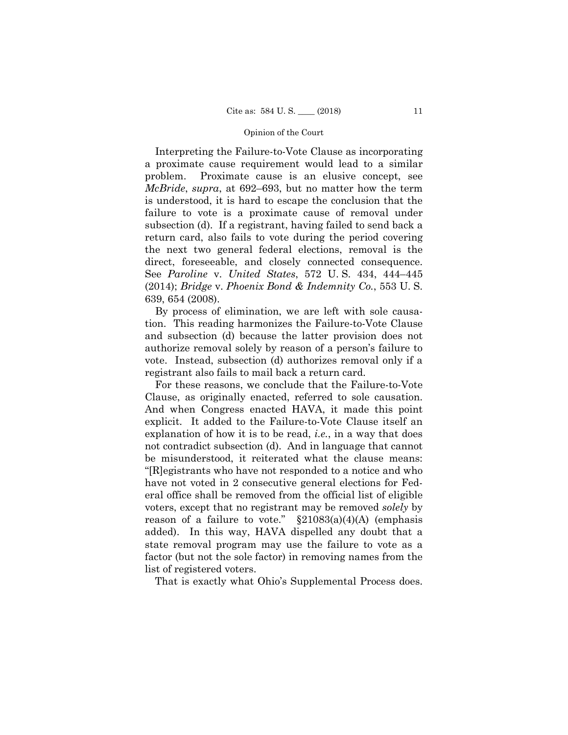Interpreting the Failure-to-Vote Clause as incorporating a proximate cause requirement would lead to a similar problem. Proximate cause is an elusive concept, see *McBride*, *supra*, at 692–693, but no matter how the term is understood, it is hard to escape the conclusion that the failure to vote is a proximate cause of removal under subsection (d). If a registrant, having failed to send back a return card, also fails to vote during the period covering the next two general federal elections, removal is the direct, foreseeable, and closely connected consequence. See *Paroline* v. *United States*, 572 U. S. 434, 444–445 (2014); *Bridge* v. *Phoenix Bond & Indemnity Co.*, 553 U. S. 639, 654 (2008).

By process of elimination, we are left with sole causation. This reading harmonizes the Failure-to-Vote Clause and subsection (d) because the latter provision does not authorize removal solely by reason of a person's failure to vote. Instead, subsection (d) authorizes removal only if a registrant also fails to mail back a return card.

For these reasons, we conclude that the Failure-to-Vote Clause, as originally enacted, referred to sole causation. And when Congress enacted HAVA, it made this point explicit. It added to the Failure-to-Vote Clause itself an explanation of how it is to be read, *i.e.*, in a way that does not contradict subsection (d). And in language that cannot be misunderstood, it reiterated what the clause means: "[R]egistrants who have not responded to a notice and who have not voted in 2 consecutive general elections for Federal office shall be removed from the official list of eligible voters, except that no registrant may be removed *solely* by reason of a failure to vote." §21083(a)(4)(A) (emphasis added). In this way, HAVA dispelled any doubt that a state removal program may use the failure to vote as a factor (but not the sole factor) in removing names from the list of registered voters.

That is exactly what Ohio's Supplemental Process does.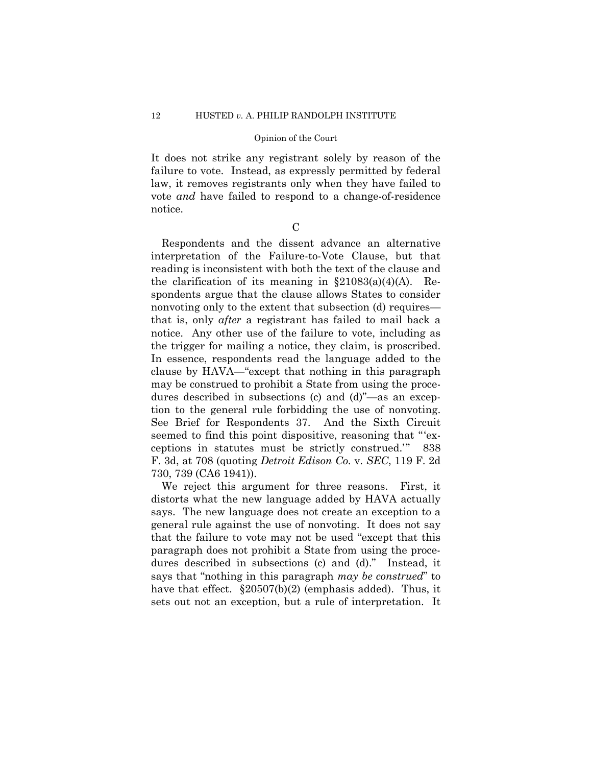It does not strike any registrant solely by reason of the failure to vote. Instead, as expressly permitted by federal law, it removes registrants only when they have failed to vote *and* have failed to respond to a change-of-residence notice.

C

Respondents and the dissent advance an alternative interpretation of the Failure-to-Vote Clause, but that reading is inconsistent with both the text of the clause and the clarification of its meaning in §21083(a)(4)(A). Respondents argue that the clause allows States to consider nonvoting only to the extent that subsection (d) requires—that is, only *after* a registrant has failed to mail back a notice. Any other use of the failure to vote, including as the trigger for mailing a notice, they claim, is proscribed. In essence, respondents read the language added to the clause by HAVA—"except that nothing in this paragraph may be construed to prohibit a State from using the procedures described in subsections (c) and (d)"—as an exception to the general rule forbidding the use of nonvoting. See Brief for Respondents 37. And the Sixth Circuit seemed to find this point dispositive, reasoning that "'exceptions in statutes must be strictly construed.'" 838 F. 3d, at 708 (quoting *Detroit Edison Co.* v. *SEC*, 119 F. 2d 730, 739 (CA6 1941)).

We reject this argument for three reasons. First, it distorts what the new language added by HAVA actually says. The new language does not create an exception to a general rule against the use of nonvoting. It does not say that the failure to vote may not be used "except that this paragraph does not prohibit a State from using the procedures described in subsections (c) and (d)." Instead, it says that "nothing in this paragraph *may be construed*" to have that effect. §20507(b)(2) (emphasis added). Thus, it sets out not an exception, but a rule of interpretation. It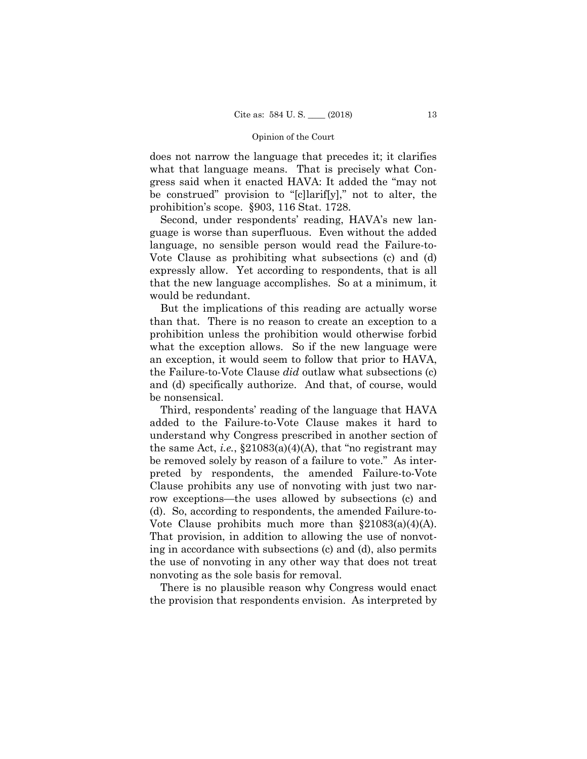does not narrow the language that precedes it; it clarifies what that language means. That is precisely what Congress said when it enacted HAVA: It added the "may not be construed" provision to "[c]larif[y]," not to alter, the prohibition's scope. §903, 116 Stat. 1728.

Second, under respondents' reading, HAVA's new language is worse than superfluous. Even without the added language, no sensible person would read the Failure-to-Vote Clause as prohibiting what subsections (c) and (d) expressly allow. Yet according to respondents, that is all that the new language accomplishes. So at a minimum, it would be redundant.

But the implications of this reading are actually worse than that. There is no reason to create an exception to a prohibition unless the prohibition would otherwise forbid what the exception allows. So if the new language were an exception, it would seem to follow that prior to HAVA, the Failure-to-Vote Clause *did* outlaw what subsections (c) and (d) specifically authorize. And that, of course, would be nonsensical.

Third, respondents' reading of the language that HAVA added to the Failure-to-Vote Clause makes it hard to understand why Congress prescribed in another section of the same Act, *i.e.*, §21083(a)(4)(A), that "no registrant may be removed solely by reason of a failure to vote." As interpreted by respondents, the amended Failure-to-Vote Clause prohibits any use of nonvoting with just two narrow exceptions—the uses allowed by subsections (c) and (d). So, according to respondents, the amended Failure-to-Vote Clause prohibits much more than §21083(a)(4)(A). That provision, in addition to allowing the use of nonvoting in accordance with subsections (c) and (d), also permits the use of nonvoting in any other way that does not treat nonvoting as the sole basis for removal.

There is no plausible reason why Congress would enact the provision that respondents envision. As interpreted by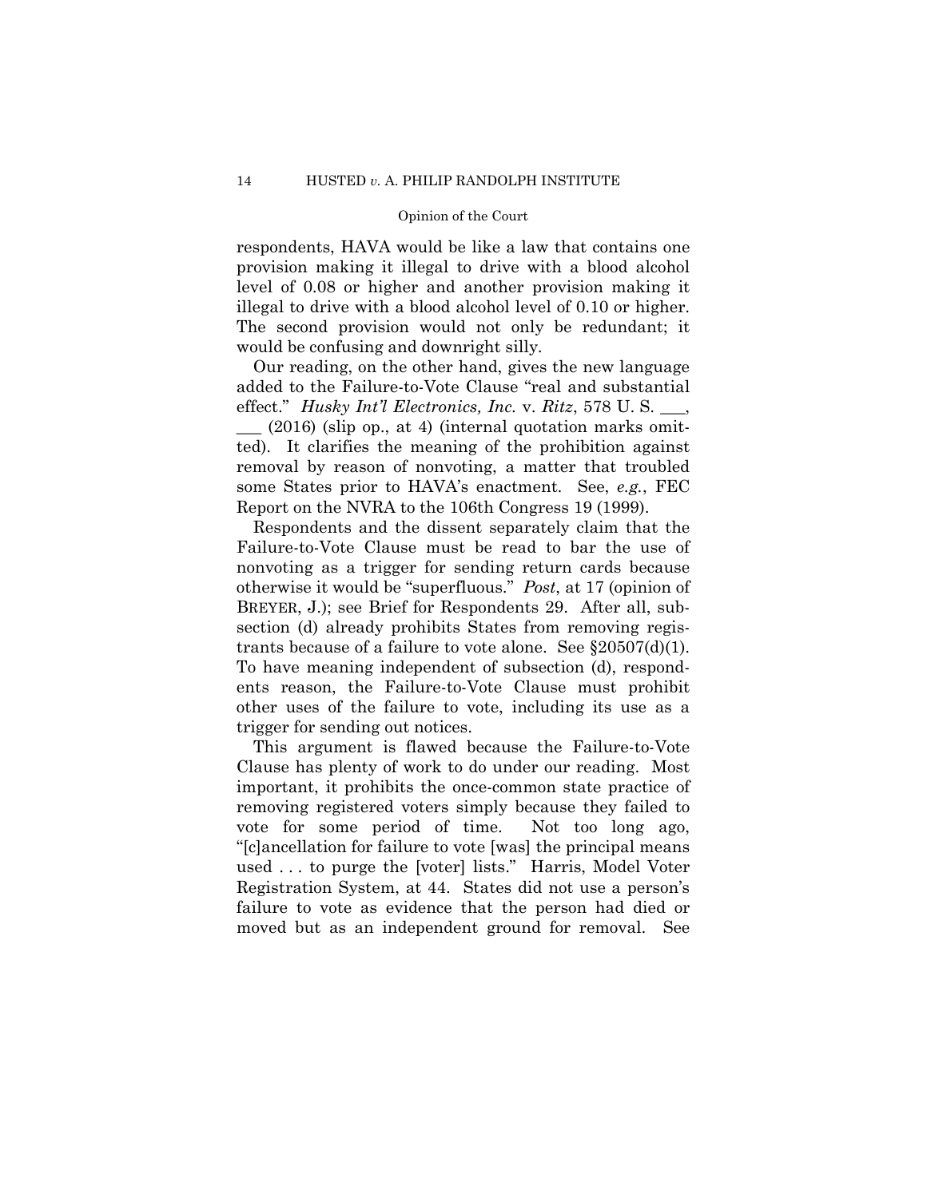respondents, HAVA would be like a law that contains one provision making it illegal to drive with a blood alcohol level of 0.08 or higher and another provision making it illegal to drive with a blood alcohol level of 0.10 or higher. The second provision would not only be redundant; it would be confusing and downright silly.

Our reading, on the other hand, gives the new language added to the Failure-to-Vote Clause "real and substantial effect." *Husky Int'l Electronics, Inc.* v. *Ritz*, 578 U. S. ___, ___ (2016) (slip op., at 4) (internal quotation marks omitted). It clarifies the meaning of the prohibition against removal by reason of nonvoting, a matter that troubled some States prior to HAVA's enactment. See, *e.g.*, FEC Report on the NVRA to the 106th Congress 19 (1999).

Respondents and the dissent separately claim that the Failure-to-Vote Clause must be read to bar the use of nonvoting as a trigger for sending return cards because otherwise it would be "superfluous." *Post*, at 17 (opinion of BREYER, J.); see Brief for Respondents 29. After all, subsection (d) already prohibits States from removing registrants because of a failure to vote alone. See §20507(d)(1). To have meaning independent of subsection (d), respondents reason, the Failure-to-Vote Clause must prohibit other uses of the failure to vote, including its use as a trigger for sending out notices.

This argument is flawed because the Failure-to-Vote Clause has plenty of work to do under our reading. Most important, it prohibits the once-common state practice of removing registered voters simply because they failed to vote for some period of time. Not too long ago, "[c]ancellation for failure to vote [was] the principal means used . . . to purge the [voter] lists." Harris, Model Voter Registration System, at 44. States did not use a person's failure to vote as evidence that the person had died or moved but as an independent ground for removal. See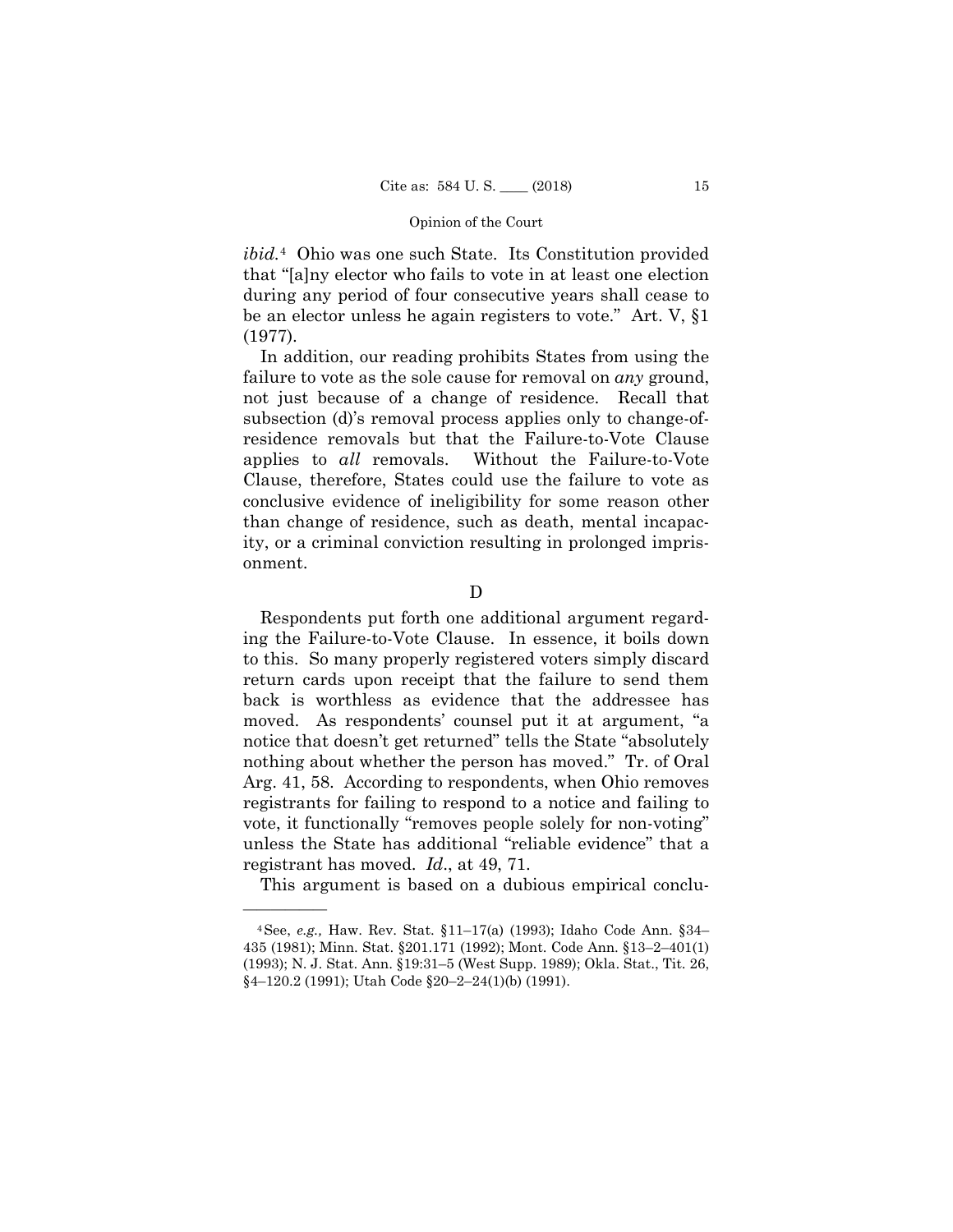*ibid.*[4] Ohio was one such State. Its Constitution provided that "[a]ny elector who fails to vote in at least one election during any period of four consecutive years shall cease to be an elector unless he again registers to vote." Art. V, §1 (1977).

In addition, our reading prohibits States from using the failure to vote as the sole cause for removal on *any* ground, not just because of a change of residence. Recall that subsection (d)'s removal process applies only to change-of-residence removals but that the Failure-to-Vote Clause applies to *all* removals. Without the Failure-to-Vote Clause, therefore, States could use the failure to vote as conclusive evidence of ineligibility for some reason other than change of residence, such as death, mental incapacity, or a criminal conviction resulting in prolonged imprisonment.

### D

Respondents put forth one additional argument regarding the Failure-to-Vote Clause. In essence, it boils down to this. So many properly registered voters simply discard return cards upon receipt that the failure to send them back is worthless as evidence that the addressee has moved. As respondents' counsel put it at argument, "a notice that doesn't get returned" tells the State "absolutely nothing about whether the person has moved." Tr. of Oral Arg. 41, 58. According to respondents, when Ohio removes registrants for failing to respond to a notice and failing to vote, it functionally "removes people solely for non-voting" unless the State has additional "reliable evidence" that a registrant has moved. *Id*., at 49, 71.

This argument is based on a dubious empirical conclu-

---

[4] See, *e.g.,* Haw. Rev. Stat. §11–17(a) (1993); Idaho Code Ann. §34–435 (1981); Minn. Stat. §201.171 (1992); Mont. Code Ann. §13–2–401(1) (1993); N. J. Stat. Ann. §19:31–5 (West Supp. 1989); Okla. Stat., Tit. 26, §4–120.2 (1991); Utah Code §20–2–24(1)(b) (1991).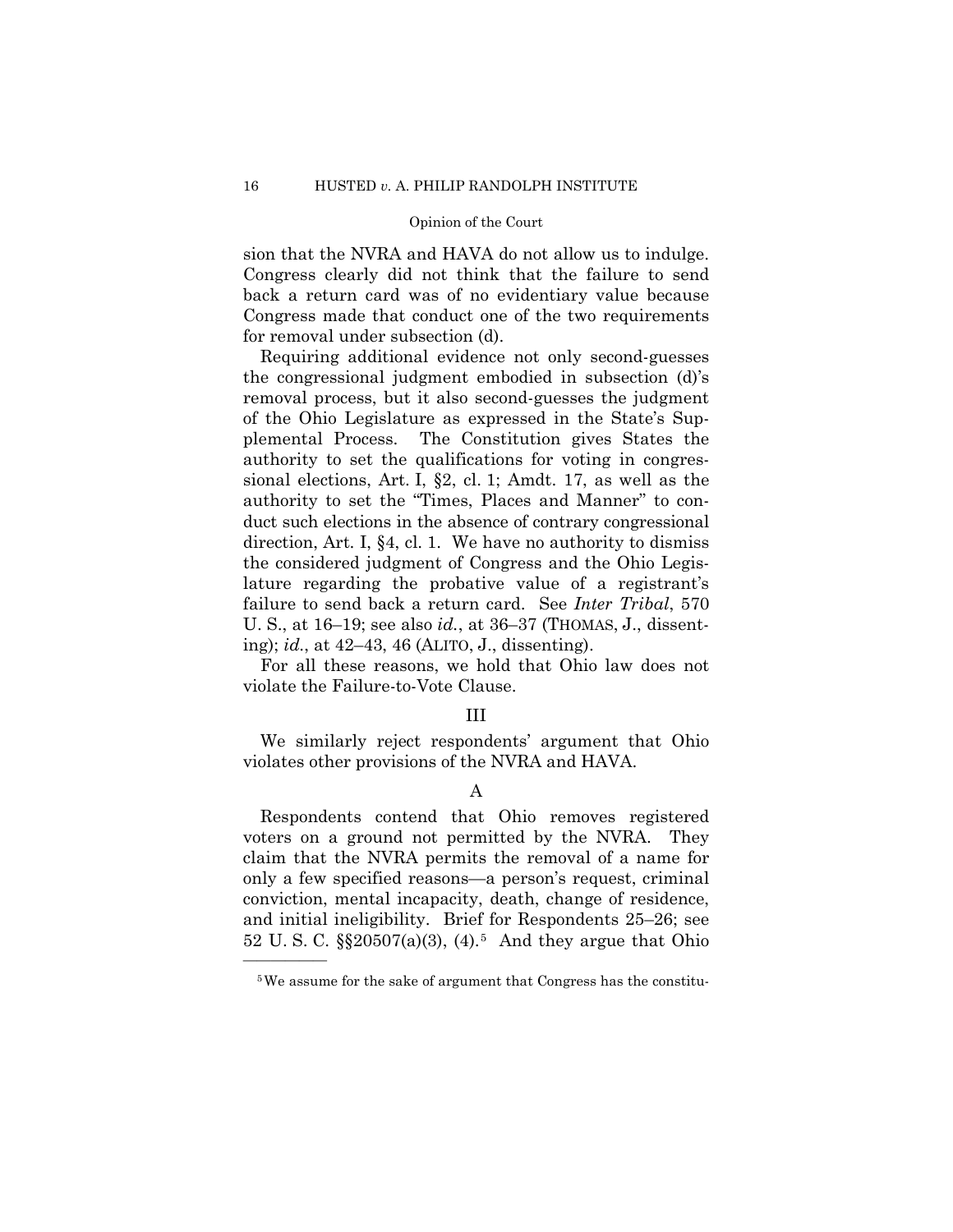sion that the NVRA and HAVA do not allow us to indulge. Congress clearly did not think that the failure to send back a return card was of no evidentiary value because Congress made that conduct one of the two requirements for removal under subsection (d).

Requiring additional evidence not only second-guesses the congressional judgment embodied in subsection (d)'s removal process, but it also second-guesses the judgment of the Ohio Legislature as expressed in the State's Supplemental Process. The Constitution gives States the authority to set the qualifications for voting in congressional elections, Art. I, §2, cl. 1; Amdt. 17, as well as the authority to set the "Times, Places and Manner" to conduct such elections in the absence of contrary congressional direction, Art. I, §4, cl. 1. We have no authority to dismiss the considered judgment of Congress and the Ohio Legislature regarding the probative value of a registrant's failure to send back a return card. See *Inter Tribal*, 570 U. S., at 16–19; see also *id.*, at 36–37 (THOMAS, J., dissenting); *id.*, at 42–43, 46 (ALITO, J., dissenting).

For all these reasons, we hold that Ohio law does not violate the Failure-to-Vote Clause.

## III

We similarly reject respondents' argument that Ohio violates other provisions of the NVRA and HAVA.

### A

Respondents contend that Ohio removes registered voters on a ground not permitted by the NVRA. They claim that the NVRA permits the removal of a name for only a few specified reasons—a person's request, criminal conviction, mental incapacity, death, change of residence, and initial ineligibility. Brief for Respondents 25–26; see 52 U. S. C. §§20507(a)(3), (4).[5] And they argue that Ohio

---

[5] We assume for the sake of argument that Congress has the constitu-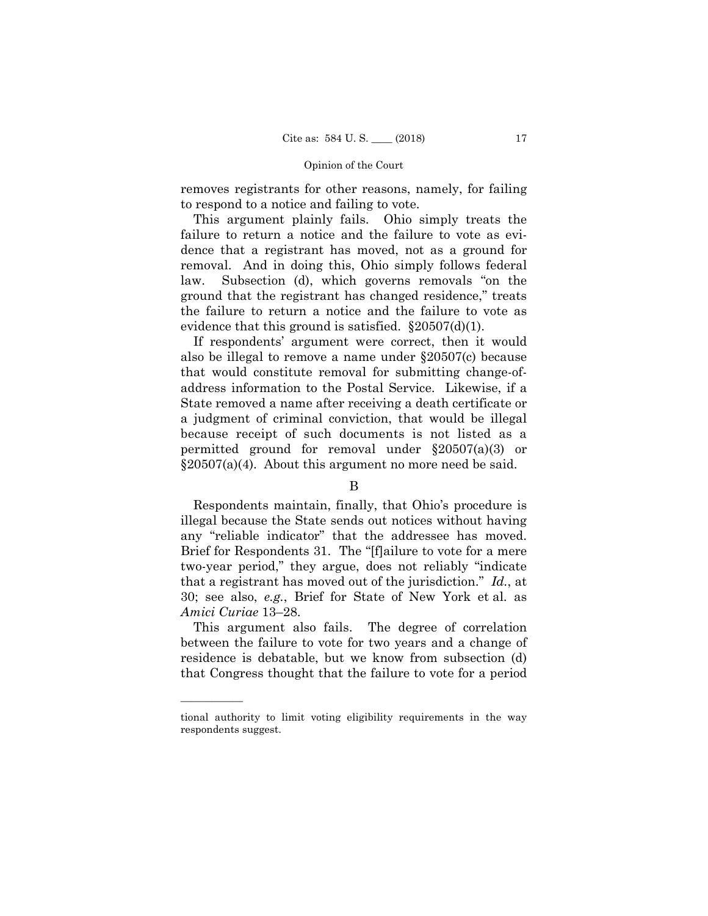removes registrants for other reasons, namely, for failing to respond to a notice and failing to vote.

This argument plainly fails. Ohio simply treats the failure to return a notice and the failure to vote as evidence that a registrant has moved, not as a ground for removal. And in doing this, Ohio simply follows federal law. Subsection (d), which governs removals "on the ground that the registrant has changed residence," treats the failure to return a notice and the failure to vote as evidence that this ground is satisfied. §20507(d)(1).

If respondents' argument were correct, then it would also be illegal to remove a name under §20507(c) because that would constitute removal for submitting change-of-address information to the Postal Service. Likewise, if a State removed a name after receiving a death certificate or a judgment of criminal conviction, that would be illegal because receipt of such documents is not listed as a permitted ground for removal under §20507(a)(3) or §20507(a)(4). About this argument no more need be said.

B

Respondents maintain, finally, that Ohio's procedure is illegal because the State sends out notices without having any "reliable indicator" that the addressee has moved. Brief for Respondents 31. The "[f]ailure to vote for a mere two-year period," they argue, does not reliably "indicate that a registrant has moved out of the jurisdiction." *Id.*, at 30; see also, *e.g.*, Brief for State of New York et al. as *Amici Curiae* 13–28.

This argument also fails. The degree of correlation between the failure to vote for two years and a change of residence is debatable, but we know from subsection (d) that Congress thought that the failure to vote for a period

---

tional authority to limit voting eligibility requirements in the way respondents suggest.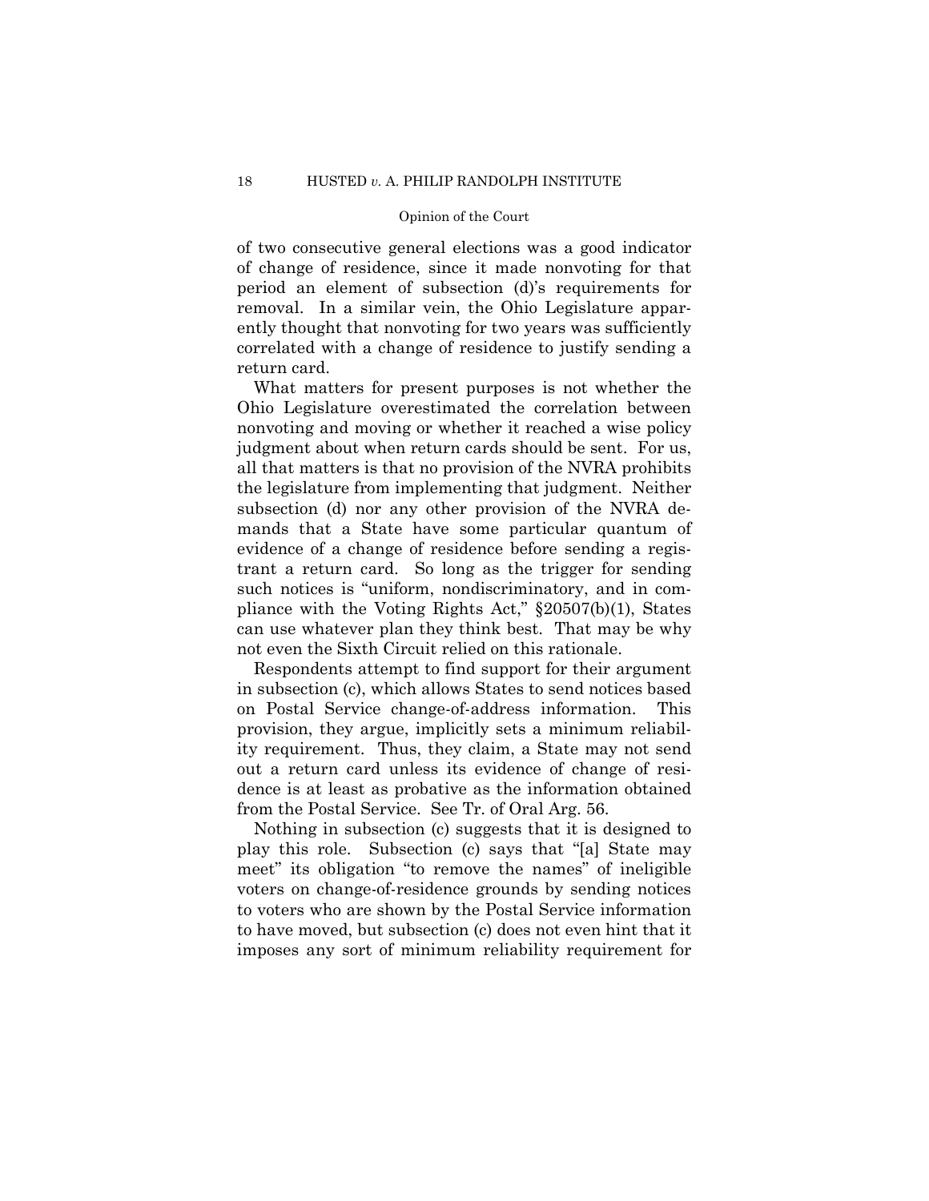of two consecutive general elections was a good indicator of change of residence, since it made nonvoting for that period an element of subsection (d)'s requirements for removal. In a similar vein, the Ohio Legislature apparently thought that nonvoting for two years was sufficiently correlated with a change of residence to justify sending a return card.

What matters for present purposes is not whether the Ohio Legislature overestimated the correlation between nonvoting and moving or whether it reached a wise policy judgment about when return cards should be sent. For us, all that matters is that no provision of the NVRA prohibits the legislature from implementing that judgment. Neither subsection (d) nor any other provision of the NVRA demands that a State have some particular quantum of evidence of a change of residence before sending a registrant a return card. So long as the trigger for sending such notices is "uniform, nondiscriminatory, and in compliance with the Voting Rights Act," §20507(b)(1), States can use whatever plan they think best. That may be why not even the Sixth Circuit relied on this rationale.

Respondents attempt to find support for their argument in subsection (c), which allows States to send notices based on Postal Service change-of-address information. This provision, they argue, implicitly sets a minimum reliability requirement. Thus, they claim, a State may not send out a return card unless its evidence of change of residence is at least as probative as the information obtained from the Postal Service. See Tr. of Oral Arg. 56.

Nothing in subsection (c) suggests that it is designed to play this role. Subsection (c) says that "[a] State may meet" its obligation "to remove the names" of ineligible voters on change-of-residence grounds by sending notices to voters who are shown by the Postal Service information to have moved, but subsection (c) does not even hint that it imposes any sort of minimum reliability requirement for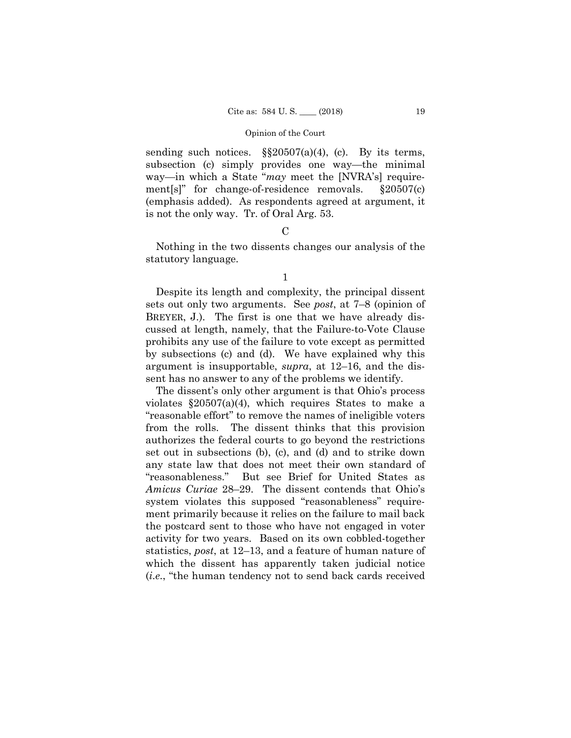sending such notices. §§20507(a)(4), (c). By its terms, subsection (c) simply provides one way—the minimal way—in which a State "*may* meet the [NVRA's] requirement[s]" for change-of-residence removals. §20507(c) (emphasis added). As respondents agreed at argument, it is not the only way. Tr. of Oral Arg. 53.

C

Nothing in the two dissents changes our analysis of the statutory language.

1

Despite its length and complexity, the principal dissent sets out only two arguments. See *post*, at 7–8 (opinion of BREYER, J.). The first is one that we have already discussed at length, namely, that the Failure-to-Vote Clause prohibits any use of the failure to vote except as permitted by subsections (c) and (d). We have explained why this argument is insupportable, *supra*, at 12–16, and the dissent has no answer to any of the problems we identify.

The dissent's only other argument is that Ohio's process violates §20507(a)(4), which requires States to make a "reasonable effort" to remove the names of ineligible voters from the rolls. The dissent thinks that this provision authorizes the federal courts to go beyond the restrictions set out in subsections (b), (c), and (d) and to strike down any state law that does not meet their own standard of "reasonableness." But see Brief for United States as *Amicus Curiae* 28–29. The dissent contends that Ohio's system violates this supposed "reasonableness" requirement primarily because it relies on the failure to mail back the postcard sent to those who have not engaged in voter activity for two years. Based on its own cobbled-together statistics, *post*, at 12–13, and a feature of human nature of which the dissent has apparently taken judicial notice (*i.e.*, "the human tendency not to send back cards received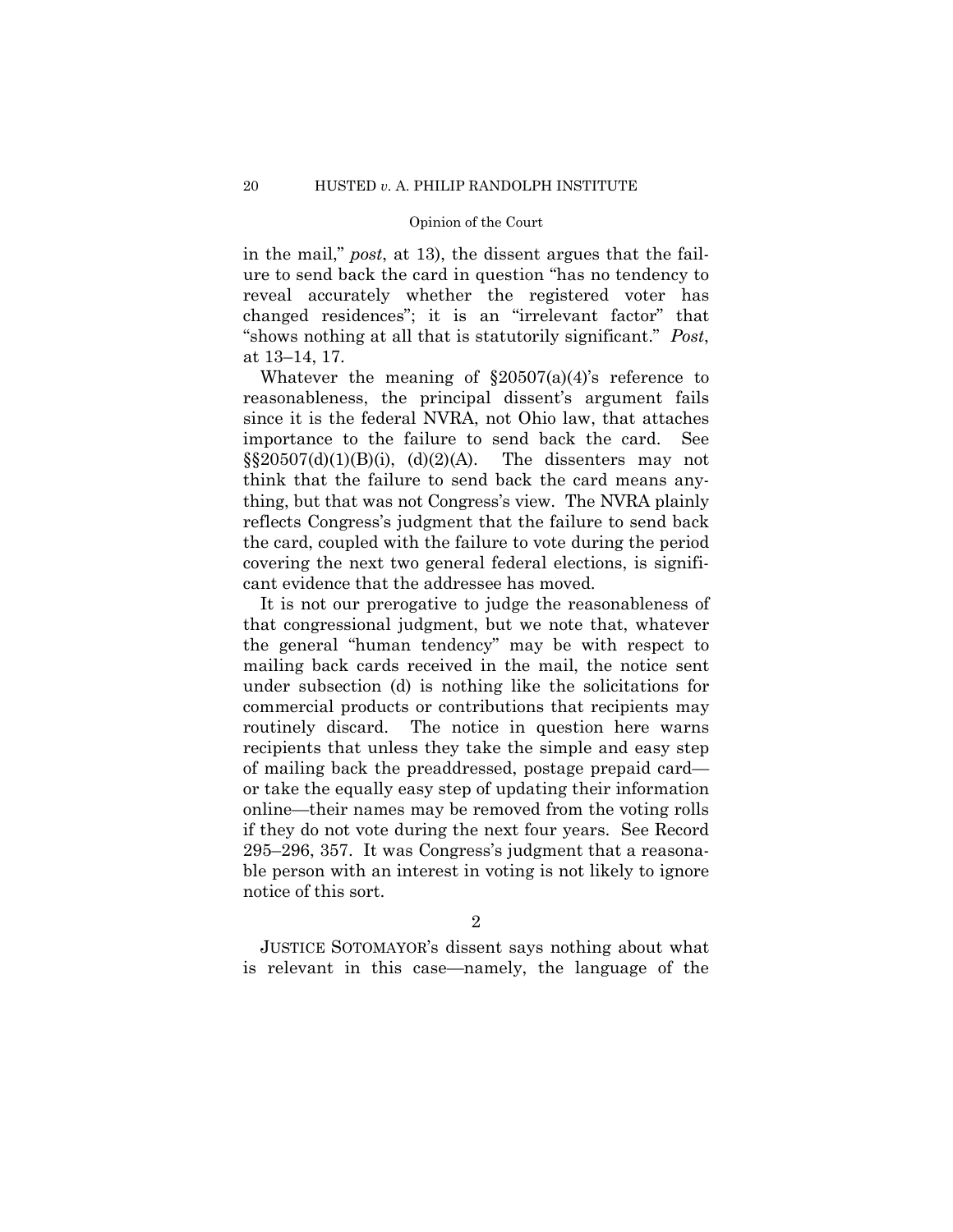in the mail," *post*, at 13), the dissent argues that the failure to send back the card in question "has no tendency to reveal accurately whether the registered voter has changed residences"; it is an "irrelevant factor" that "shows nothing at all that is statutorily significant." *Post*, at 13–14, 17.

Whatever the meaning of §20507(a)(4)'s reference to reasonableness, the principal dissent's argument fails since it is the federal NVRA, not Ohio law, that attaches importance to the failure to send back the card. See §§20507(d)(1)(B)(i), (d)(2)(A). The dissenters may not think that the failure to send back the card means anything, but that was not Congress's view. The NVRA plainly reflects Congress's judgment that the failure to send back the card, coupled with the failure to vote during the period covering the next two general federal elections, is significant evidence that the addressee has moved.

It is not our prerogative to judge the reasonableness of that congressional judgment, but we note that, whatever the general "human tendency" may be with respect to mailing back cards received in the mail, the notice sent under subsection (d) is nothing like the solicitations for commercial products or contributions that recipients may routinely discard. The notice in question here warns recipients that unless they take the simple and easy step of mailing back the preaddressed, postage prepaid card—or take the equally easy step of updating their information online—their names may be removed from the voting rolls if they do not vote during the next four years. See Record 295–296, 357. It was Congress's judgment that a reasonable person with an interest in voting is not likely to ignore notice of this sort.

2

JUSTICE SOTOMAYOR's dissent says nothing about what is relevant in this case—namely, the language of the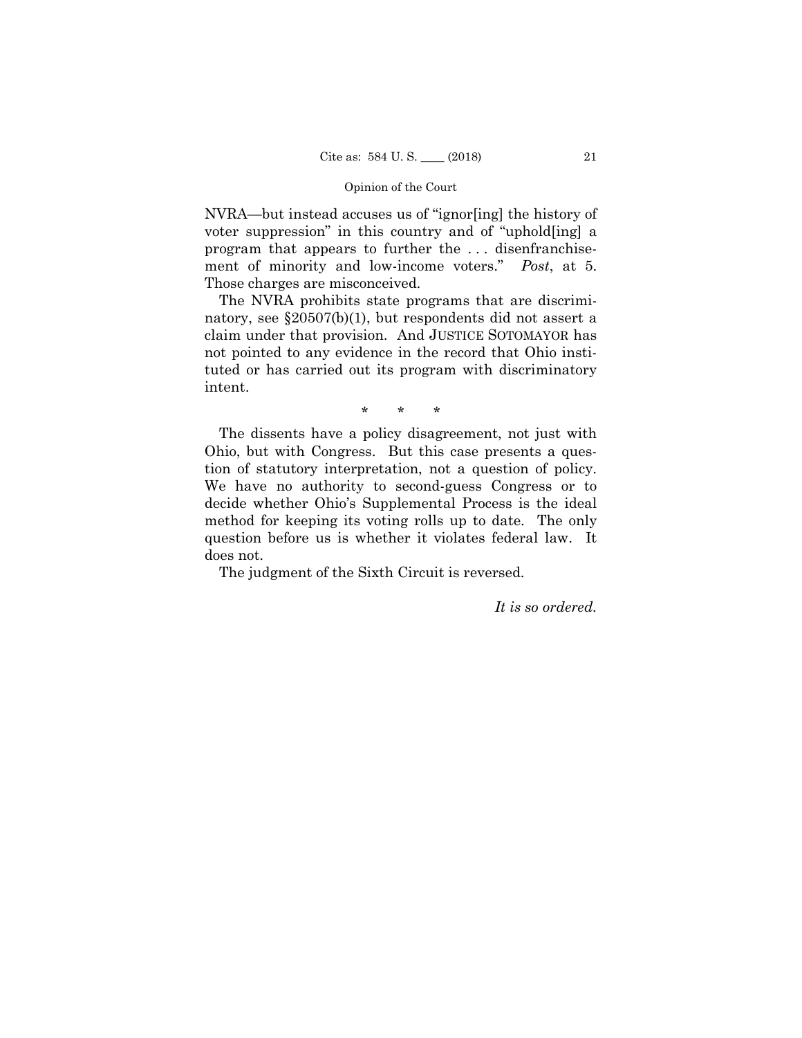NVRA—but instead accuses us of "ignor[ing] the history of voter suppression" in this country and of "uphold[ing] a program that appears to further the . . . disenfranchisement of minority and low-income voters." *Post*, at 5. Those charges are misconceived.

The NVRA prohibits state programs that are discriminatory, see §20507(b)(1), but respondents did not assert a claim under that provision. And JUSTICE SOTOMAYOR has not pointed to any evidence in the record that Ohio instituted or has carried out its program with discriminatory intent.

\* \* \*

The dissents have a policy disagreement, not just with Ohio, but with Congress. But this case presents a question of statutory interpretation, not a question of policy. We have no authority to second-guess Congress or to decide whether Ohio's Supplemental Process is the ideal method for keeping its voting rolls up to date. The only question before us is whether it violates federal law. It does not.

The judgment of the Sixth Circuit is reversed.

*It is so ordered.*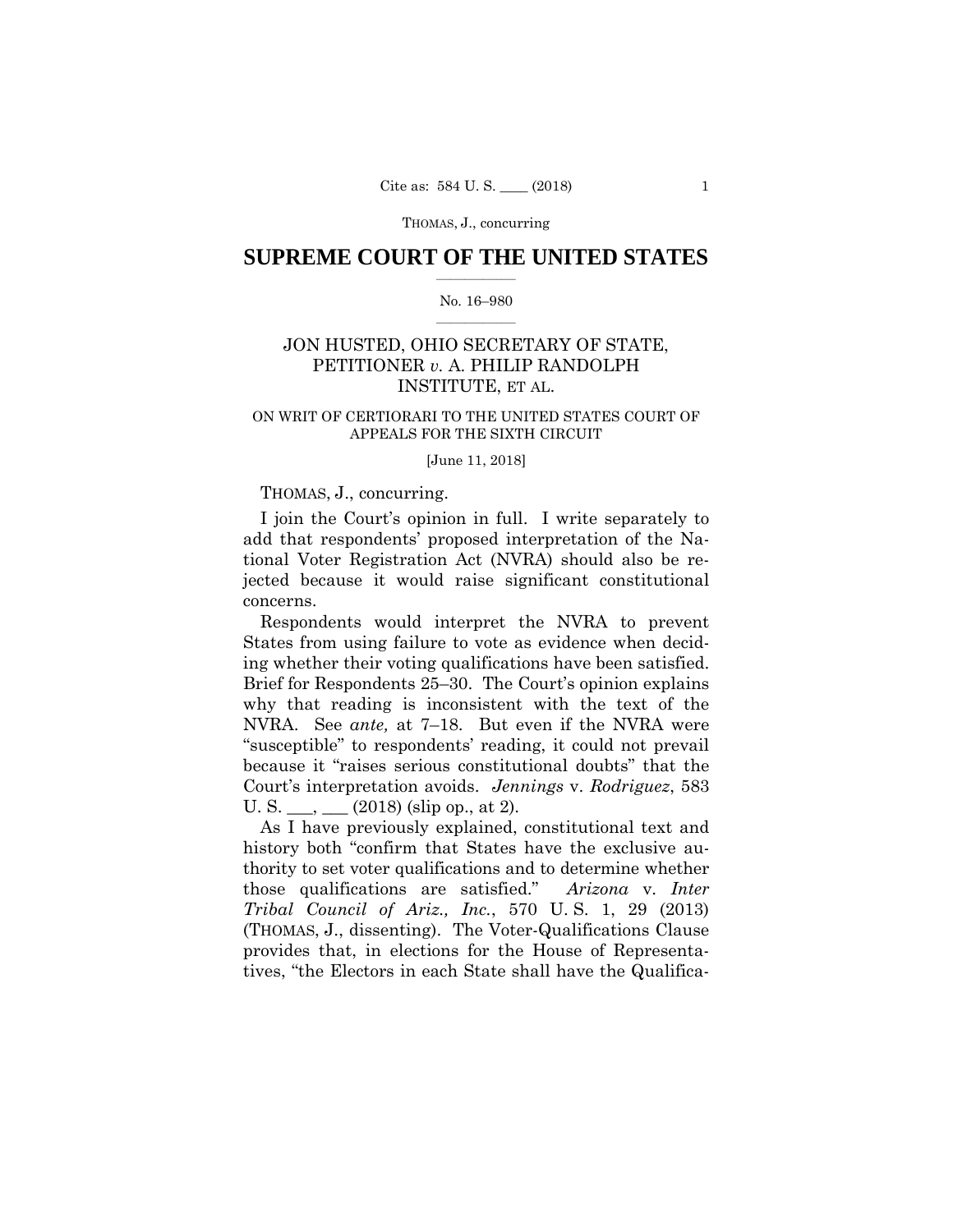# SUPREME COURT OF THE UNITED STATES

No. 16–980

JON HUSTED, OHIO SECRETARY OF STATE, PETITIONER *v.* A. PHILIP RANDOLPH INSTITUTE, ET AL.

ON WRIT OF CERTIORARI TO THE UNITED STATES COURT OF APPEALS FOR THE SIXTH CIRCUIT

[June 11, 2018]

THOMAS, J., concurring.

I join the Court's opinion in full. I write separately to add that respondents' proposed interpretation of the National Voter Registration Act (NVRA) should also be rejected because it would raise significant constitutional concerns.

Respondents would interpret the NVRA to prevent States from using failure to vote as evidence when deciding whether their voting qualifications have been satisfied. Brief for Respondents 25–30. The Court's opinion explains why that reading is inconsistent with the text of the NVRA. See *ante,* at 7–18. But even if the NVRA were "susceptible" to respondents' reading, it could not prevail because it "raises serious constitutional doubts" that the Court's interpretation avoids. *Jennings* v. *Rodriguez*, 583 U. S. \_\_\_, \_\_\_ (2018) (slip op., at 2).

As I have previously explained, constitutional text and history both "confirm that States have the exclusive authority to set voter qualifications and to determine whether those qualifications are satisfied." *Arizona* v. *Inter Tribal Council of Ariz., Inc.*, 570 U. S. 1, 29 (2013) (THOMAS, J., dissenting). The Voter-Qualifications Clause provides that, in elections for the House of Representatives, "the Electors in each State shall have the Qualifica-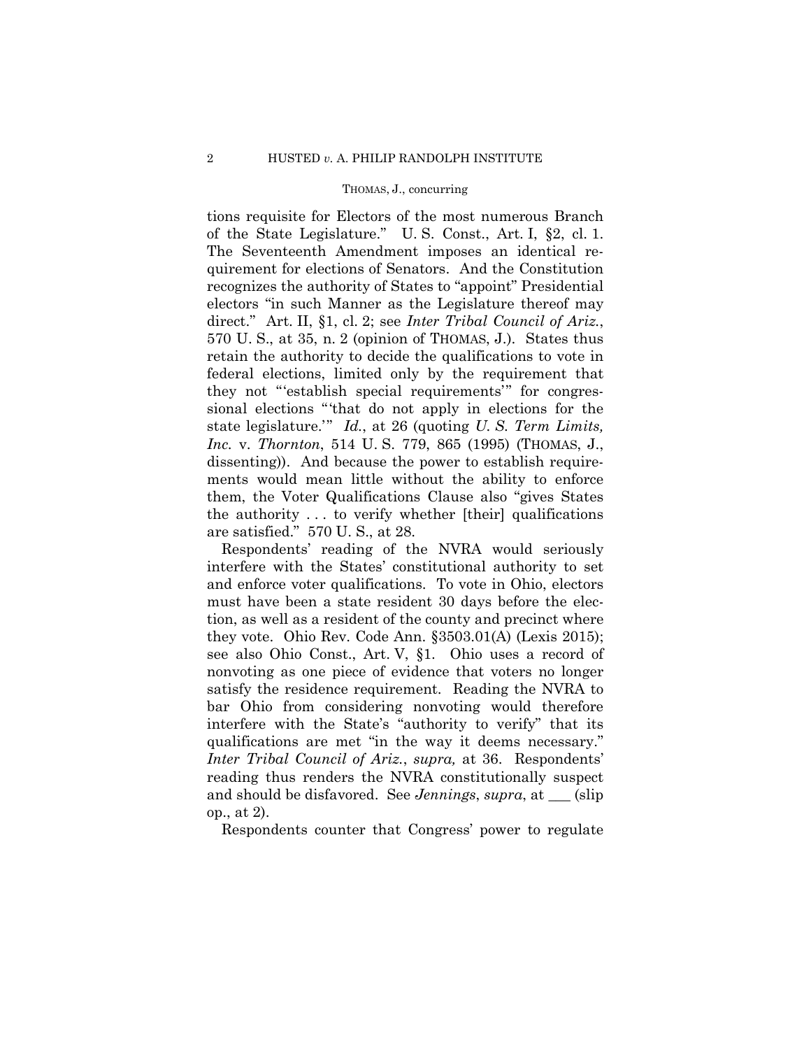tions requisite for Electors of the most numerous Branch of the State Legislature." U. S. Const., Art. I, §2, cl. 1. The Seventeenth Amendment imposes an identical requirement for elections of Senators. And the Constitution recognizes the authority of States to "appoint" Presidential electors "in such Manner as the Legislature thereof may direct." Art. II, §1, cl. 2; see *Inter Tribal Council of Ariz.*, 570 U. S., at 35, n. 2 (opinion of THOMAS, J.). States thus retain the authority to decide the qualifications to vote in federal elections, limited only by the requirement that they not "'establish special requirements'" for congressional elections "'that do not apply in elections for the state legislature.'" *Id.*, at 26 (quoting *U. S. Term Limits, Inc.* v. *Thornton*, 514 U. S. 779, 865 (1995) (THOMAS, J., dissenting)). And because the power to establish requirements would mean little without the ability to enforce them, the Voter Qualifications Clause also "gives States the authority . . . to verify whether [their] qualifications are satisfied." 570 U. S., at 28.

Respondents' reading of the NVRA would seriously interfere with the States' constitutional authority to set and enforce voter qualifications. To vote in Ohio, electors must have been a state resident 30 days before the election, as well as a resident of the county and precinct where they vote. Ohio Rev. Code Ann. §3503.01(A) (Lexis 2015); see also Ohio Const., Art. V, §1. Ohio uses a record of nonvoting as one piece of evidence that voters no longer satisfy the residence requirement. Reading the NVRA to bar Ohio from considering nonvoting would therefore interfere with the State's "authority to verify" that its qualifications are met "in the way it deems necessary." *Inter Tribal Council of Ariz.*, *supra,* at 36. Respondents' reading thus renders the NVRA constitutionally suspect and should be disfavored. See *Jennings*, *supra*, at ___ (slip op., at 2).

Respondents counter that Congress' power to regulate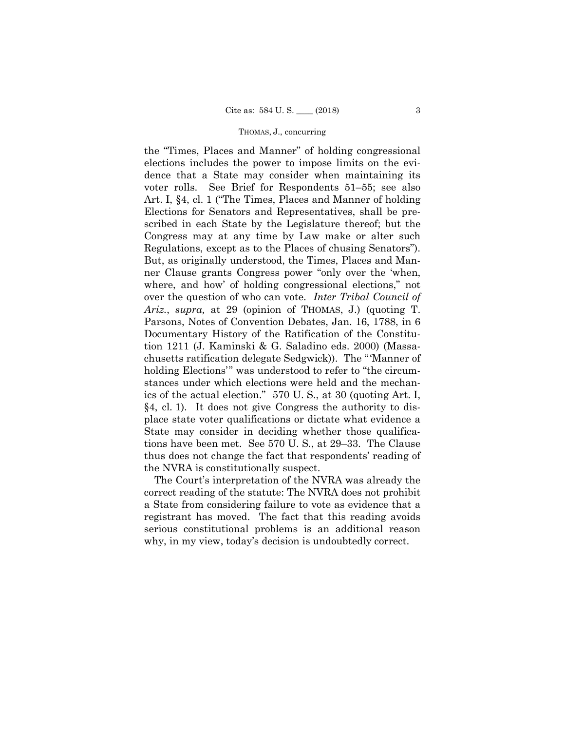the "Times, Places and Manner" of holding congressional elections includes the power to impose limits on the evidence that a State may consider when maintaining its voter rolls. See Brief for Respondents 51–55; see also Art. I, §4, cl. 1 ("The Times, Places and Manner of holding Elections for Senators and Representatives, shall be prescribed in each State by the Legislature thereof; but the Congress may at any time by Law make or alter such Regulations, except as to the Places of chusing Senators"). But, as originally understood, the Times, Places and Manner Clause grants Congress power "only over the 'when, where, and how' of holding congressional elections," not over the question of who can vote. *Inter Tribal Council of Ariz.*, *supra,* at 29 (opinion of THOMAS, J.) (quoting T. Parsons, Notes of Convention Debates, Jan. 16, 1788, in 6 Documentary History of the Ratification of the Constitution 1211 (J. Kaminski & G. Saladino eds. 2000) (Massachusetts ratification delegate Sedgwick)). The "'Manner of holding Elections'" was understood to refer to "the circumstances under which elections were held and the mechanics of the actual election." 570 U. S., at 30 (quoting Art. I, §4, cl. 1). It does not give Congress the authority to displace state voter qualifications or dictate what evidence a State may consider in deciding whether those qualifications have been met. See 570 U. S., at 29–33. The Clause thus does not change the fact that respondents' reading of the NVRA is constitutionally suspect.

The Court's interpretation of the NVRA was already the correct reading of the statute: The NVRA does not prohibit a State from considering failure to vote as evidence that a registrant has moved. The fact that this reading avoids serious constitutional problems is an additional reason why, in my view, today's decision is undoubtedly correct.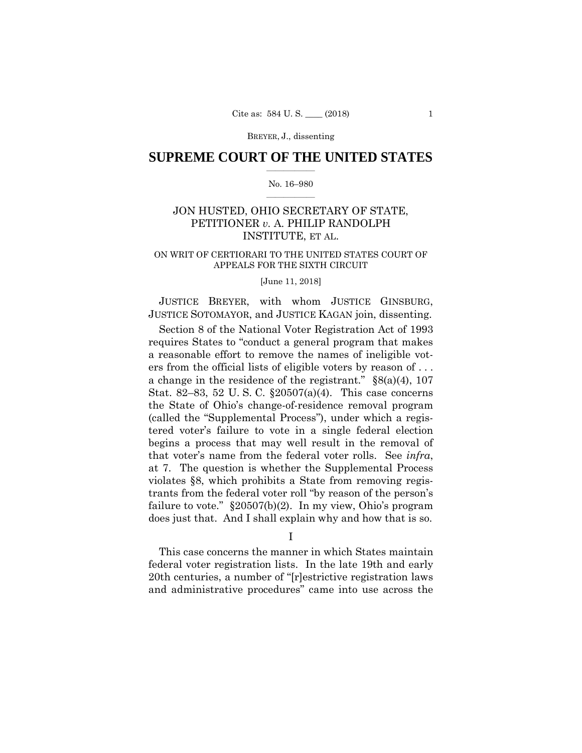## SUPREME COURT OF THE UNITED STATES

No. 16–980

JON HUSTED, OHIO SECRETARY OF STATE, PETITIONER *v.* A. PHILIP RANDOLPH INSTITUTE, ET AL.

ON WRIT OF CERTIORARI TO THE UNITED STATES COURT OF APPEALS FOR THE SIXTH CIRCUIT

[June 11, 2018]

JUSTICE BREYER, with whom JUSTICE GINSBURG, JUSTICE SOTOMAYOR, and JUSTICE KAGAN join, dissenting.

Section 8 of the National Voter Registration Act of 1993 requires States to "conduct a general program that makes a reasonable effort to remove the names of ineligible voters from the official lists of eligible voters by reason of . . . a change in the residence of the registrant." §8(a)(4), 107 Stat. 82–83, 52 U. S. C. §20507(a)(4). This case concerns the State of Ohio's change-of-residence removal program (called the "Supplemental Process"), under which a registered voter's failure to vote in a single federal election begins a process that may well result in the removal of that voter's name from the federal voter rolls. See *infra*, at 7. The question is whether the Supplemental Process violates §8, which prohibits a State from removing registrants from the federal voter roll "by reason of the person's failure to vote." §20507(b)(2). In my view, Ohio's program does just that. And I shall explain why and how that is so.

I

This case concerns the manner in which States maintain federal voter registration lists. In the late 19th and early 20th centuries, a number of "[r]estrictive registration laws and administrative procedures" came into use across the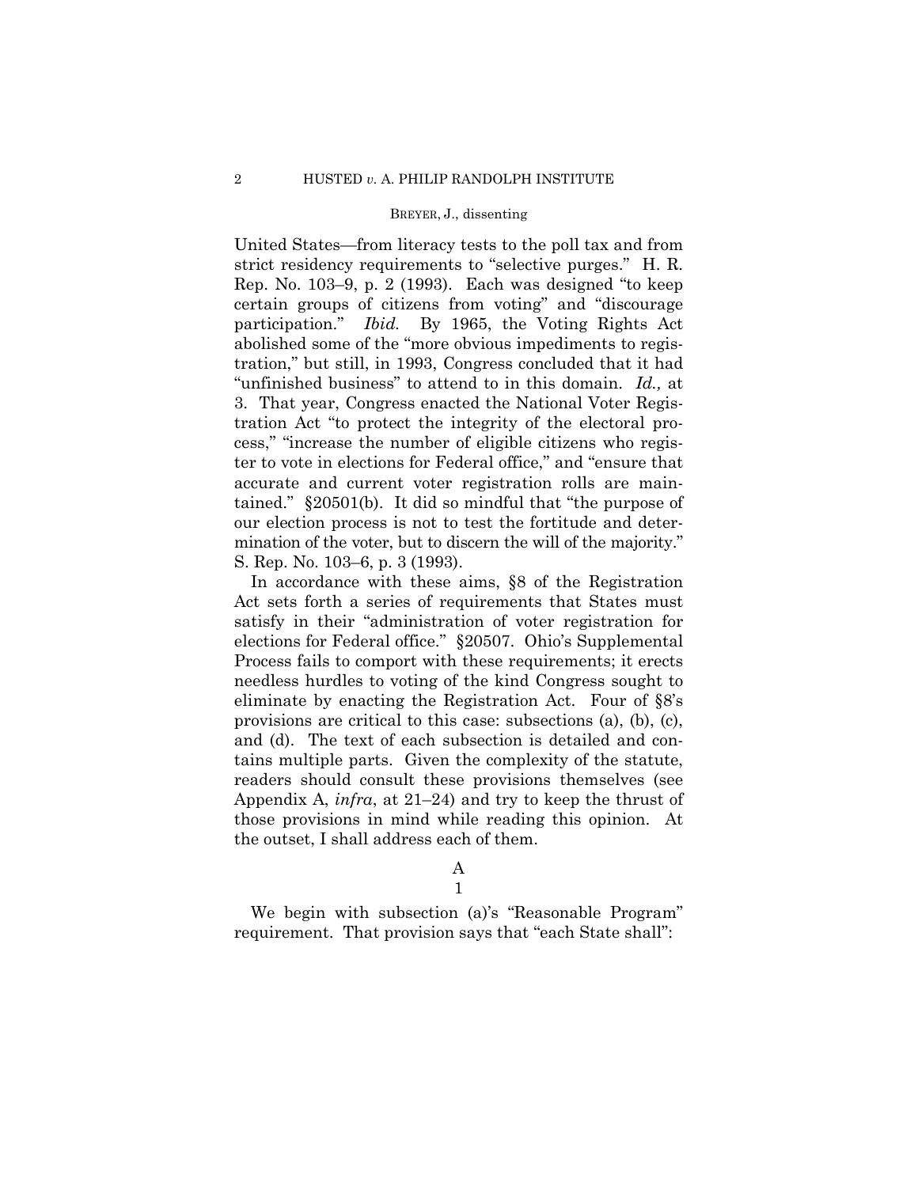United States—from literacy tests to the poll tax and from strict residency requirements to "selective purges." H. R. Rep. No. 103–9, p. 2 (1993). Each was designed "to keep certain groups of citizens from voting" and "discourage participation." *Ibid.* By 1965, the Voting Rights Act abolished some of the "more obvious impediments to registration," but still, in 1993, Congress concluded that it had "unfinished business" to attend to in this domain. *Id.,* at 3. That year, Congress enacted the National Voter Registration Act "to protect the integrity of the electoral process," "increase the number of eligible citizens who register to vote in elections for Federal office," and "ensure that accurate and current voter registration rolls are maintained." §20501(b). It did so mindful that "the purpose of our election process is not to test the fortitude and determination of the voter, but to discern the will of the majority." S. Rep. No. 103–6, p. 3 (1993).

In accordance with these aims, §8 of the Registration Act sets forth a series of requirements that States must satisfy in their "administration of voter registration for elections for Federal office." §20507. Ohio's Supplemental Process fails to comport with these requirements; it erects needless hurdles to voting of the kind Congress sought to eliminate by enacting the Registration Act. Four of §8's provisions are critical to this case: subsections (a), (b), (c), and (d). The text of each subsection is detailed and contains multiple parts. Given the complexity of the statute, readers should consult these provisions themselves (see Appendix A, *infra*, at 21–24) and try to keep the thrust of those provisions in mind while reading this opinion. At the outset, I shall address each of them.

### A

#### 1

We begin with subsection (a)'s "Reasonable Program" requirement. That provision says that "each State shall":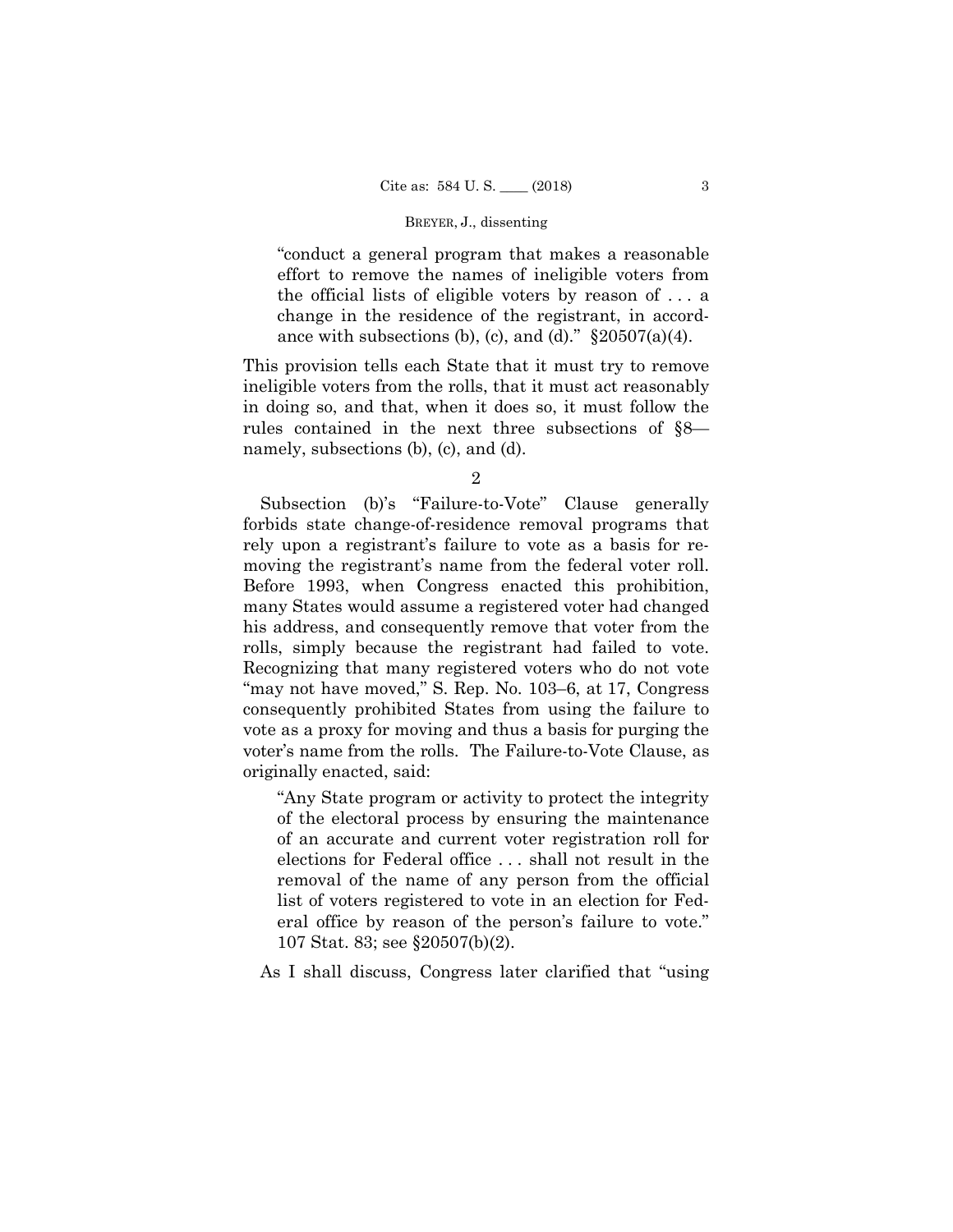> "conduct a general program that makes a reasonable effort to remove the names of ineligible voters from the official lists of eligible voters by reason of . . . a change in the residence of the registrant, in accordance with subsections (b), (c), and (d)." §20507(a)(4).

This provision tells each State that it must try to remove ineligible voters from the rolls, that it must act reasonably in doing so, and that, when it does so, it must follow the rules contained in the next three subsections of §8—namely, subsections (b), (c), and (d).

2

Subsection (b)'s "Failure-to-Vote" Clause generally forbids state change-of-residence removal programs that rely upon a registrant's failure to vote as a basis for removing the registrant's name from the federal voter roll. Before 1993, when Congress enacted this prohibition, many States would assume a registered voter had changed his address, and consequently remove that voter from the rolls, simply because the registrant had failed to vote. Recognizing that many registered voters who do not vote "may not have moved," S. Rep. No. 103–6, at 17, Congress consequently prohibited States from using the failure to vote as a proxy for moving and thus a basis for purging the voter's name from the rolls. The Failure-to-Vote Clause, as originally enacted, said:

> "Any State program or activity to protect the integrity of the electoral process by ensuring the maintenance of an accurate and current voter registration roll for elections for Federal office . . . shall not result in the removal of the name of any person from the official list of voters registered to vote in an election for Federal office by reason of the person's failure to vote." 107 Stat. 83; see §20507(b)(2).

As I shall discuss, Congress later clarified that "using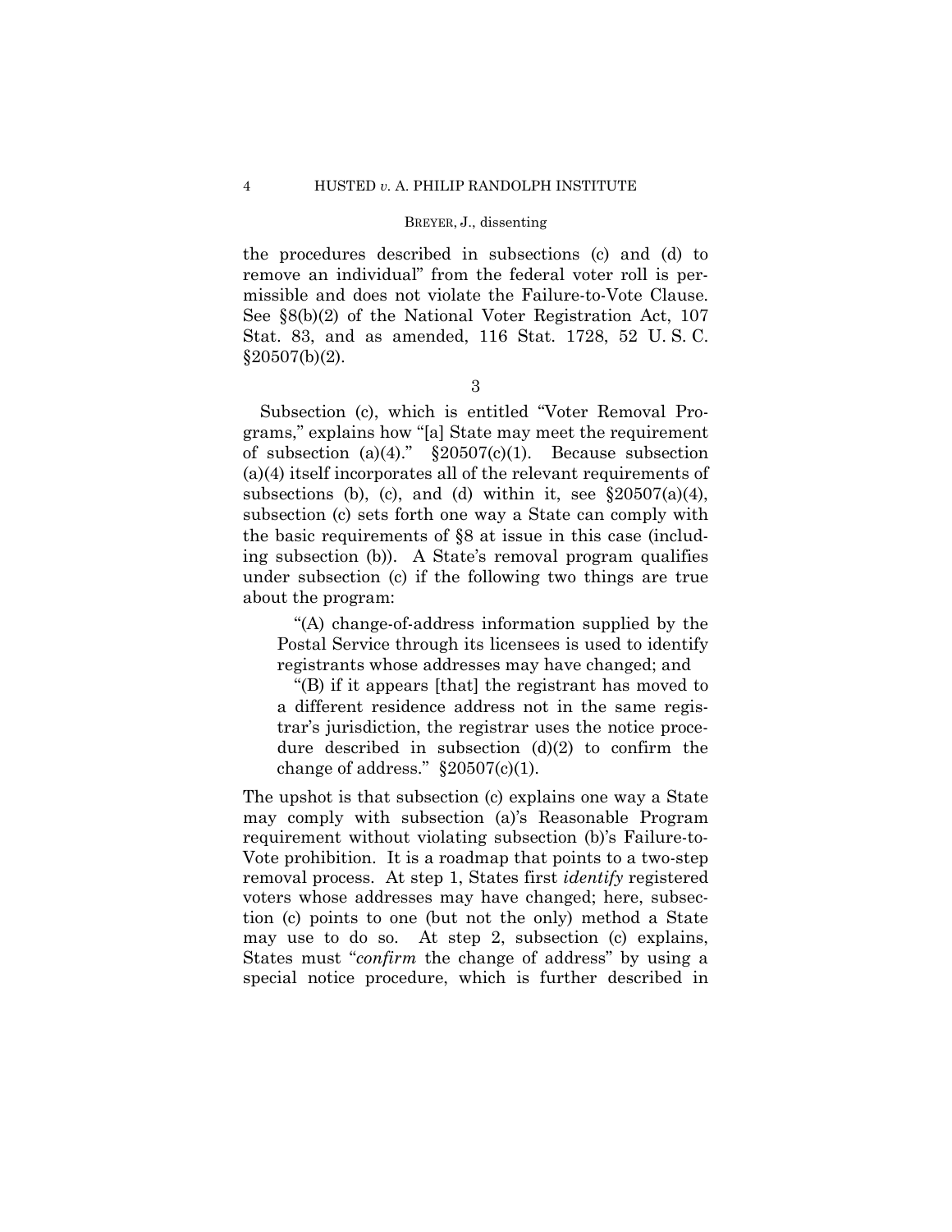the procedures described in subsections (c) and (d) to remove an individual" from the federal voter roll is permissible and does not violate the Failure-to-Vote Clause. See §8(b)(2) of the National Voter Registration Act, 107 Stat. 83, and as amended, 116 Stat. 1728, 52 U. S. C. §20507(b)(2).

3

Subsection (c), which is entitled "Voter Removal Programs," explains how "[a] State may meet the requirement of subsection (a)(4)." §20507(c)(1). Because subsection (a)(4) itself incorporates all of the relevant requirements of subsections (b), (c), and (d) within it, see §20507(a)(4), subsection (c) sets forth one way a State can comply with the basic requirements of §8 at issue in this case (including subsection (b)). A State's removal program qualifies under subsection (c) if the following two things are true about the program:

> "(A) change-of-address information supplied by the Postal Service through its licensees is used to identify registrants whose addresses may have changed; and
>
> "(B) if it appears [that] the registrant has moved to a different residence address not in the same registrar's jurisdiction, the registrar uses the notice procedure described in subsection (d)(2) to confirm the change of address." §20507(c)(1).

The upshot is that subsection (c) explains one way a State may comply with subsection (a)'s Reasonable Program requirement without violating subsection (b)'s Failure-to-Vote prohibition. It is a roadmap that points to a two-step removal process. At step 1, States first *identify* registered voters whose addresses may have changed; here, subsection (c) points to one (but not the only) method a State may use to do so. At step 2, subsection (c) explains, States must "*confirm* the change of address" by using a special notice procedure, which is further described in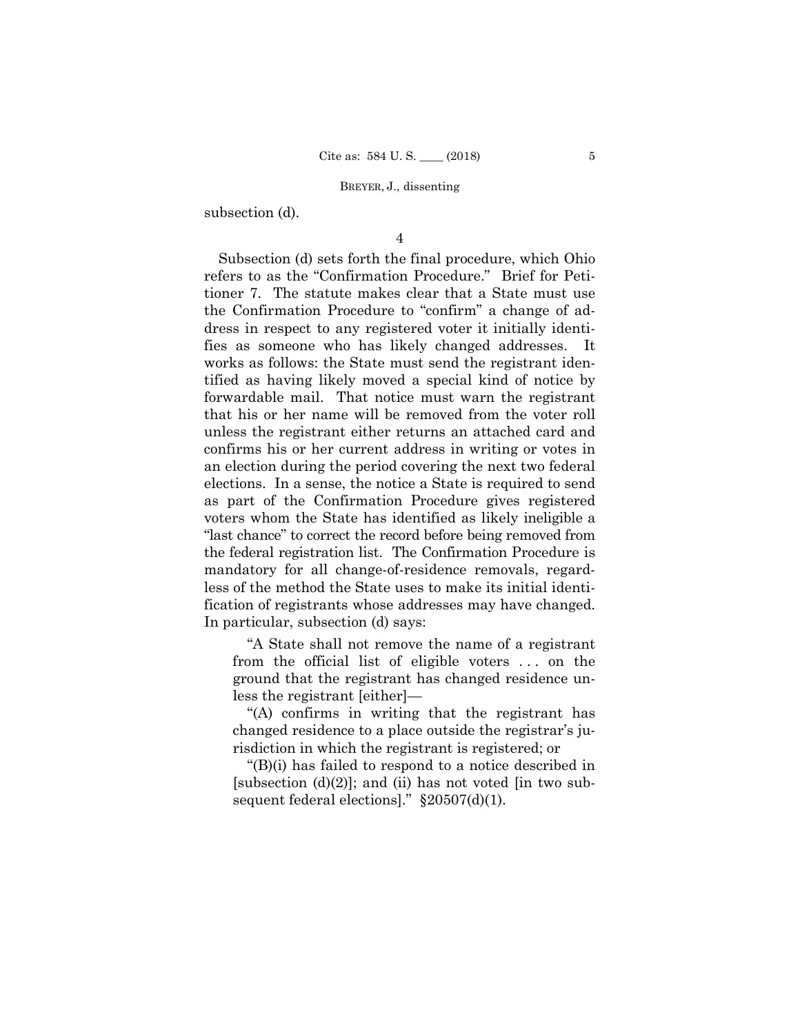subsection (d).

4

Subsection (d) sets forth the final procedure, which Ohio refers to as the "Confirmation Procedure." Brief for Petitioner 7. The statute makes clear that a State must use the Confirmation Procedure to "confirm" a change of address in respect to any registered voter it initially identifies as someone who has likely changed addresses. It works as follows: the State must send the registrant identified as having likely moved a special kind of notice by forwardable mail. That notice must warn the registrant that his or her name will be removed from the voter roll unless the registrant either returns an attached card and confirms his or her current address in writing or votes in an election during the period covering the next two federal elections. In a sense, the notice a State is required to send as part of the Confirmation Procedure gives registered voters whom the State has identified as likely ineligible a "last chance" to correct the record before being removed from the federal registration list. The Confirmation Procedure is mandatory for all change-of-residence removals, regardless of the method the State uses to make its initial identification of registrants whose addresses may have changed. In particular, subsection (d) says:

> "A State shall not remove the name of a registrant from the official list of eligible voters . . . on the ground that the registrant has changed residence unless the registrant [either]—
>
> "(A) confirms in writing that the registrant has changed residence to a place outside the registrar's jurisdiction in which the registrant is registered; or
>
> "(B)(i) has failed to respond to a notice described in [subsection (d)(2)]; and (ii) has not voted [in two subsequent federal elections]." §20507(d)(1).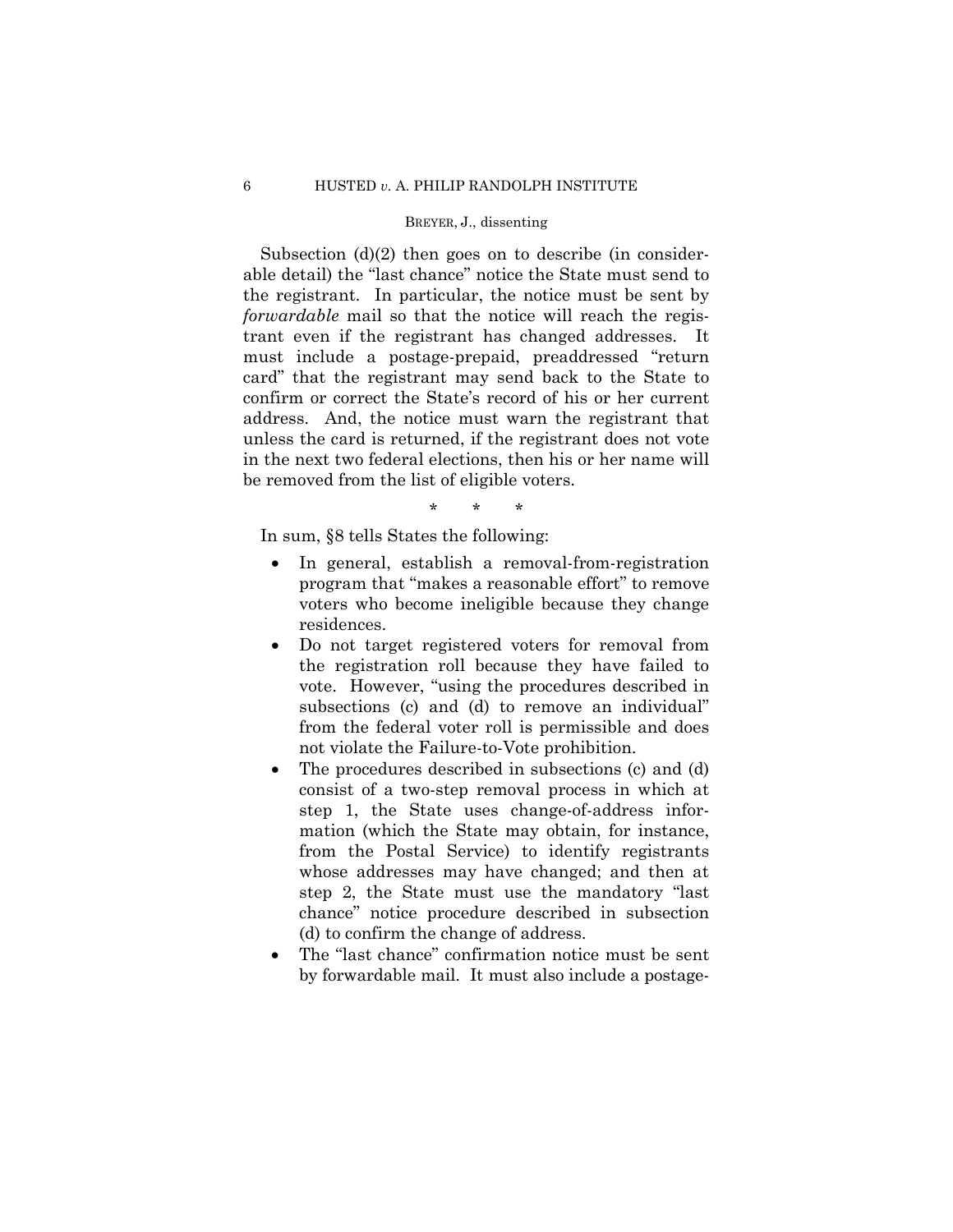Subsection (d)(2) then goes on to describe (in considerable detail) the "last chance" notice the State must send to the registrant. In particular, the notice must be sent by *forwardable* mail so that the notice will reach the registrant even if the registrant has changed addresses. It must include a postage-prepaid, preaddressed "return card" that the registrant may send back to the State to confirm or correct the State's record of his or her current address. And, the notice must warn the registrant that unless the card is returned, if the registrant does not vote in the next two federal elections, then his or her name will be removed from the list of eligible voters.

\* \* \*

In sum, §8 tells States the following:

- In general, establish a removal-from-registration program that "makes a reasonable effort" to remove voters who become ineligible because they change residences.
- Do not target registered voters for removal from the registration roll because they have failed to vote. However, "using the procedures described in subsections (c) and (d) to remove an individual" from the federal voter roll is permissible and does not violate the Failure-to-Vote prohibition.
- The procedures described in subsections (c) and (d) consist of a two-step removal process in which at step 1, the State uses change-of-address information (which the State may obtain, for instance, from the Postal Service) to identify registrants whose addresses may have changed; and then at step 2, the State must use the mandatory "last chance" notice procedure described in subsection (d) to confirm the change of address.
- The "last chance" confirmation notice must be sent by forwardable mail. It must also include a postage-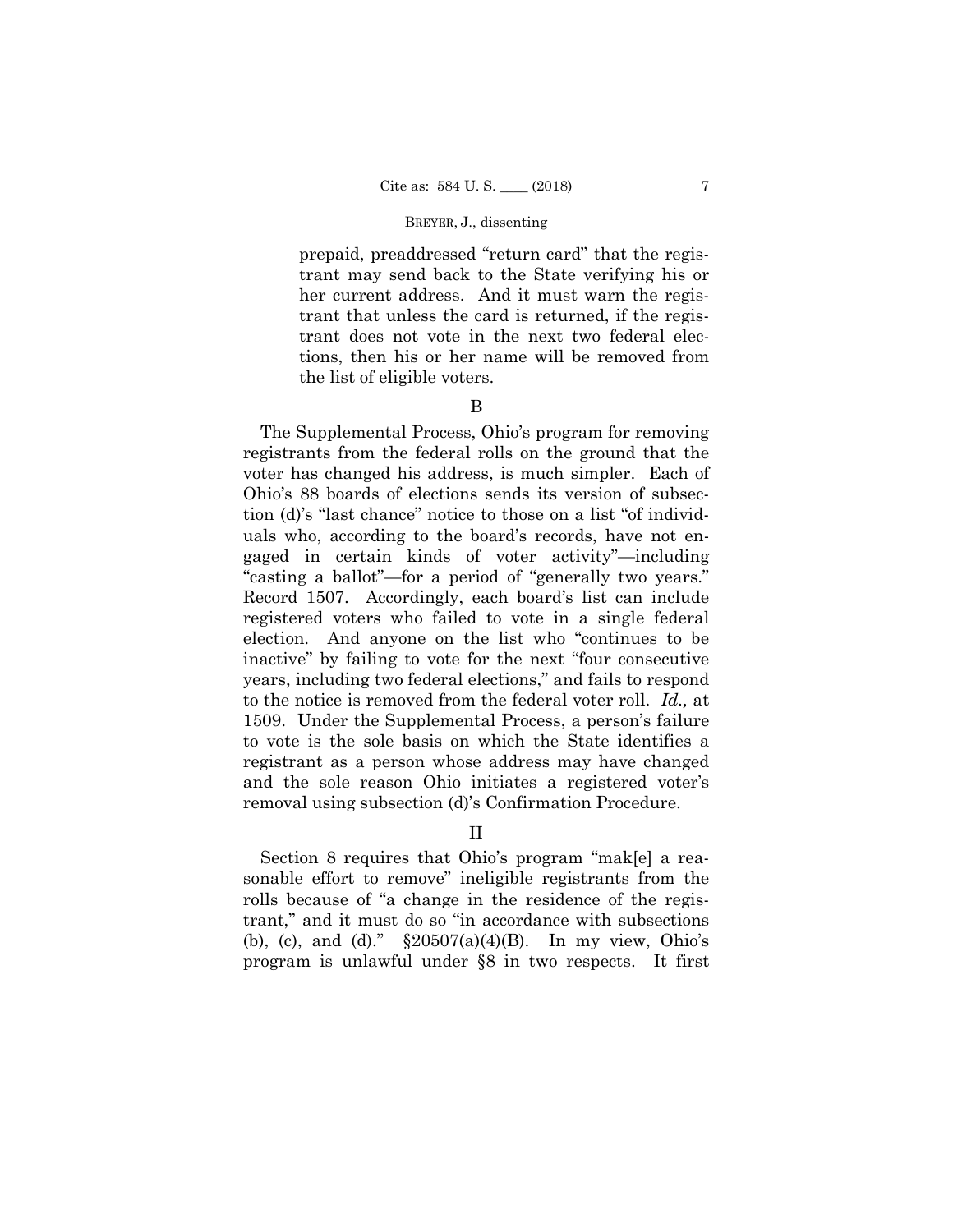prepaid, preaddressed "return card" that the registrant may send back to the State verifying his or her current address. And it must warn the registrant that unless the card is returned, if the registrant does not vote in the next two federal elections, then his or her name will be removed from the list of eligible voters.

### B

The Supplemental Process, Ohio's program for removing registrants from the federal rolls on the ground that the voter has changed his address, is much simpler. Each of Ohio's 88 boards of elections sends its version of subsection (d)'s "last chance" notice to those on a list "of individuals who, according to the board's records, have not engaged in certain kinds of voter activity"—including "casting a ballot"—for a period of "generally two years." Record 1507. Accordingly, each board's list can include registered voters who failed to vote in a single federal election. And anyone on the list who "continues to be inactive" by failing to vote for the next "four consecutive years, including two federal elections," and fails to respond to the notice is removed from the federal voter roll. *Id.,* at 1509. Under the Supplemental Process, a person's failure to vote is the sole basis on which the State identifies a registrant as a person whose address may have changed and the sole reason Ohio initiates a registered voter's removal using subsection (d)'s Confirmation Procedure.

## II

Section 8 requires that Ohio's program "mak[e] a reasonable effort to remove" ineligible registrants from the rolls because of "a change in the residence of the registrant," and it must do so "in accordance with subsections (b), (c), and (d)." §20507(a)(4)(B). In my view, Ohio's program is unlawful under §8 in two respects. It first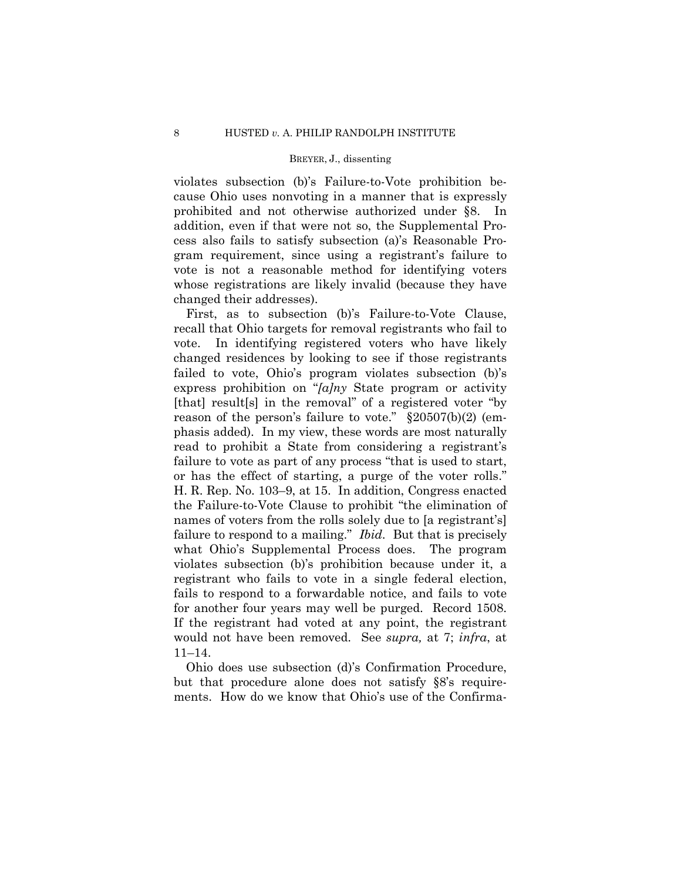violates subsection (b)'s Failure-to-Vote prohibition because Ohio uses nonvoting in a manner that is expressly prohibited and not otherwise authorized under §8. In addition, even if that were not so, the Supplemental Process also fails to satisfy subsection (a)'s Reasonable Program requirement, since using a registrant's failure to vote is not a reasonable method for identifying voters whose registrations are likely invalid (because they have changed their addresses).

First, as to subsection (b)'s Failure-to-Vote Clause, recall that Ohio targets for removal registrants who fail to vote. In identifying registered voters who have likely changed residences by looking to see if those registrants failed to vote, Ohio's program violates subsection (b)'s express prohibition on "*[a]ny* State program or activity [that] result[s] in the removal" of a registered voter "by reason of the person's failure to vote." §20507(b)(2) (emphasis added). In my view, these words are most naturally read to prohibit a State from considering a registrant's failure to vote as part of any process "that is used to start, or has the effect of starting, a purge of the voter rolls." H. R. Rep. No. 103–9, at 15. In addition, Congress enacted the Failure-to-Vote Clause to prohibit "the elimination of names of voters from the rolls solely due to [a registrant's] failure to respond to a mailing." *Ibid*. But that is precisely what Ohio's Supplemental Process does. The program violates subsection (b)'s prohibition because under it, a registrant who fails to vote in a single federal election, fails to respond to a forwardable notice, and fails to vote for another four years may well be purged. Record 1508. If the registrant had voted at any point, the registrant would not have been removed. See *supra,* at 7; *infra*, at 11–14.

Ohio does use subsection (d)'s Confirmation Procedure, but that procedure alone does not satisfy §8's requirements. How do we know that Ohio's use of the Confirma-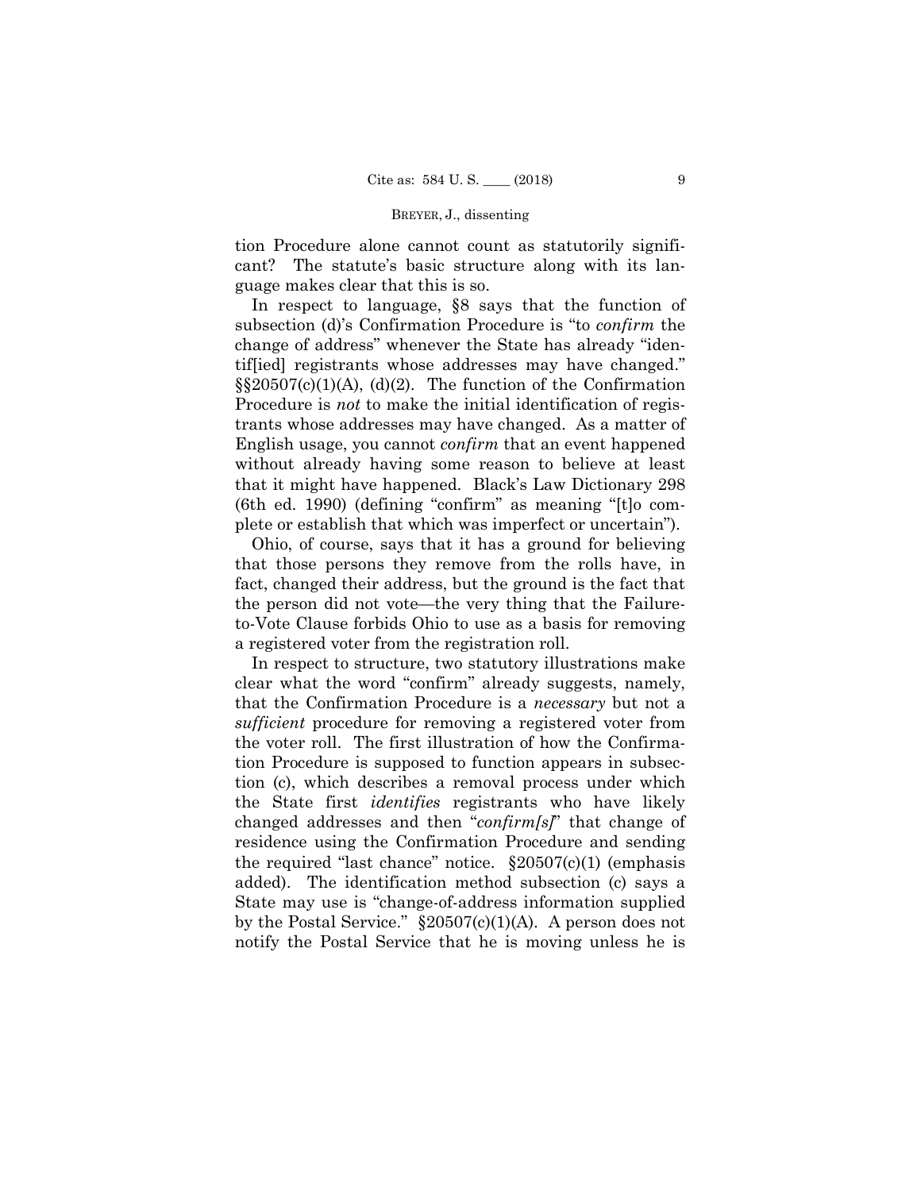tion Procedure alone cannot count as statutorily significant? The statute's basic structure along with its language makes clear that this is so.

In respect to language, §8 says that the function of subsection (d)'s Confirmation Procedure is "to *confirm* the change of address" whenever the State has already "identif[ied] registrants whose addresses may have changed." §§20507(c)(1)(A), (d)(2). The function of the Confirmation Procedure is *not* to make the initial identification of registrants whose addresses may have changed. As a matter of English usage, you cannot *confirm* that an event happened without already having some reason to believe at least that it might have happened. Black's Law Dictionary 298 (6th ed. 1990) (defining "confirm" as meaning "[t]o complete or establish that which was imperfect or uncertain").

Ohio, of course, says that it has a ground for believing that those persons they remove from the rolls have, in fact, changed their address, but the ground is the fact that the person did not vote—the very thing that the Failure-to-Vote Clause forbids Ohio to use as a basis for removing a registered voter from the registration roll.

In respect to structure, two statutory illustrations make clear what the word "confirm" already suggests, namely, that the Confirmation Procedure is a *necessary* but not a *sufficient* procedure for removing a registered voter from the voter roll. The first illustration of how the Confirmation Procedure is supposed to function appears in subsection (c), which describes a removal process under which the State first *identifies* registrants who have likely changed addresses and then "*confirm[s]*" that change of residence using the Confirmation Procedure and sending the required "last chance" notice. §20507(c)(1) (emphasis added). The identification method subsection (c) says a State may use is "change-of-address information supplied by the Postal Service." §20507(c)(1)(A). A person does not notify the Postal Service that he is moving unless he is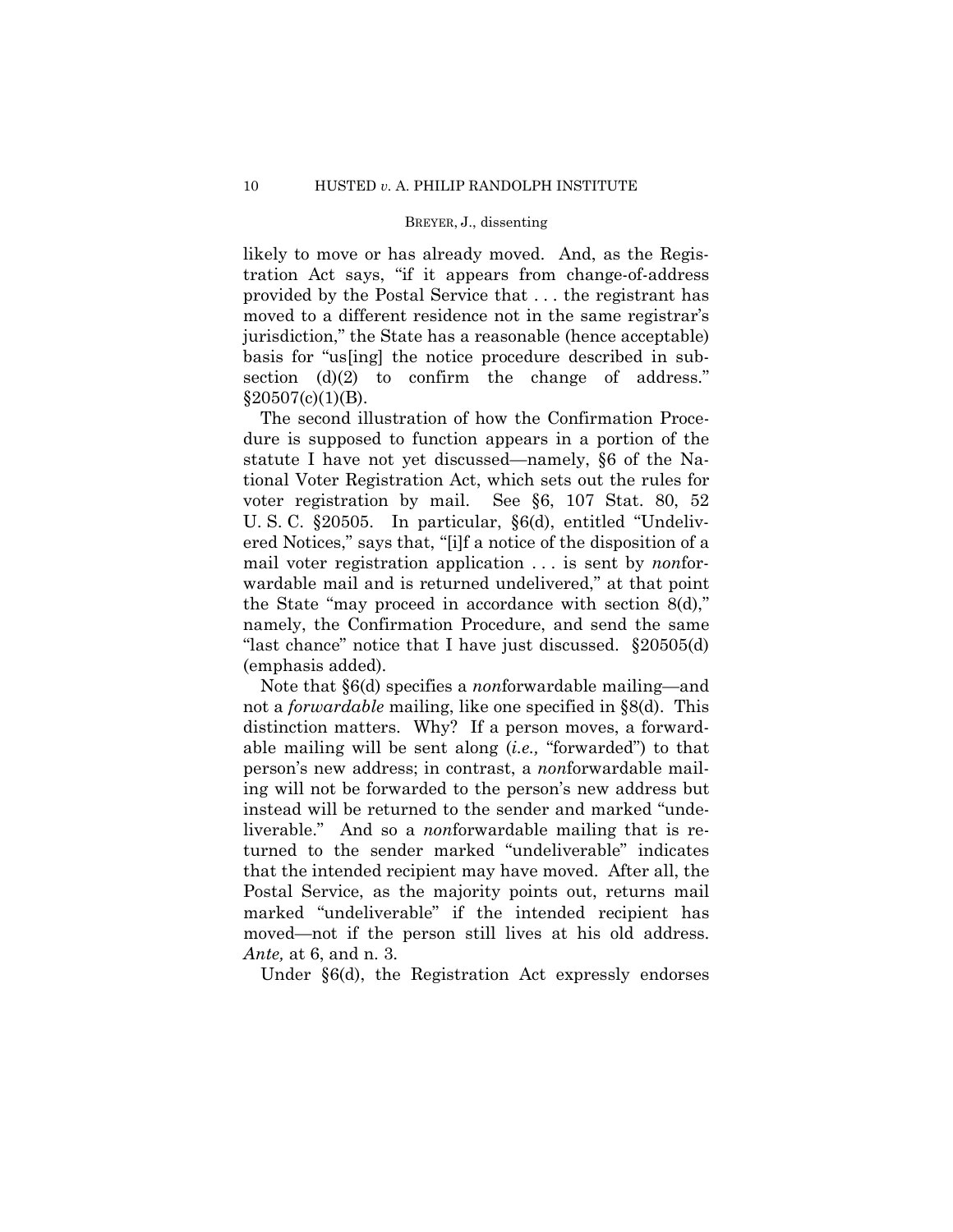likely to move or has already moved. And, as the Registration Act says, "if it appears from change-of-address provided by the Postal Service that . . . the registrant has moved to a different residence not in the same registrar's jurisdiction," the State has a reasonable (hence acceptable) basis for "us[ing] the notice procedure described in subsection (d)(2) to confirm the change of address." §20507(c)(1)(B).

The second illustration of how the Confirmation Procedure is supposed to function appears in a portion of the statute I have not yet discussed—namely, §6 of the National Voter Registration Act, which sets out the rules for voter registration by mail. See §6, 107 Stat. 80, 52 U. S. C. §20505. In particular, §6(d), entitled "Undelivered Notices," says that, "[i]f a notice of the disposition of a mail voter registration application . . . is sent by *non*forwardable mail and is returned undelivered," at that point the State "may proceed in accordance with section 8(d)," namely, the Confirmation Procedure, and send the same "last chance" notice that I have just discussed. §20505(d) (emphasis added).

Note that §6(d) specifies a *non*forwardable mailing—and not a *forwardable* mailing, like one specified in §8(d). This distinction matters. Why? If a person moves, a forwardable mailing will be sent along (*i.e.,* "forwarded") to that person's new address; in contrast, a *non*forwardable mailing will not be forwarded to the person's new address but instead will be returned to the sender and marked "undeliverable." And so a *non*forwardable mailing that is returned to the sender marked "undeliverable" indicates that the intended recipient may have moved. After all, the Postal Service, as the majority points out, returns mail marked "undeliverable" if the intended recipient has moved—not if the person still lives at his old address. *Ante,* at 6, and n. 3.

Under §6(d), the Registration Act expressly endorses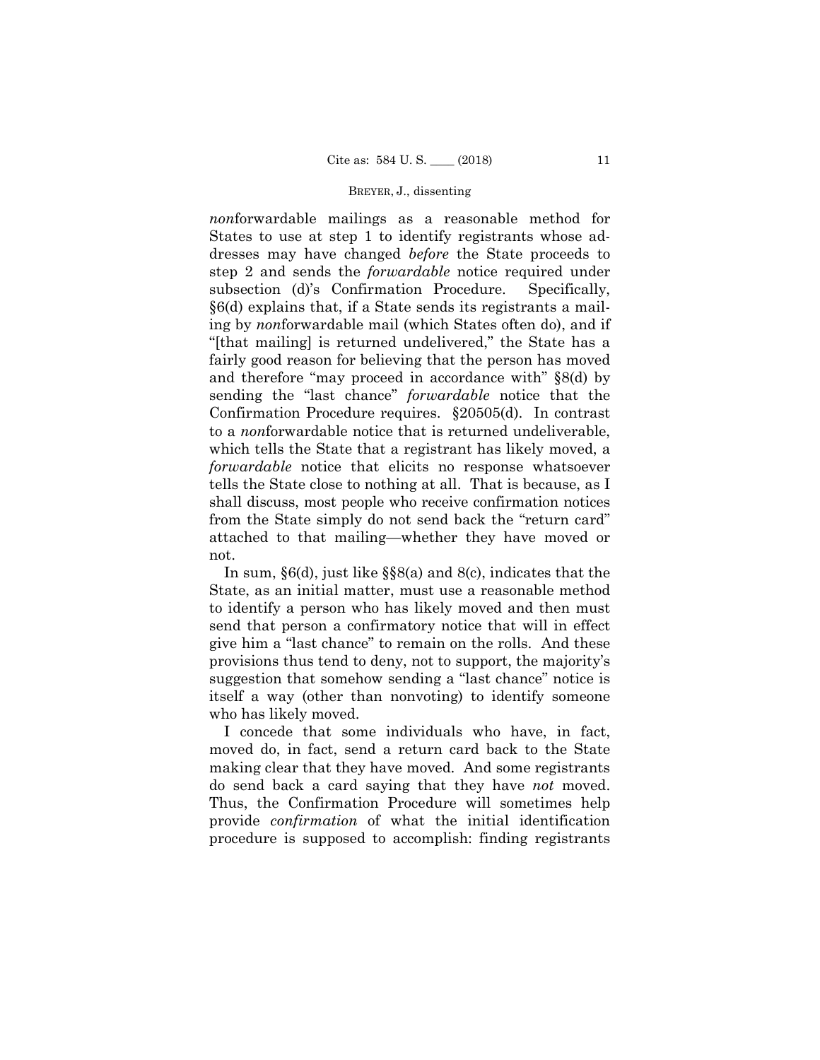*non*forwardable mailings as a reasonable method for States to use at step 1 to identify registrants whose addresses may have changed *before* the State proceeds to step 2 and sends the *forwardable* notice required under subsection (d)'s Confirmation Procedure. Specifically, §6(d) explains that, if a State sends its registrants a mailing by *non*forwardable mail (which States often do), and if "[that mailing] is returned undelivered," the State has a fairly good reason for believing that the person has moved and therefore "may proceed in accordance with" §8(d) by sending the "last chance" *forwardable* notice that the Confirmation Procedure requires. §20505(d). In contrast to a *non*forwardable notice that is returned undeliverable, which tells the State that a registrant has likely moved, a *forwardable* notice that elicits no response whatsoever tells the State close to nothing at all. That is because, as I shall discuss, most people who receive confirmation notices from the State simply do not send back the "return card" attached to that mailing—whether they have moved or not.

In sum, §6(d), just like §§8(a) and 8(c), indicates that the State, as an initial matter, must use a reasonable method to identify a person who has likely moved and then must send that person a confirmatory notice that will in effect give him a "last chance" to remain on the rolls. And these provisions thus tend to deny, not to support, the majority's suggestion that somehow sending a "last chance" notice is itself a way (other than nonvoting) to identify someone who has likely moved.

I concede that some individuals who have, in fact, moved do, in fact, send a return card back to the State making clear that they have moved. And some registrants do send back a card saying that they have *not* moved. Thus, the Confirmation Procedure will sometimes help provide *confirmation* of what the initial identification procedure is supposed to accomplish: finding registrants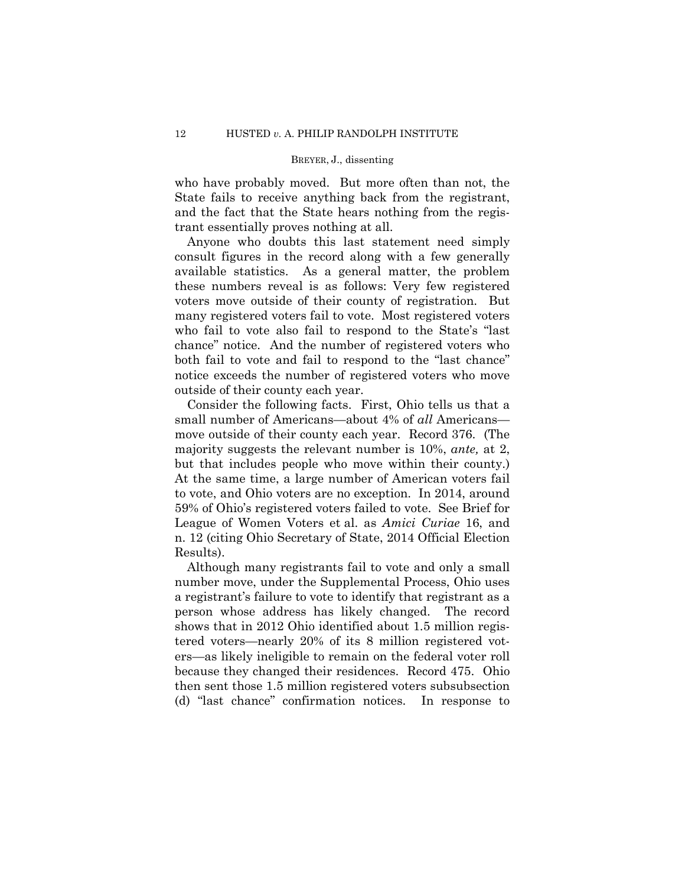who have probably moved. But more often than not, the State fails to receive anything back from the registrant, and the fact that the State hears nothing from the registrant essentially proves nothing at all.

Anyone who doubts this last statement need simply consult figures in the record along with a few generally available statistics. As a general matter, the problem these numbers reveal is as follows: Very few registered voters move outside of their county of registration. But many registered voters fail to vote. Most registered voters who fail to vote also fail to respond to the State's "last chance" notice. And the number of registered voters who both fail to vote and fail to respond to the "last chance" notice exceeds the number of registered voters who move outside of their county each year.

Consider the following facts. First, Ohio tells us that a small number of Americans—about 4% of *all* Americans—move outside of their county each year. Record 376. (The majority suggests the relevant number is 10%, *ante,* at 2, but that includes people who move within their county.) At the same time, a large number of American voters fail to vote, and Ohio voters are no exception. In 2014, around 59% of Ohio's registered voters failed to vote. See Brief for League of Women Voters et al. as *Amici Curiae* 16, and n. 12 (citing Ohio Secretary of State, 2014 Official Election Results).

Although many registrants fail to vote and only a small number move, under the Supplemental Process, Ohio uses a registrant's failure to vote to identify that registrant as a person whose address has likely changed. The record shows that in 2012 Ohio identified about 1.5 million registered voters—nearly 20% of its 8 million registered voters—as likely ineligible to remain on the federal voter roll because they changed their residences. Record 475. Ohio then sent those 1.5 million registered voters subsubsection (d) "last chance" confirmation notices. In response to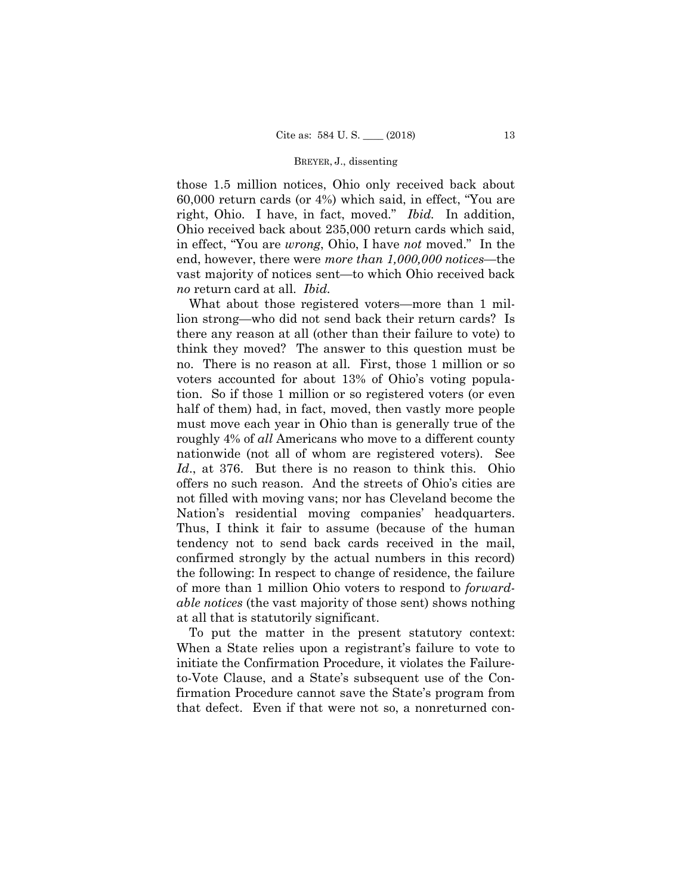those 1.5 million notices, Ohio only received back about 60,000 return cards (or 4%) which said, in effect, "You are right, Ohio. I have, in fact, moved." *Ibid.* In addition, Ohio received back about 235,000 return cards which said, in effect, "You are *wrong*, Ohio, I have *not* moved." In the end, however, there were *more than 1,000,000 notices*—the vast majority of notices sent—to which Ohio received back *no* return card at all. *Ibid.*

What about those registered voters—more than 1 million strong—who did not send back their return cards? Is there any reason at all (other than their failure to vote) to think they moved? The answer to this question must be no. There is no reason at all. First, those 1 million or so voters accounted for about 13% of Ohio's voting population. So if those 1 million or so registered voters (or even half of them) had, in fact, moved, then vastly more people must move each year in Ohio than is generally true of the roughly 4% of *all* Americans who move to a different county nationwide (not all of whom are registered voters). See *Id*., at 376. But there is no reason to think this. Ohio offers no such reason. And the streets of Ohio's cities are not filled with moving vans; nor has Cleveland become the Nation's residential moving companies' headquarters. Thus, I think it fair to assume (because of the human tendency not to send back cards received in the mail, confirmed strongly by the actual numbers in this record) the following: In respect to change of residence, the failure of more than 1 million Ohio voters to respond to *forwardable notices* (the vast majority of those sent) shows nothing at all that is statutorily significant.

To put the matter in the present statutory context: When a State relies upon a registrant's failure to vote to initiate the Confirmation Procedure, it violates the Failure-to-Vote Clause, and a State's subsequent use of the Confirmation Procedure cannot save the State's program from that defect. Even if that were not so, a nonreturned con-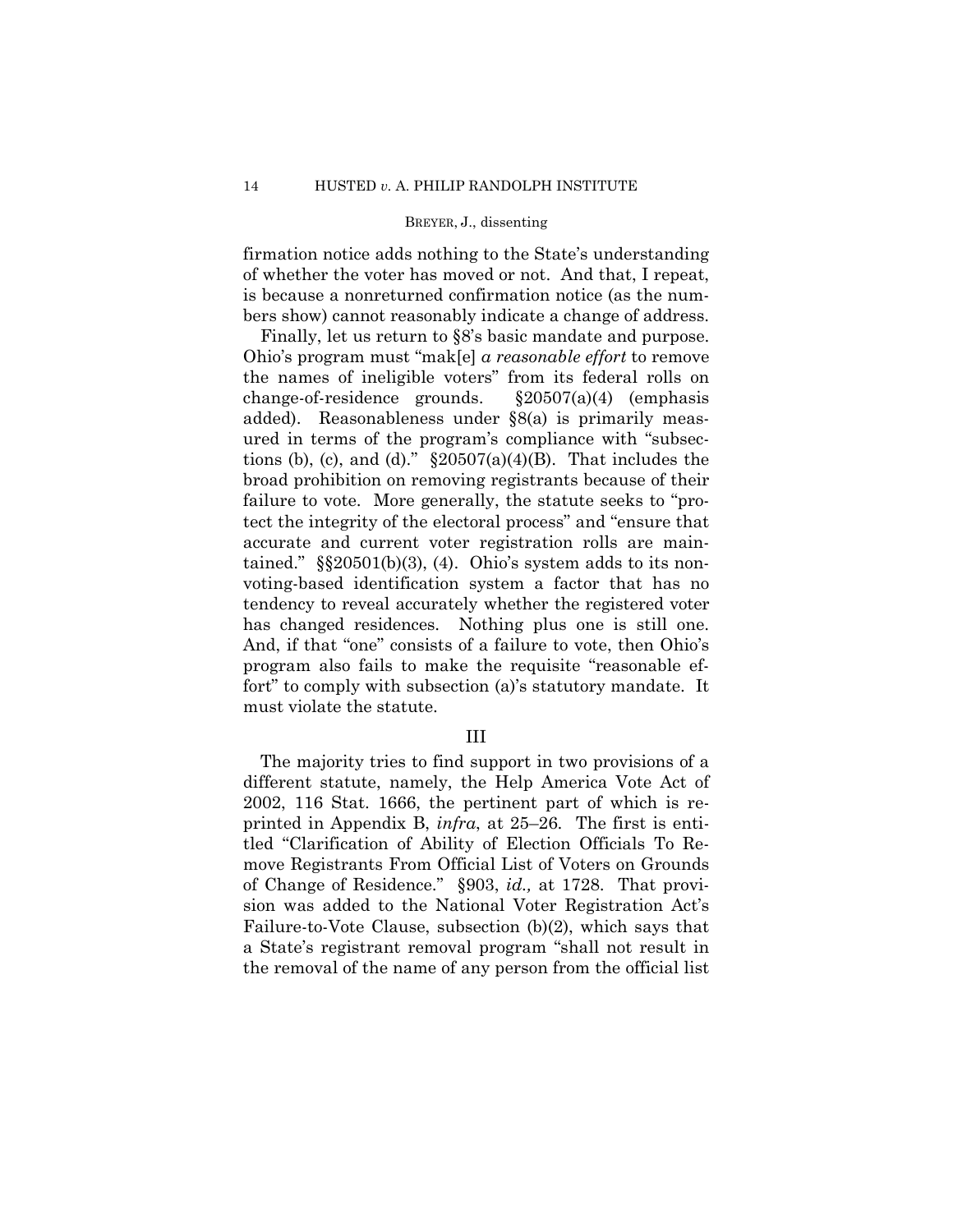firmation notice adds nothing to the State's understanding of whether the voter has moved or not. And that, I repeat, is because a nonreturned confirmation notice (as the numbers show) cannot reasonably indicate a change of address.

Finally, let us return to §8's basic mandate and purpose. Ohio's program must "mak[e] *a reasonable effort* to remove the names of ineligible voters" from its federal rolls on change-of-residence grounds. §20507(a)(4) (emphasis added). Reasonableness under §8(a) is primarily measured in terms of the program's compliance with "subsections (b), (c), and (d)." §20507(a)(4)(B). That includes the broad prohibition on removing registrants because of their failure to vote. More generally, the statute seeks to "protect the integrity of the electoral process" and "ensure that accurate and current voter registration rolls are maintained." §§20501(b)(3), (4). Ohio's system adds to its nonvoting-based identification system a factor that has no tendency to reveal accurately whether the registered voter has changed residences. Nothing plus one is still one. And, if that "one" consists of a failure to vote, then Ohio's program also fails to make the requisite "reasonable effort" to comply with subsection (a)'s statutory mandate. It must violate the statute.

## III

The majority tries to find support in two provisions of a different statute, namely, the Help America Vote Act of 2002, 116 Stat. 1666, the pertinent part of which is reprinted in Appendix B, *infra*, at 25–26. The first is entitled "Clarification of Ability of Election Officials To Remove Registrants From Official List of Voters on Grounds of Change of Residence." §903, *id.,* at 1728. That provision was added to the National Voter Registration Act's Failure-to-Vote Clause, subsection (b)(2), which says that a State's registrant removal program "shall not result in the removal of the name of any person from the official list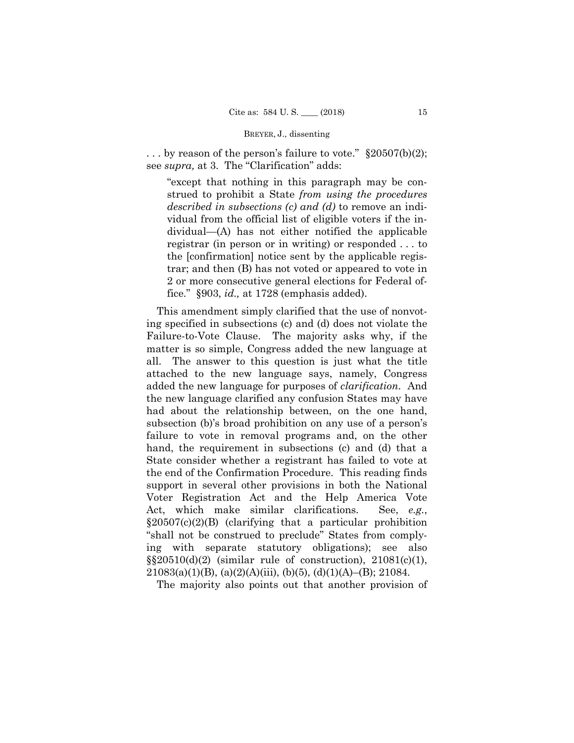. . . by reason of the person's failure to vote." §20507(b)(2); see *supra,* at 3. The "Clarification" adds:

> "except that nothing in this paragraph may be construed to prohibit a State *from using the procedures described in subsections (c) and (d)* to remove an individual from the official list of eligible voters if the individual—(A) has not either notified the applicable registrar (in person or in writing) or responded . . . to the [confirmation] notice sent by the applicable registrar; and then (B) has not voted or appeared to vote in 2 or more consecutive general elections for Federal office." §903, *id.,* at 1728 (emphasis added).

This amendment simply clarified that the use of nonvoting specified in subsections (c) and (d) does not violate the Failure-to-Vote Clause. The majority asks why, if the matter is so simple, Congress added the new language at all. The answer to this question is just what the title attached to the new language says, namely, Congress added the new language for purposes of *clarification*. And the new language clarified any confusion States may have had about the relationship between, on the one hand, subsection (b)'s broad prohibition on any use of a person's failure to vote in removal programs and, on the other hand, the requirement in subsections (c) and (d) that a State consider whether a registrant has failed to vote at the end of the Confirmation Procedure. This reading finds support in several other provisions in both the National Voter Registration Act and the Help America Vote Act, which make similar clarifications. See, *e.g.*, §20507(c)(2)(B) (clarifying that a particular prohibition "shall not be construed to preclude" States from complying with separate statutory obligations); see also §§20510(d)(2) (similar rule of construction), 21081(c)(1), 21083(a)(1)(B), (a)(2)(A)(iii), (b)(5), (d)(1)(A)–(B); 21084.

The majority also points out that another provision of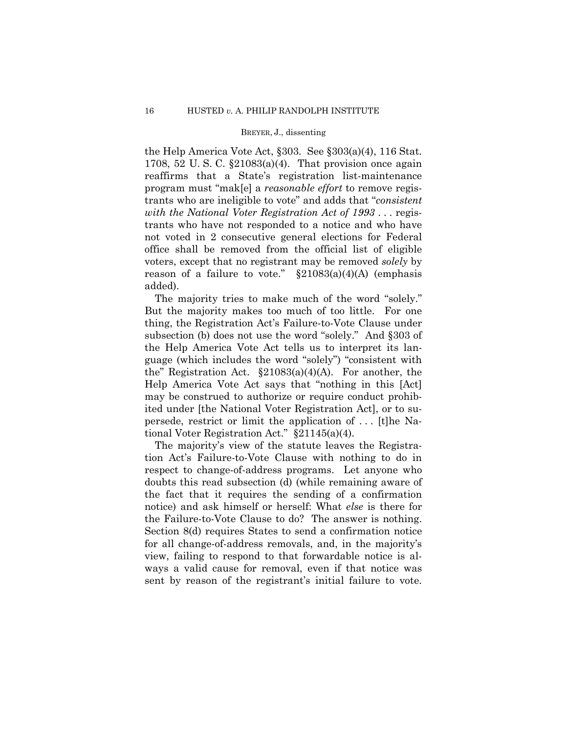the Help America Vote Act, §303. See §303(a)(4), 116 Stat. 1708, 52 U. S. C. §21083(a)(4). That provision once again reaffirms that a State's registration list-maintenance program must "mak[e] a *reasonable effort* to remove registrants who are ineligible to vote" and adds that "*consistent with the National Voter Registration Act of 1993* . . . registrants who have not responded to a notice and who have not voted in 2 consecutive general elections for Federal office shall be removed from the official list of eligible voters, except that no registrant may be removed *solely* by reason of a failure to vote." §21083(a)(4)(A) (emphasis added).

The majority tries to make much of the word "solely." But the majority makes too much of too little. For one thing, the Registration Act's Failure-to-Vote Clause under subsection (b) does not use the word "solely." And §303 of the Help America Vote Act tells us to interpret its language (which includes the word "solely") "consistent with the" Registration Act. §21083(a)(4)(A). For another, the Help America Vote Act says that "nothing in this [Act] may be construed to authorize or require conduct prohibited under [the National Voter Registration Act], or to supersede, restrict or limit the application of . . . [t]he National Voter Registration Act." §21145(a)(4).

The majority's view of the statute leaves the Registration Act's Failure-to-Vote Clause with nothing to do in respect to change-of-address programs. Let anyone who doubts this read subsection (d) (while remaining aware of the fact that it requires the sending of a confirmation notice) and ask himself or herself: What *else* is there for the Failure-to-Vote Clause to do? The answer is nothing. Section 8(d) requires States to send a confirmation notice for all change-of-address removals, and, in the majority's view, failing to respond to that forwardable notice is always a valid cause for removal, even if that notice was sent by reason of the registrant's initial failure to vote.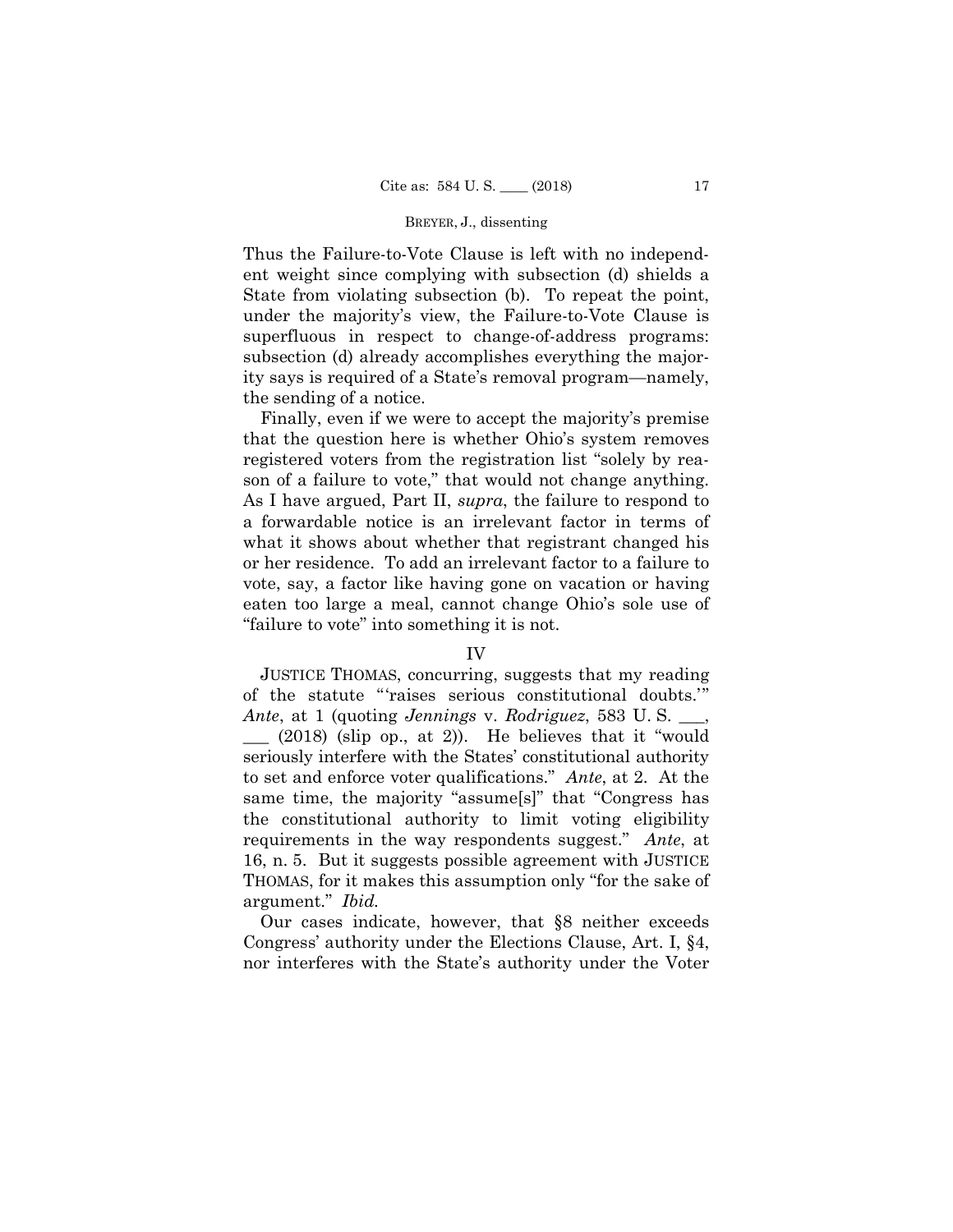Thus the Failure-to-Vote Clause is left with no independent weight since complying with subsection (d) shields a State from violating subsection (b). To repeat the point, under the majority's view, the Failure-to-Vote Clause is superfluous in respect to change-of-address programs: subsection (d) already accomplishes everything the majority says is required of a State's removal program—namely, the sending of a notice.

Finally, even if we were to accept the majority's premise that the question here is whether Ohio's system removes registered voters from the registration list "solely by reason of a failure to vote," that would not change anything. As I have argued, Part II, *supra*, the failure to respond to a forwardable notice is an irrelevant factor in terms of what it shows about whether that registrant changed his or her residence. To add an irrelevant factor to a failure to vote, say, a factor like having gone on vacation or having eaten too large a meal, cannot change Ohio's sole use of "failure to vote" into something it is not.

## IV

JUSTICE THOMAS, concurring, suggests that my reading of the statute "'raises serious constitutional doubts.'" *Ante*, at 1 (quoting *Jennings* v. *Rodriguez*, 583 U. S. ___, ___ (2018) (slip op., at 2)). He believes that it "would seriously interfere with the States' constitutional authority to set and enforce voter qualifications." *Ante*, at 2. At the same time, the majority "assume[s]" that "Congress has the constitutional authority to limit voting eligibility requirements in the way respondents suggest." *Ante*, at 16, n. 5. But it suggests possible agreement with JUSTICE THOMAS, for it makes this assumption only "for the sake of argument." *Ibid.*

Our cases indicate, however, that §8 neither exceeds Congress' authority under the Elections Clause, Art. I, §4, nor interferes with the State's authority under the Voter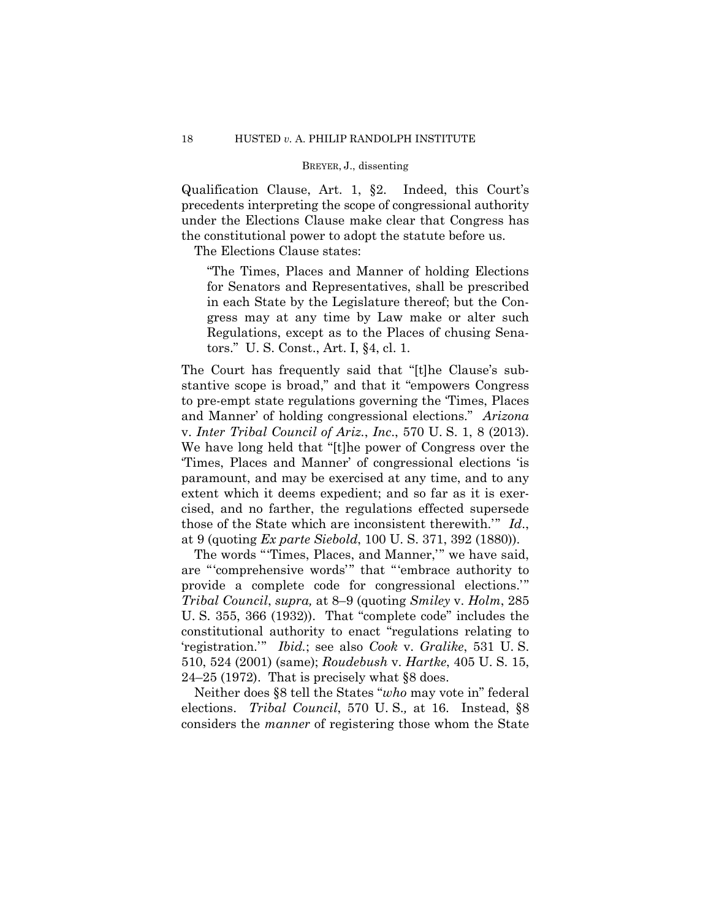Qualification Clause, Art. 1, §2. Indeed, this Court's precedents interpreting the scope of congressional authority under the Elections Clause make clear that Congress has the constitutional power to adopt the statute before us.

The Elections Clause states:

> "The Times, Places and Manner of holding Elections for Senators and Representatives, shall be prescribed in each State by the Legislature thereof; but the Congress may at any time by Law make or alter such Regulations, except as to the Places of chusing Senators." U. S. Const., Art. I, §4, cl. 1.

The Court has frequently said that "[t]he Clause's substantive scope is broad," and that it "empowers Congress to pre-empt state regulations governing the 'Times, Places and Manner' of holding congressional elections." *Arizona* v. *Inter Tribal Council of Ariz., Inc.*, 570 U. S. 1, 8 (2013). We have long held that "[t]he power of Congress over the 'Times, Places and Manner' of congressional elections 'is paramount, and may be exercised at any time, and to any extent which it deems expedient; and so far as it is exercised, and no farther, the regulations effected supersede those of the State which are inconsistent therewith.'" *Id.*, at 9 (quoting *Ex parte Siebold*, 100 U. S. 371, 392 (1880)).

The words "'Times, Places, and Manner,'" we have said, are "'comprehensive words'" that "'embrace authority to provide a complete code for congressional elections.'" *Tribal Council*, *supra,* at 8–9 (quoting *Smiley* v. *Holm*, 285 U. S. 355, 366 (1932)). That "complete code" includes the constitutional authority to enact "regulations relating to 'registration.'" *Ibid.*; see also *Cook* v. *Gralike*, 531 U. S. 510, 524 (2001) (same); *Roudebush* v. *Hartke*, 405 U. S. 15, 24–25 (1972). That is precisely what §8 does.

Neither does §8 tell the States "*who* may vote in" federal elections. *Tribal Council*, 570 U. S., at 16. Instead, §8 considers the *manner* of registering those whom the State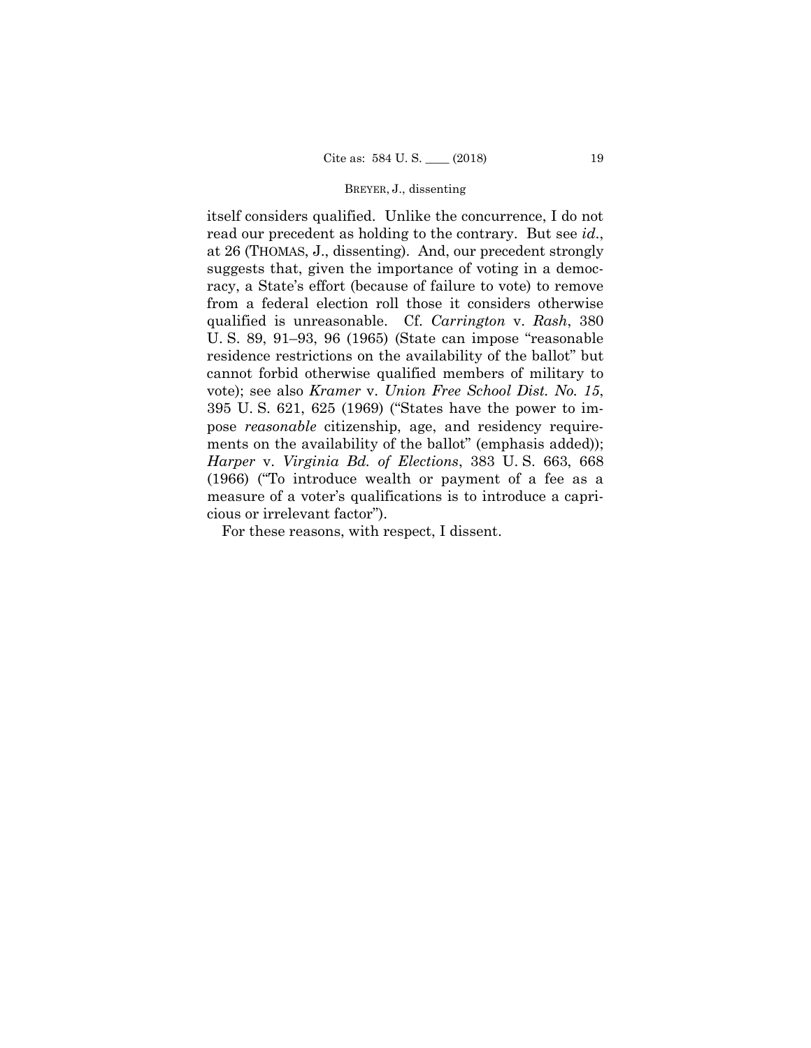itself considers qualified. Unlike the concurrence, I do not read our precedent as holding to the contrary. But see *id.*, at 26 (THOMAS, J., dissenting). And, our precedent strongly suggests that, given the importance of voting in a democracy, a State's effort (because of failure to vote) to remove from a federal election roll those it considers otherwise qualified is unreasonable. Cf. *Carrington* v. *Rash*, 380 U. S. 89, 91–93, 96 (1965) (State can impose "reasonable residence restrictions on the availability of the ballot" but cannot forbid otherwise qualified members of military to vote); see also *Kramer* v. *Union Free School Dist. No. 15*, 395 U. S. 621, 625 (1969) ("States have the power to impose *reasonable* citizenship, age, and residency requirements on the availability of the ballot" (emphasis added)); *Harper* v. *Virginia Bd. of Elections*, 383 U. S. 663, 668 (1966) ("To introduce wealth or payment of a fee as a measure of a voter's qualifications is to introduce a capricious or irrelevant factor").

For these reasons, with respect, I dissent.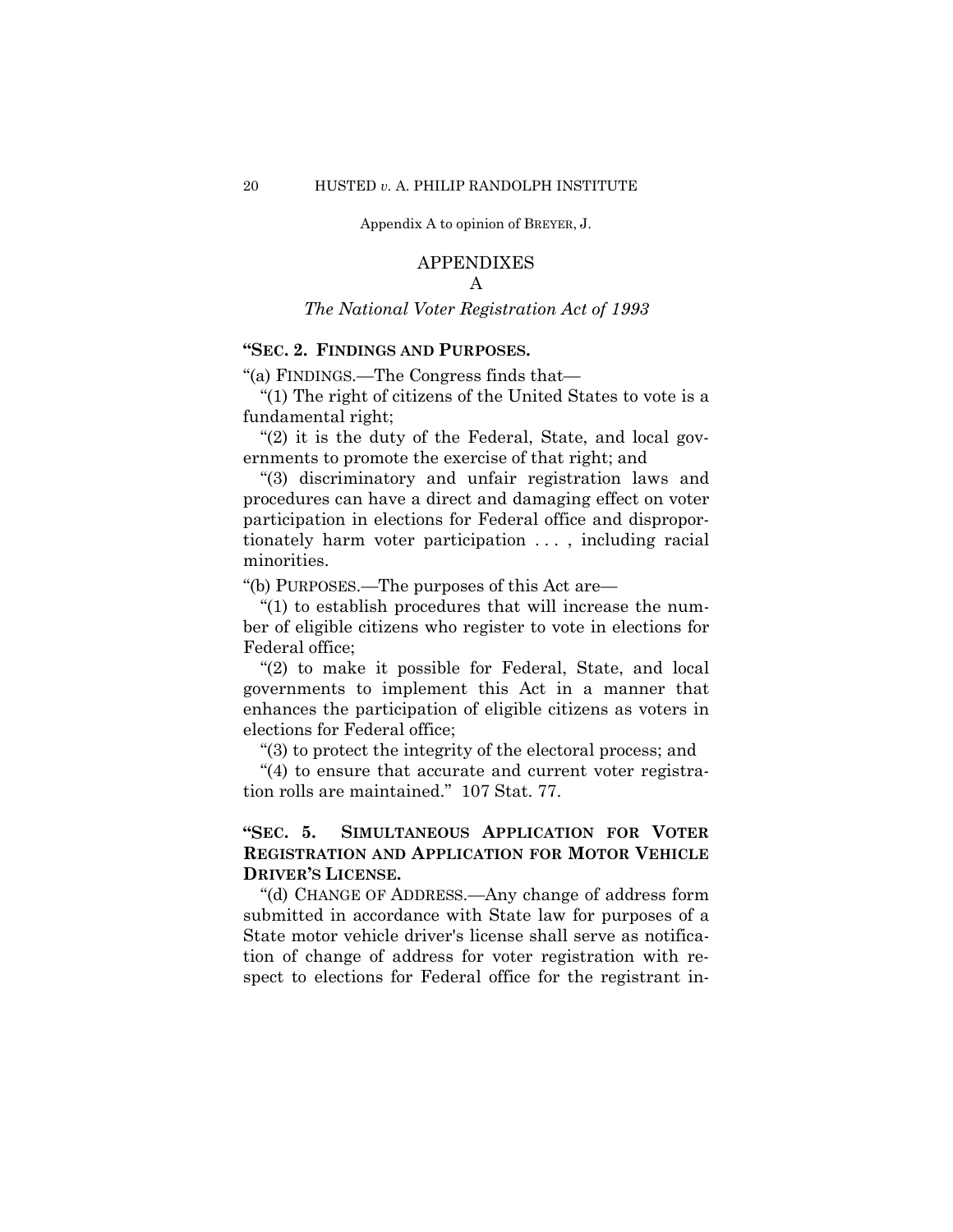Appendix A to opinion of BREYER, J.

# APPENDIXES

## A

### *The National Voter Registration Act of 1993*

**"SEC. 2. FINDINGS AND PURPOSES.**

"(a) FINDINGS.—The Congress finds that—

"(1) The right of citizens of the United States to vote is a fundamental right;

"(2) it is the duty of the Federal, State, and local governments to promote the exercise of that right; and

"(3) discriminatory and unfair registration laws and procedures can have a direct and damaging effect on voter participation in elections for Federal office and disproportionately harm voter participation . . . , including racial minorities.

"(b) PURPOSES.—The purposes of this Act are—

"(1) to establish procedures that will increase the number of eligible citizens who register to vote in elections for Federal office;

"(2) to make it possible for Federal, State, and local governments to implement this Act in a manner that enhances the participation of eligible citizens as voters in elections for Federal office;

"(3) to protect the integrity of the electoral process; and

"(4) to ensure that accurate and current voter registration rolls are maintained." 107 Stat. 77.

**"SEC. 5. SIMULTANEOUS APPLICATION FOR VOTER REGISTRATION AND APPLICATION FOR MOTOR VEHICLE DRIVER'S LICENSE.**

"(d) CHANGE OF ADDRESS.—Any change of address form submitted in accordance with State law for purposes of a State motor vehicle driver's license shall serve as notification of change of address for voter registration with respect to elections for Federal office for the registrant in-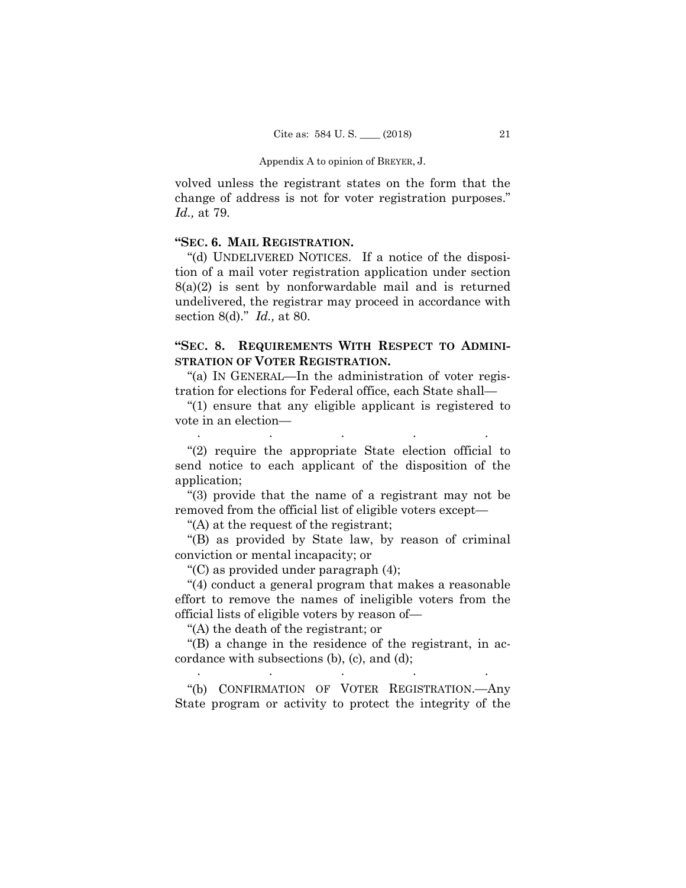volved unless the registrant states on the form that the change of address is not for voter registration purposes." *Id.,* at 79.

**"SEC. 6. MAIL REGISTRATION.**

"(d) UNDELIVERED NOTICES. If a notice of the disposition of a mail voter registration application under section 8(a)(2) is sent by nonforwardable mail and is returned undelivered, the registrar may proceed in accordance with section 8(d)." *Id.,* at 80.

**"SEC. 8. REQUIREMENTS WITH RESPECT TO ADMINISTRATION OF VOTER REGISTRATION.**

"(a) IN GENERAL—In the administration of voter registration for elections for Federal office, each State shall—

"(1) ensure that any eligible applicant is registered to vote in an election—

. . . . .

"(2) require the appropriate State election official to send notice to each applicant of the disposition of the application;

"(3) provide that the name of a registrant may not be removed from the official list of eligible voters except—

"(A) at the request of the registrant;

"(B) as provided by State law, by reason of criminal conviction or mental incapacity; or

"(C) as provided under paragraph (4);

"(4) conduct a general program that makes a reasonable effort to remove the names of ineligible voters from the official lists of eligible voters by reason of—

"(A) the death of the registrant; or

"(B) a change in the residence of the registrant, in accordance with subsections (b), (c), and (d);

. . . . .

"(b) CONFIRMATION OF VOTER REGISTRATION.—Any State program or activity to protect the integrity of the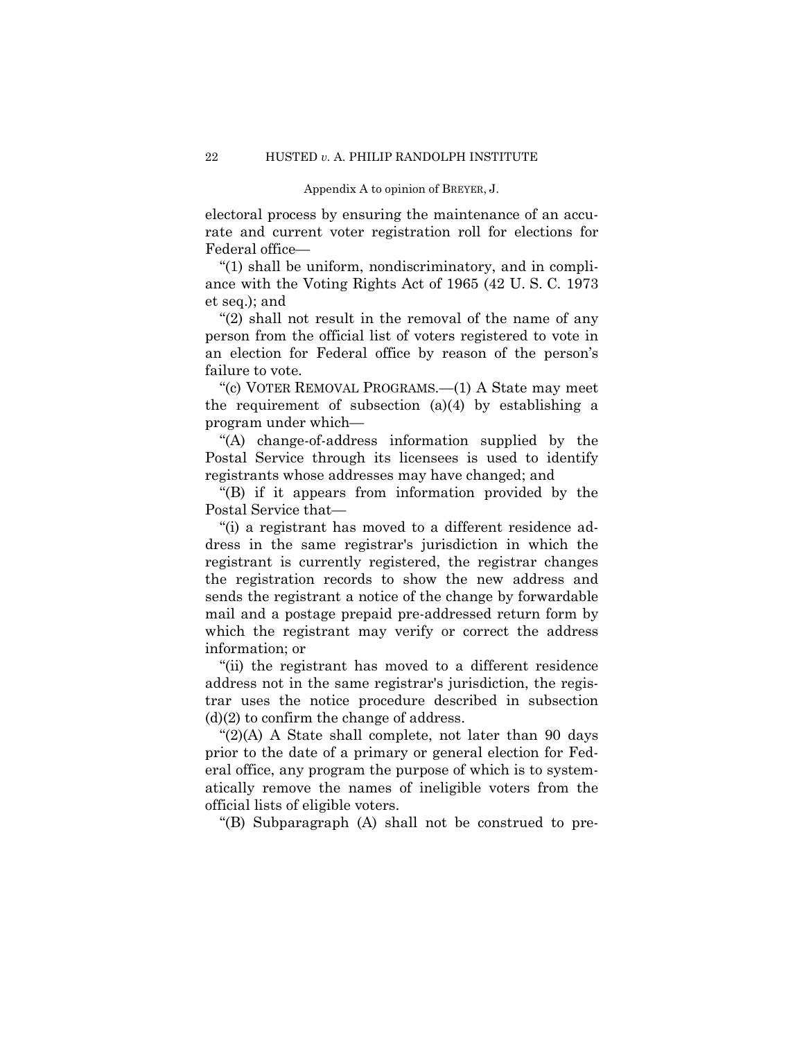electoral process by ensuring the maintenance of an accurate and current voter registration roll for elections for Federal office—

"(1) shall be uniform, nondiscriminatory, and in compliance with the Voting Rights Act of 1965 (42 U. S. C. 1973 et seq.); and

"(2) shall not result in the removal of the name of any person from the official list of voters registered to vote in an election for Federal office by reason of the person's failure to vote.

"(c) VOTER REMOVAL PROGRAMS.—(1) A State may meet the requirement of subsection (a)(4) by establishing a program under which—

"(A) change-of-address information supplied by the Postal Service through its licensees is used to identify registrants whose addresses may have changed; and

"(B) if it appears from information provided by the Postal Service that—

"(i) a registrant has moved to a different residence address in the same registrar's jurisdiction in which the registrant is currently registered, the registrar changes the registration records to show the new address and sends the registrant a notice of the change by forwardable mail and a postage prepaid pre-addressed return form by which the registrant may verify or correct the address information; or

"(ii) the registrant has moved to a different residence address not in the same registrar's jurisdiction, the registrar uses the notice procedure described in subsection (d)(2) to confirm the change of address.

"(2)(A) A State shall complete, not later than 90 days prior to the date of a primary or general election for Federal office, any program the purpose of which is to systematically remove the names of ineligible voters from the official lists of eligible voters.

"(B) Subparagraph (A) shall not be construed to pre-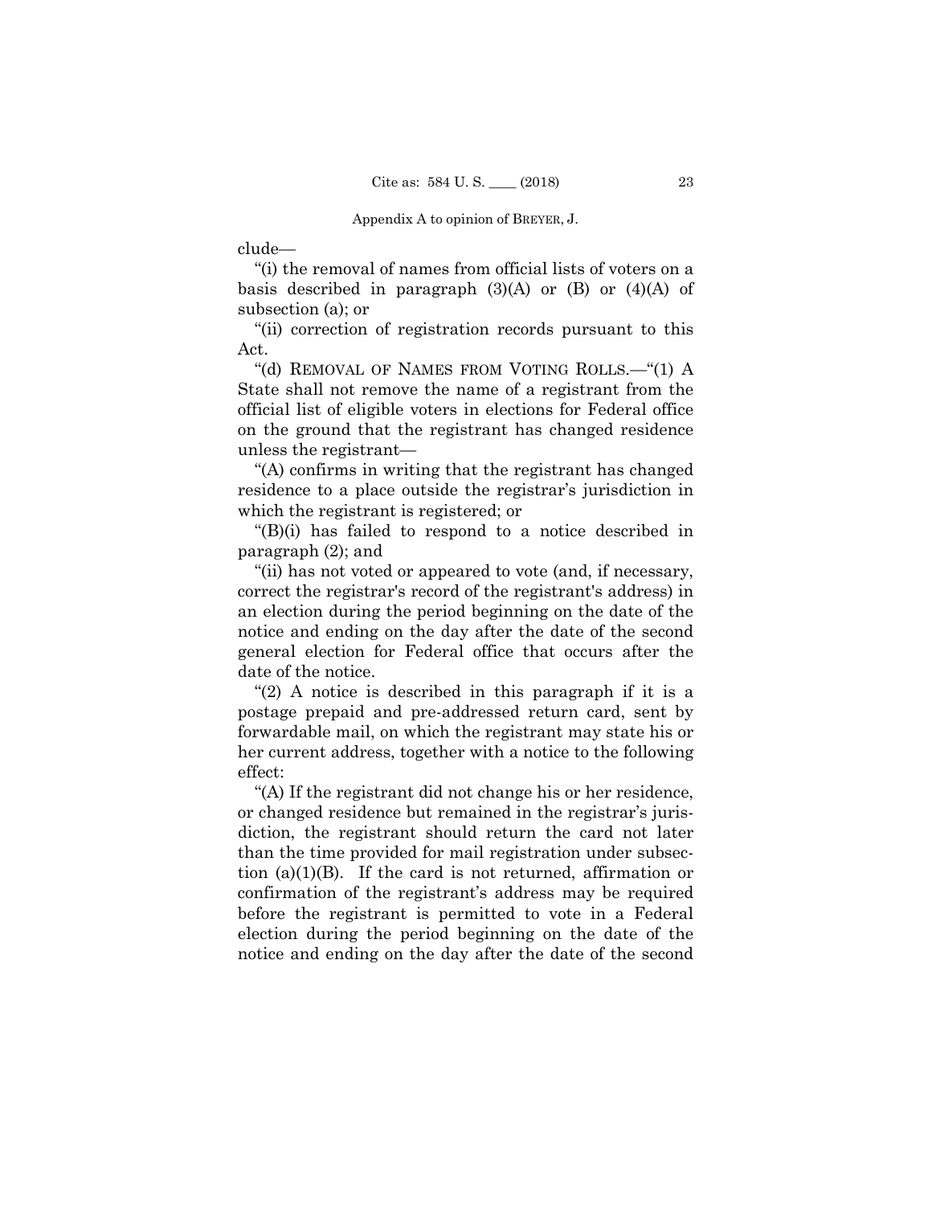clude—

"(i) the removal of names from official lists of voters on a basis described in paragraph (3)(A) or (B) or (4)(A) of subsection (a); or

"(ii) correction of registration records pursuant to this Act.

"(d) REMOVAL OF NAMES FROM VOTING ROLLS.—"(1) A State shall not remove the name of a registrant from the official list of eligible voters in elections for Federal office on the ground that the registrant has changed residence unless the registrant—

"(A) confirms in writing that the registrant has changed residence to a place outside the registrar's jurisdiction in which the registrant is registered; or

"(B)(i) has failed to respond to a notice described in paragraph (2); and

"(ii) has not voted or appeared to vote (and, if necessary, correct the registrar's record of the registrant's address) in an election during the period beginning on the date of the notice and ending on the day after the date of the second general election for Federal office that occurs after the date of the notice.

"(2) A notice is described in this paragraph if it is a postage prepaid and pre-addressed return card, sent by forwardable mail, on which the registrant may state his or her current address, together with a notice to the following effect:

"(A) If the registrant did not change his or her residence, or changed residence but remained in the registrar's jurisdiction, the registrant should return the card not later than the time provided for mail registration under subsection (a)(1)(B). If the card is not returned, affirmation or confirmation of the registrant's address may be required before the registrant is permitted to vote in a Federal election during the period beginning on the date of the notice and ending on the day after the date of the second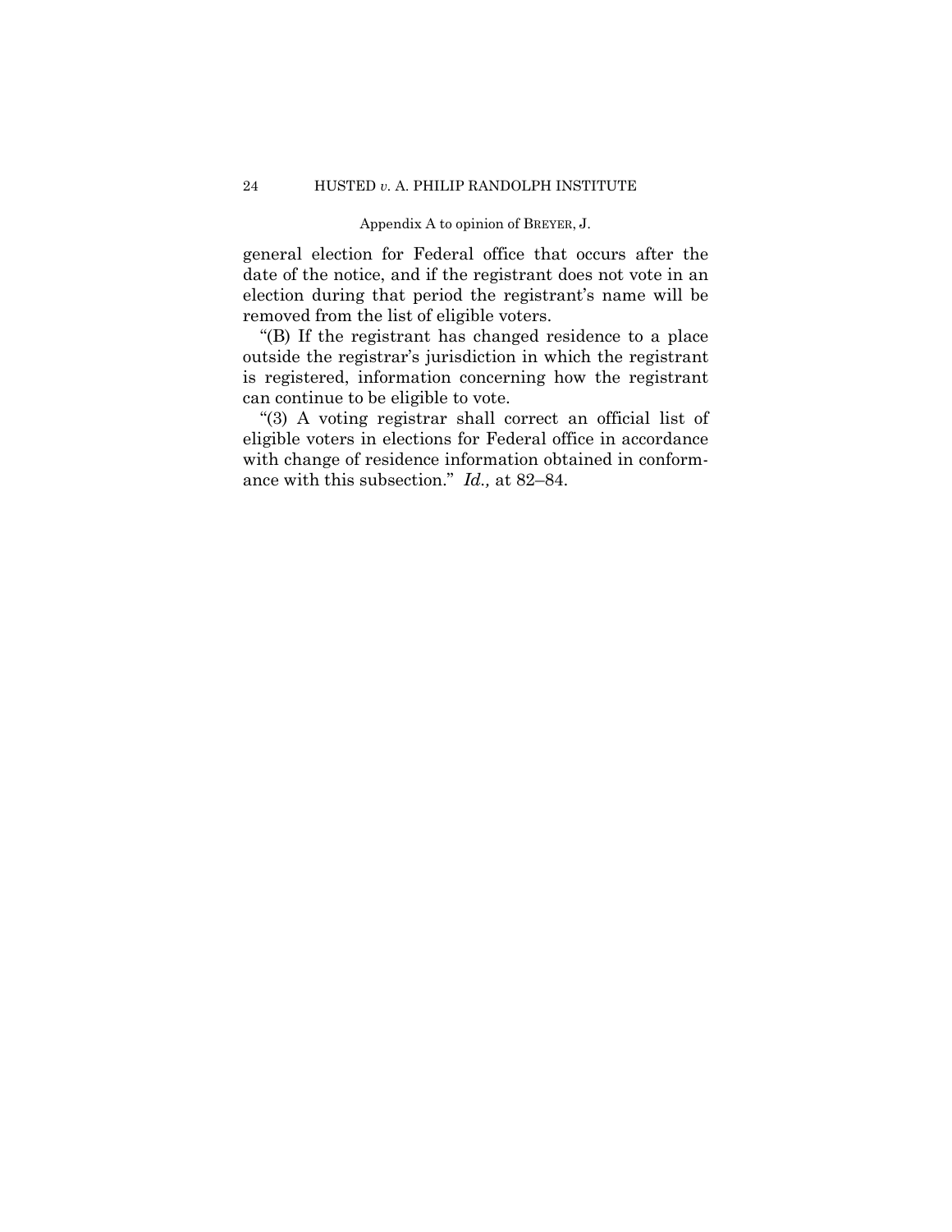general election for Federal office that occurs after the date of the notice, and if the registrant does not vote in an election during that period the registrant's name will be removed from the list of eligible voters.

"(B) If the registrant has changed residence to a place outside the registrar's jurisdiction in which the registrant is registered, information concerning how the registrant can continue to be eligible to vote.

"(3) A voting registrar shall correct an official list of eligible voters in elections for Federal office in accordance with change of residence information obtained in conformance with this subsection." *Id.,* at 82–84.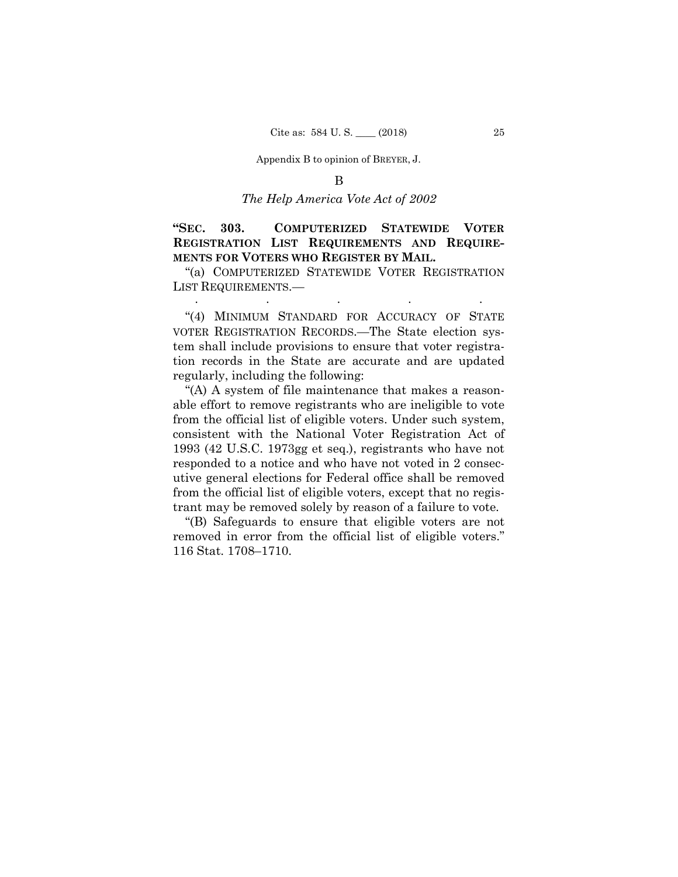B

*The Help America Vote Act of 2002*

**"SEC. 303. COMPUTERIZED STATEWIDE VOTER REGISTRATION LIST REQUIREMENTS AND REQUIREMENTS FOR VOTERS WHO REGISTER BY MAIL.**

"(a) COMPUTERIZED STATEWIDE VOTER REGISTRATION LIST REQUIREMENTS.—

. . . . .

"(4) MINIMUM STANDARD FOR ACCURACY OF STATE VOTER REGISTRATION RECORDS.—The State election system shall include provisions to ensure that voter registration records in the State are accurate and are updated regularly, including the following:

"(A) A system of file maintenance that makes a reasonable effort to remove registrants who are ineligible to vote from the official list of eligible voters. Under such system, consistent with the National Voter Registration Act of 1993 (42 U.S.C. 1973gg et seq.), registrants who have not responded to a notice and who have not voted in 2 consecutive general elections for Federal office shall be removed from the official list of eligible voters, except that no registrant may be removed solely by reason of a failure to vote.

"(B) Safeguards to ensure that eligible voters are not removed in error from the official list of eligible voters." 116 Stat. 1708–1710.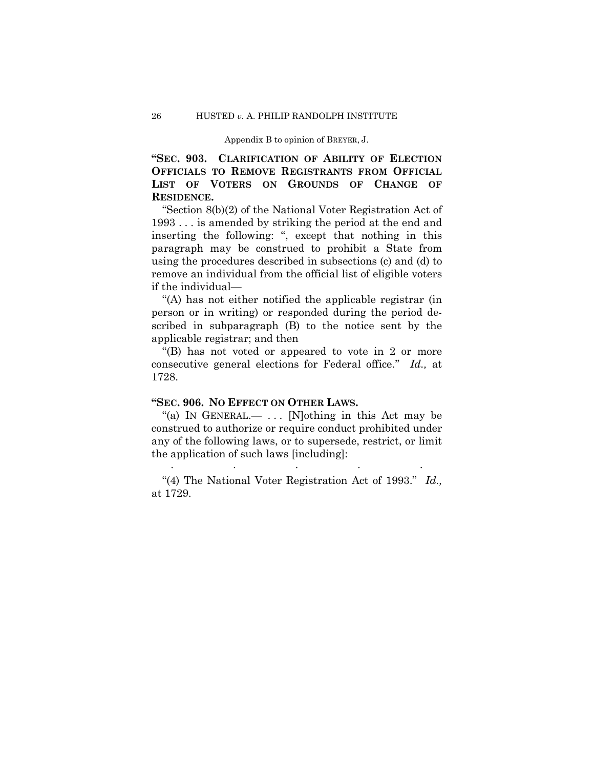Appendix B to opinion of BREYER, J.

**"SEC. 903. CLARIFICATION OF ABILITY OF ELECTION OFFICIALS TO REMOVE REGISTRANTS FROM OFFICIAL LIST OF VOTERS ON GROUNDS OF CHANGE OF RESIDENCE.**

"Section 8(b)(2) of the National Voter Registration Act of 1993 . . . is amended by striking the period at the end and inserting the following: ", except that nothing in this paragraph may be construed to prohibit a State from using the procedures described in subsections (c) and (d) to remove an individual from the official list of eligible voters if the individual—

"(A) has not either notified the applicable registrar (in person or in writing) or responded during the period described in subparagraph (B) to the notice sent by the applicable registrar; and then

"(B) has not voted or appeared to vote in 2 or more consecutive general elections for Federal office." *Id.,* at 1728.

**"SEC. 906. NO EFFECT ON OTHER LAWS.**

"(a) IN GENERAL.— . . . [N]othing in this Act may be construed to authorize or require conduct prohibited under any of the following laws, or to supersede, restrict, or limit the application of such laws [including]:

. . . . .

"(4) The National Voter Registration Act of 1993." *Id.,* at 1729.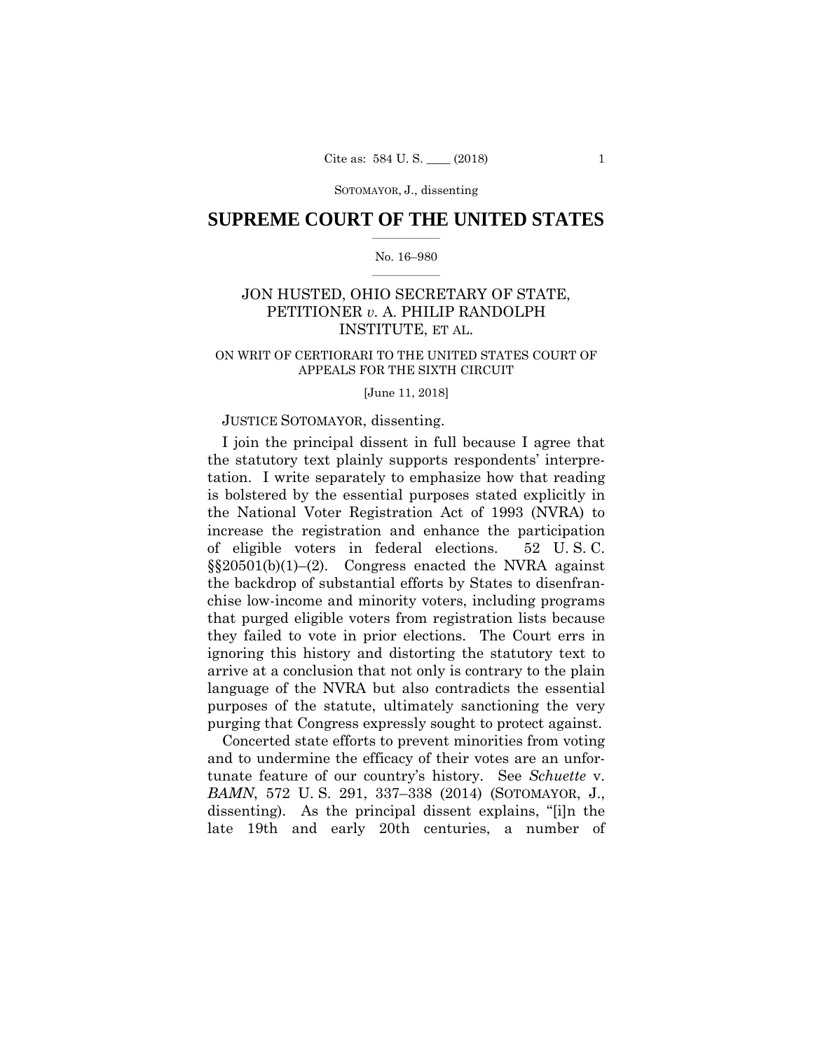SUPREME COURT OF THE UNITED STATES

No. 16–980

JON HUSTED, OHIO SECRETARY OF STATE, PETITIONER *v.* A. PHILIP RANDOLPH INSTITUTE, ET AL.

ON WRIT OF CERTIORARI TO THE UNITED STATES COURT OF APPEALS FOR THE SIXTH CIRCUIT

[June 11, 2018]

JUSTICE SOTOMAYOR, dissenting.

I join the principal dissent in full because I agree that the statutory text plainly supports respondents' interpretation. I write separately to emphasize how that reading is bolstered by the essential purposes stated explicitly in the National Voter Registration Act of 1993 (NVRA) to increase the registration and enhance the participation of eligible voters in federal elections. 52 U. S. C. §§20501(b)(1)–(2). Congress enacted the NVRA against the backdrop of substantial efforts by States to disenfranchise low-income and minority voters, including programs that purged eligible voters from registration lists because they failed to vote in prior elections. The Court errs in ignoring this history and distorting the statutory text to arrive at a conclusion that not only is contrary to the plain language of the NVRA but also contradicts the essential purposes of the statute, ultimately sanctioning the very purging that Congress expressly sought to protect against.

Concerted state efforts to prevent minorities from voting and to undermine the efficacy of their votes are an unfortunate feature of our country's history. See *Schuette* v. *BAMN*, 572 U. S. 291, 337–338 (2014) (SOTOMAYOR, J., dissenting). As the principal dissent explains, "[i]n the late 19th and early 20th centuries, a number of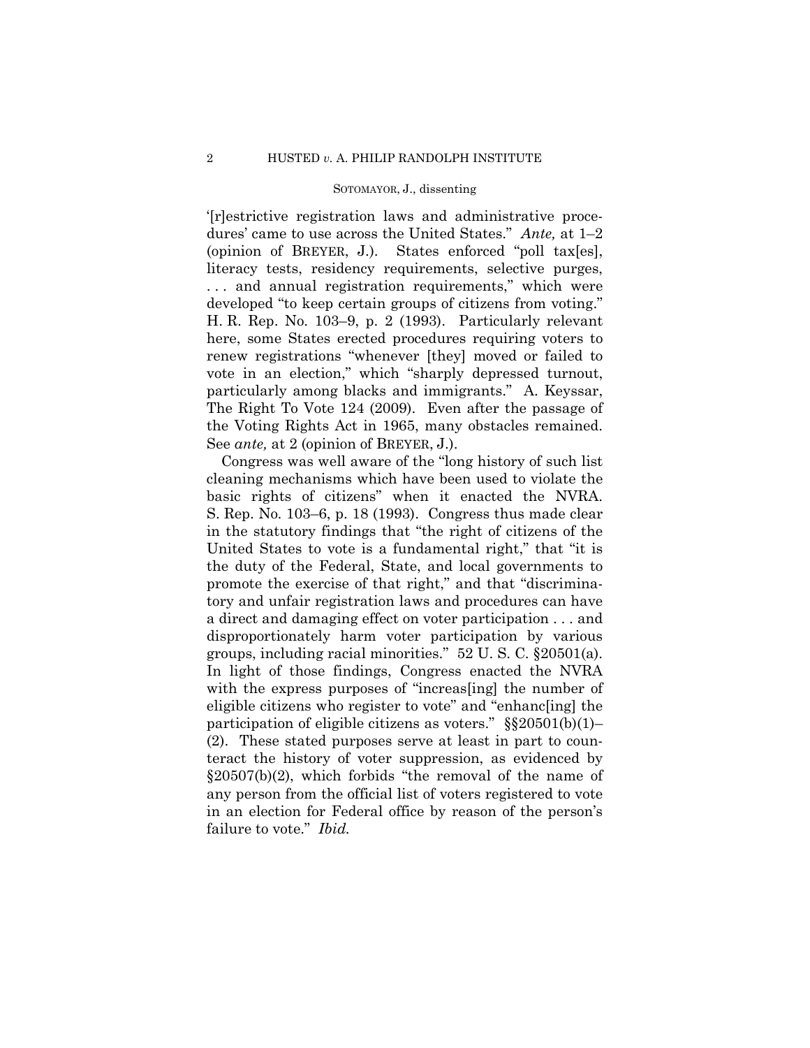'[r]estrictive registration laws and administrative procedures' came to use across the United States." *Ante,* at 1–2 (opinion of BREYER, J.). States enforced "poll tax[es], literacy tests, residency requirements, selective purges, . . . and annual registration requirements," which were developed "to keep certain groups of citizens from voting." H. R. Rep. No. 103–9, p. 2 (1993). Particularly relevant here, some States erected procedures requiring voters to renew registrations "whenever [they] moved or failed to vote in an election," which "sharply depressed turnout, particularly among blacks and immigrants." A. Keyssar, The Right To Vote 124 (2009). Even after the passage of the Voting Rights Act in 1965, many obstacles remained. See *ante,* at 2 (opinion of BREYER, J.).

Congress was well aware of the "long history of such list cleaning mechanisms which have been used to violate the basic rights of citizens" when it enacted the NVRA. S. Rep. No. 103–6, p. 18 (1993). Congress thus made clear in the statutory findings that "the right of citizens of the United States to vote is a fundamental right," that "it is the duty of the Federal, State, and local governments to promote the exercise of that right," and that "discriminatory and unfair registration laws and procedures can have a direct and damaging effect on voter participation . . . and disproportionately harm voter participation by various groups, including racial minorities." 52 U. S. C. §20501(a). In light of those findings, Congress enacted the NVRA with the express purposes of "increas[ing] the number of eligible citizens who register to vote" and "enhanc[ing] the participation of eligible citizens as voters." §§20501(b)(1)–(2). These stated purposes serve at least in part to counteract the history of voter suppression, as evidenced by §20507(b)(2), which forbids "the removal of the name of any person from the official list of voters registered to vote in an election for Federal office by reason of the person's failure to vote." *Ibid.*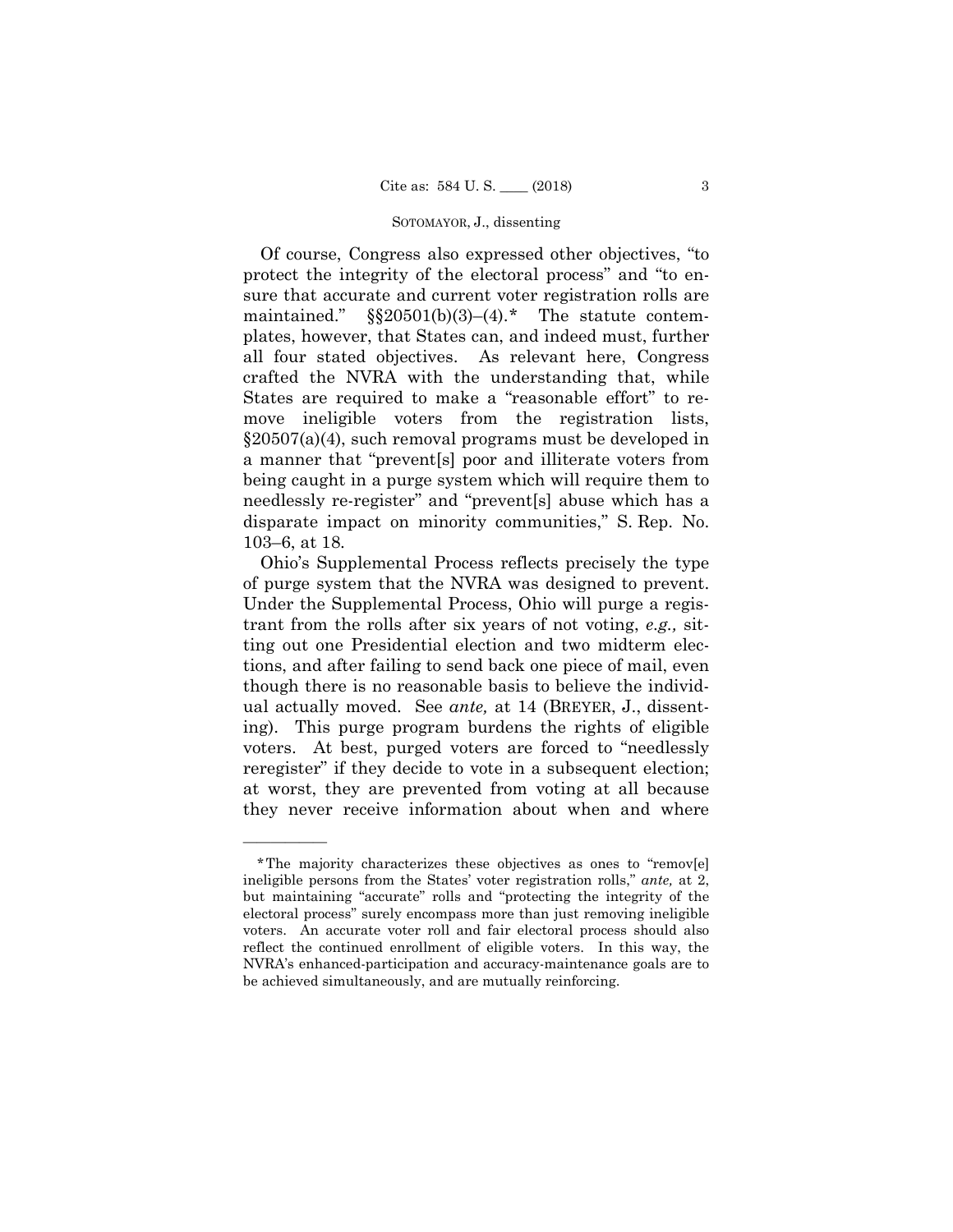Of course, Congress also expressed other objectives, "to protect the integrity of the electoral process" and "to ensure that accurate and current voter registration rolls are maintained." §§20501(b)(3)–(4).* The statute contemplates, however, that States can, and indeed must, further all four stated objectives. As relevant here, Congress crafted the NVRA with the understanding that, while States are required to make a "reasonable effort" to remove ineligible voters from the registration lists, §20507(a)(4), such removal programs must be developed in a manner that "prevent[s] poor and illiterate voters from being caught in a purge system which will require them to needlessly re-register" and "prevent[s] abuse which has a disparate impact on minority communities," S. Rep. No. 103–6, at 18.

Ohio's Supplemental Process reflects precisely the type of purge system that the NVRA was designed to prevent. Under the Supplemental Process, Ohio will purge a registrant from the rolls after six years of not voting, *e.g.,* sitting out one Presidential election and two midterm elections, and after failing to send back one piece of mail, even though there is no reasonable basis to believe the individual actually moved. See *ante,* at 14 (BREYER, J., dissenting). This purge program burdens the rights of eligible voters. At best, purged voters are forced to "needlessly reregister" if they decide to vote in a subsequent election; at worst, they are prevented from voting at all because they never receive information about when and where

---

*The majority characterizes these objectives as ones to "remov[e] ineligible persons from the States' voter registration rolls," *ante,* at 2, but maintaining "accurate" rolls and "protecting the integrity of the electoral process" surely encompass more than just removing ineligible voters. An accurate voter roll and fair electoral process should also reflect the continued enrollment of eligible voters. In this way, the NVRA's enhanced-participation and accuracy-maintenance goals are to be achieved simultaneously, and are mutually reinforcing.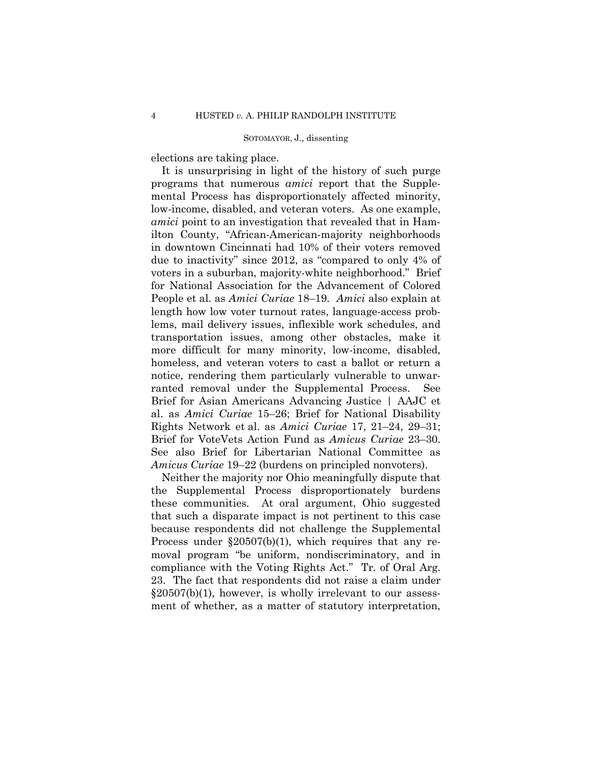elections are taking place.

It is unsurprising in light of the history of such purge programs that numerous *amici* report that the Supplemental Process has disproportionately affected minority, low-income, disabled, and veteran voters. As one example, *amici* point to an investigation that revealed that in Hamilton County, "African-American-majority neighborhoods in downtown Cincinnati had 10% of their voters removed due to inactivity" since 2012, as "compared to only 4% of voters in a suburban, majority-white neighborhood." Brief for National Association for the Advancement of Colored People et al. as *Amici Curiae* 18–19. *Amici* also explain at length how low voter turnout rates, language-access problems, mail delivery issues, inflexible work schedules, and transportation issues, among other obstacles, make it more difficult for many minority, low-income, disabled, homeless, and veteran voters to cast a ballot or return a notice, rendering them particularly vulnerable to unwarranted removal under the Supplemental Process. See Brief for Asian Americans Advancing Justice | AAJC et al. as *Amici Curiae* 15–26; Brief for National Disability Rights Network et al. as *Amici Curiae* 17, 21–24, 29–31; Brief for VoteVets Action Fund as *Amicus Curiae* 23–30. See also Brief for Libertarian National Committee as *Amicus Curiae* 19–22 (burdens on principled nonvoters).

Neither the majority nor Ohio meaningfully dispute that the Supplemental Process disproportionately burdens these communities. At oral argument, Ohio suggested that such a disparate impact is not pertinent to this case because respondents did not challenge the Supplemental Process under §20507(b)(1), which requires that any removal program "be uniform, nondiscriminatory, and in compliance with the Voting Rights Act." Tr. of Oral Arg. 23. The fact that respondents did not raise a claim under §20507(b)(1), however, is wholly irrelevant to our assessment of whether, as a matter of statutory interpretation,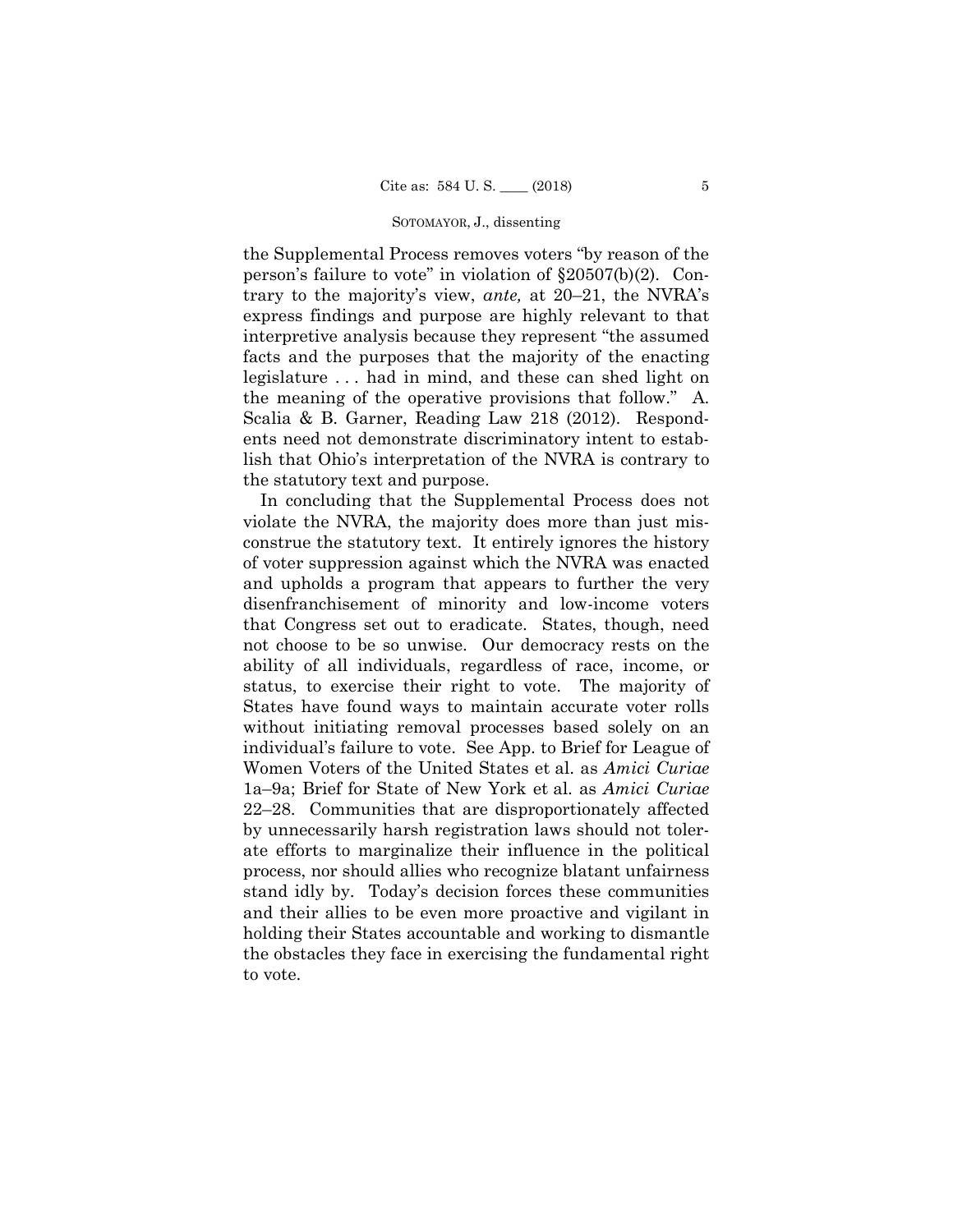the Supplemental Process removes voters "by reason of the person's failure to vote" in violation of §20507(b)(2). Contrary to the majority's view, *ante,* at 20–21, the NVRA's express findings and purpose are highly relevant to that interpretive analysis because they represent "the assumed facts and the purposes that the majority of the enacting legislature . . . had in mind, and these can shed light on the meaning of the operative provisions that follow." A. Scalia & B. Garner, Reading Law 218 (2012). Respondents need not demonstrate discriminatory intent to establish that Ohio's interpretation of the NVRA is contrary to the statutory text and purpose.

In concluding that the Supplemental Process does not violate the NVRA, the majority does more than just misconstrue the statutory text. It entirely ignores the history of voter suppression against which the NVRA was enacted and upholds a program that appears to further the very disenfranchisement of minority and low-income voters that Congress set out to eradicate. States, though, need not choose to be so unwise. Our democracy rests on the ability of all individuals, regardless of race, income, or status, to exercise their right to vote. The majority of States have found ways to maintain accurate voter rolls without initiating removal processes based solely on an individual's failure to vote. See App. to Brief for League of Women Voters of the United States et al. as *Amici Curiae* 1a–9a; Brief for State of New York et al. as *Amici Curiae* 22–28. Communities that are disproportionately affected by unnecessarily harsh registration laws should not tolerate efforts to marginalize their influence in the political process, nor should allies who recognize blatant unfairness stand idly by. Today's decision forces these communities and their allies to be even more proactive and vigilant in holding their States accountable and working to dismantle the obstacles they face in exercising the fundamental right to vote.